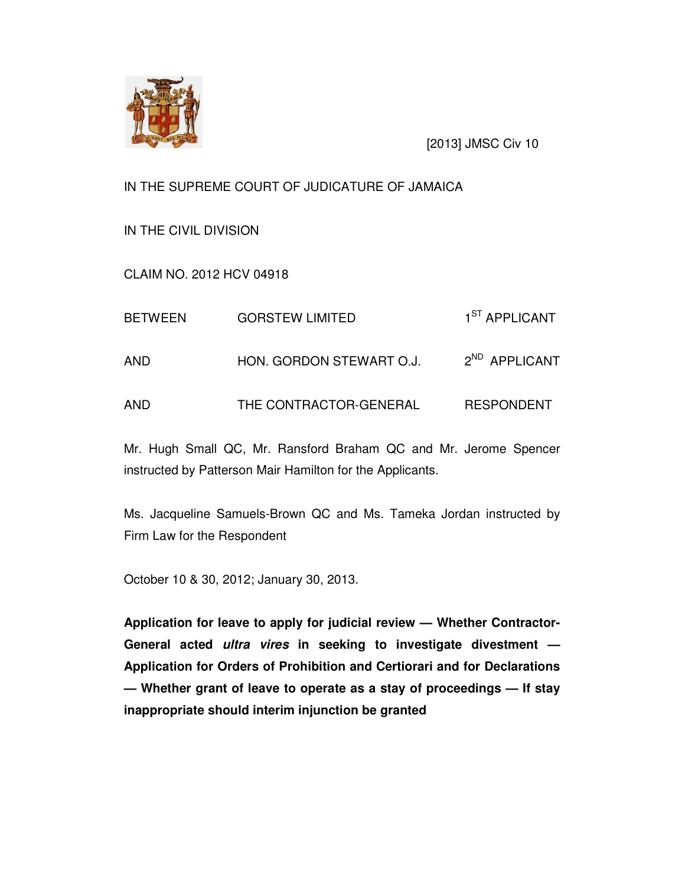[2013] JMSC Civ 10

IN THE SUPREME COURT OF JUDICATURE OF JAMAICA

IN THE CIVIL DIVISION

CLAIM NO. 2012 HCV 04918

| | | |
|---|---|---|
| BETWEEN | GORSTEW LIMITED | 1ST APPLICANT |
| AND | HON. GORDON STEWART O.J. | 2ND APPLICANT |
| AND | THE CONTRACTOR-GENERAL | RESPONDENT |

Mr. Hugh Small QC, Mr. Ransford Braham QC and Mr. Jerome Spencer instructed by Patterson Mair Hamilton for the Applicants.

Ms. Jacqueline Samuels-Brown QC and Ms. Tameka Jordan instructed by Firm Law for the Respondent

October 10 & 30, 2012; January 30, 2013.

**Application for leave to apply for judicial review — Whether Contractor-General acted *ultra vires* in seeking to investigate divestment — Application for Orders of Prohibition and Certiorari and for Declarations — Whether grant of leave to operate as a stay of proceedings — If stay inappropriate should interim injunction be granted**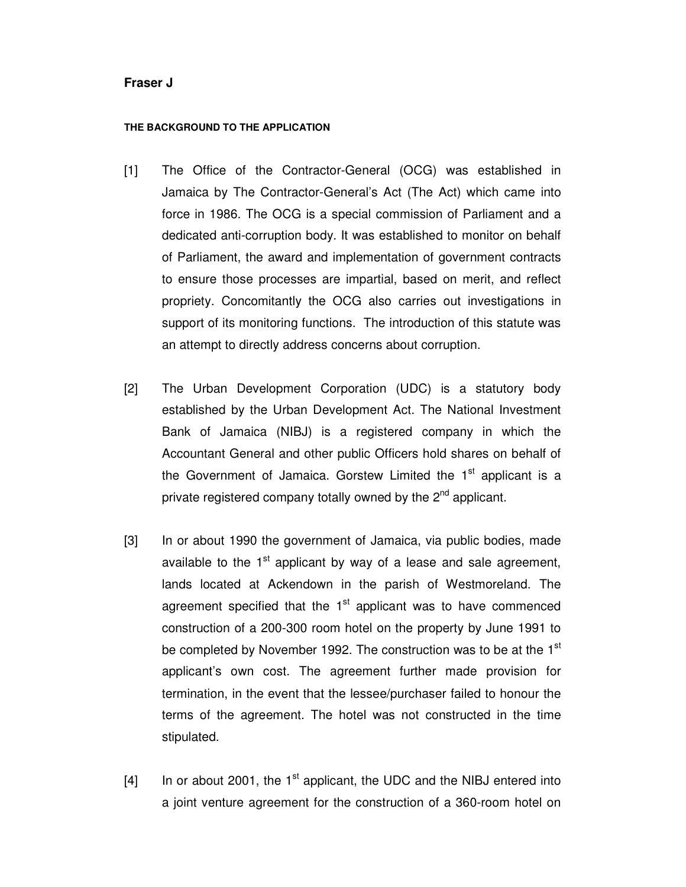**Fraser J**

**THE BACKGROUND TO THE APPLICATION**

[1] The Office of the Contractor-General (OCG) was established in Jamaica by The Contractor-General's Act (The Act) which came into force in 1986. The OCG is a special commission of Parliament and a dedicated anti-corruption body. It was established to monitor on behalf of Parliament, the award and implementation of government contracts to ensure those processes are impartial, based on merit, and reflect propriety. Concomitantly the OCG also carries out investigations in support of its monitoring functions. The introduction of this statute was an attempt to directly address concerns about corruption.

[2] The Urban Development Corporation (UDC) is a statutory body established by the Urban Development Act. The National Investment Bank of Jamaica (NIBJ) is a registered company in which the Accountant General and other public Officers hold shares on behalf of the Government of Jamaica. Gorstew Limited the 1st applicant is a private registered company totally owned by the 2nd applicant.

[3] In or about 1990 the government of Jamaica, via public bodies, made available to the 1st applicant by way of a lease and sale agreement, lands located at Ackendown in the parish of Westmoreland. The agreement specified that the 1st applicant was to have commenced construction of a 200-300 room hotel on the property by June 1991 to be completed by November 1992. The construction was to be at the 1st applicant's own cost. The agreement further made provision for termination, in the event that the lessee/purchaser failed to honour the terms of the agreement. The hotel was not constructed in the time stipulated.

[4] In or about 2001, the 1st applicant, the UDC and the NIBJ entered into a joint venture agreement for the construction of a 360-room hotel on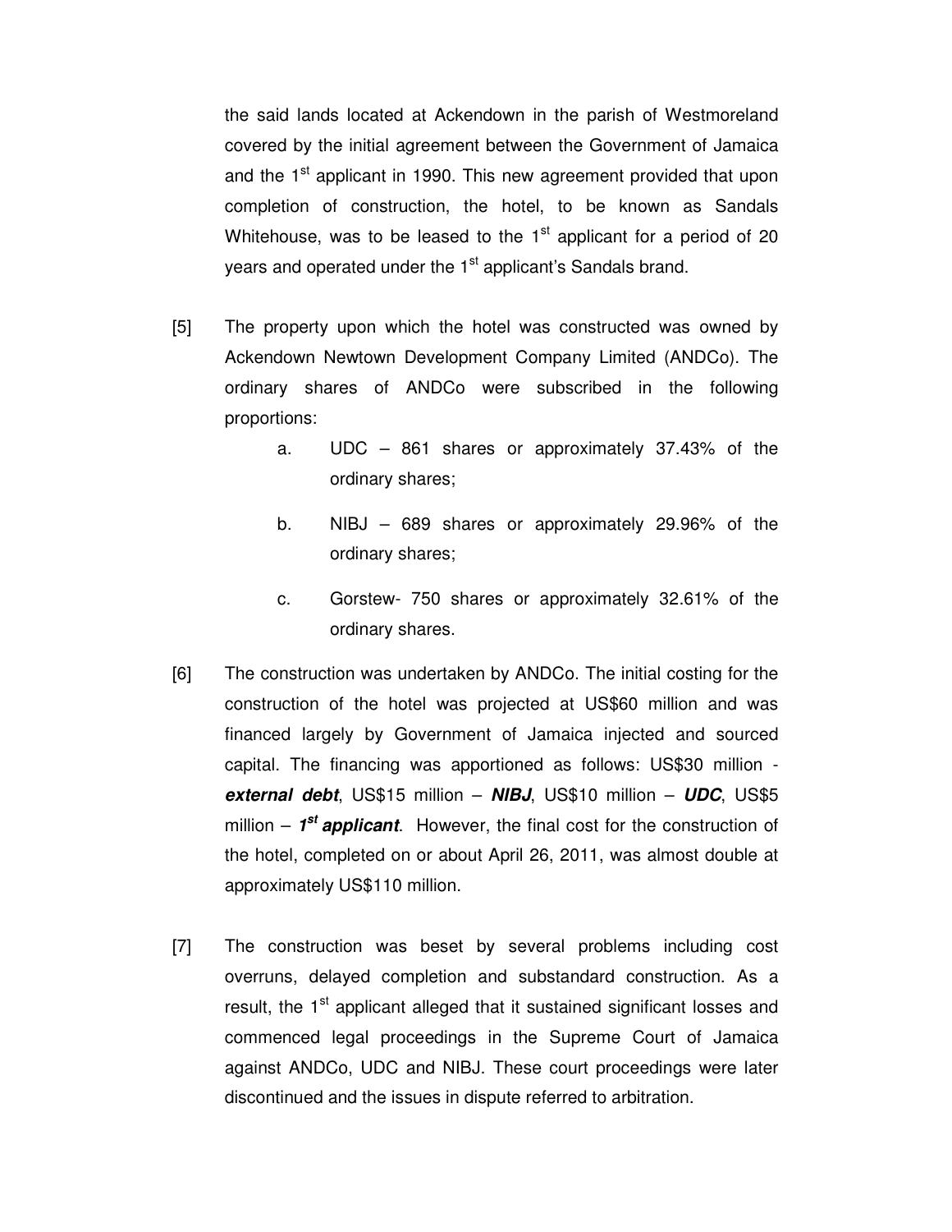the said lands located at Ackendown in the parish of Westmoreland covered by the initial agreement between the Government of Jamaica and the 1st applicant in 1990. This new agreement provided that upon completion of construction, the hotel, to be known as Sandals Whitehouse, was to be leased to the 1st applicant for a period of 20 years and operated under the 1st applicant's Sandals brand.

[5] The property upon which the hotel was constructed was owned by Ackendown Newtown Development Company Limited (ANDCo). The ordinary shares of ANDCo were subscribed in the following proportions:

a. UDC – 861 shares or approximately 37.43% of the ordinary shares;

b. NIBJ – 689 shares or approximately 29.96% of the ordinary shares;

c. Gorstew- 750 shares or approximately 32.61% of the ordinary shares.

[6] The construction was undertaken by ANDCo. The initial costing for the construction of the hotel was projected at US$60 million and was financed largely by Government of Jamaica injected and sourced capital. The financing was apportioned as follows: US$30 million - ***external debt***, US$15 million – ***NIBJ***, US$10 million – ***UDC***, US$5 million – ***1st applicant***. However, the final cost for the construction of the hotel, completed on or about April 26, 2011, was almost double at approximately US$110 million.

[7] The construction was beset by several problems including cost overruns, delayed completion and substandard construction. As a result, the 1st applicant alleged that it sustained significant losses and commenced legal proceedings in the Supreme Court of Jamaica against ANDCo, UDC and NIBJ. These court proceedings were later discontinued and the issues in dispute referred to arbitration.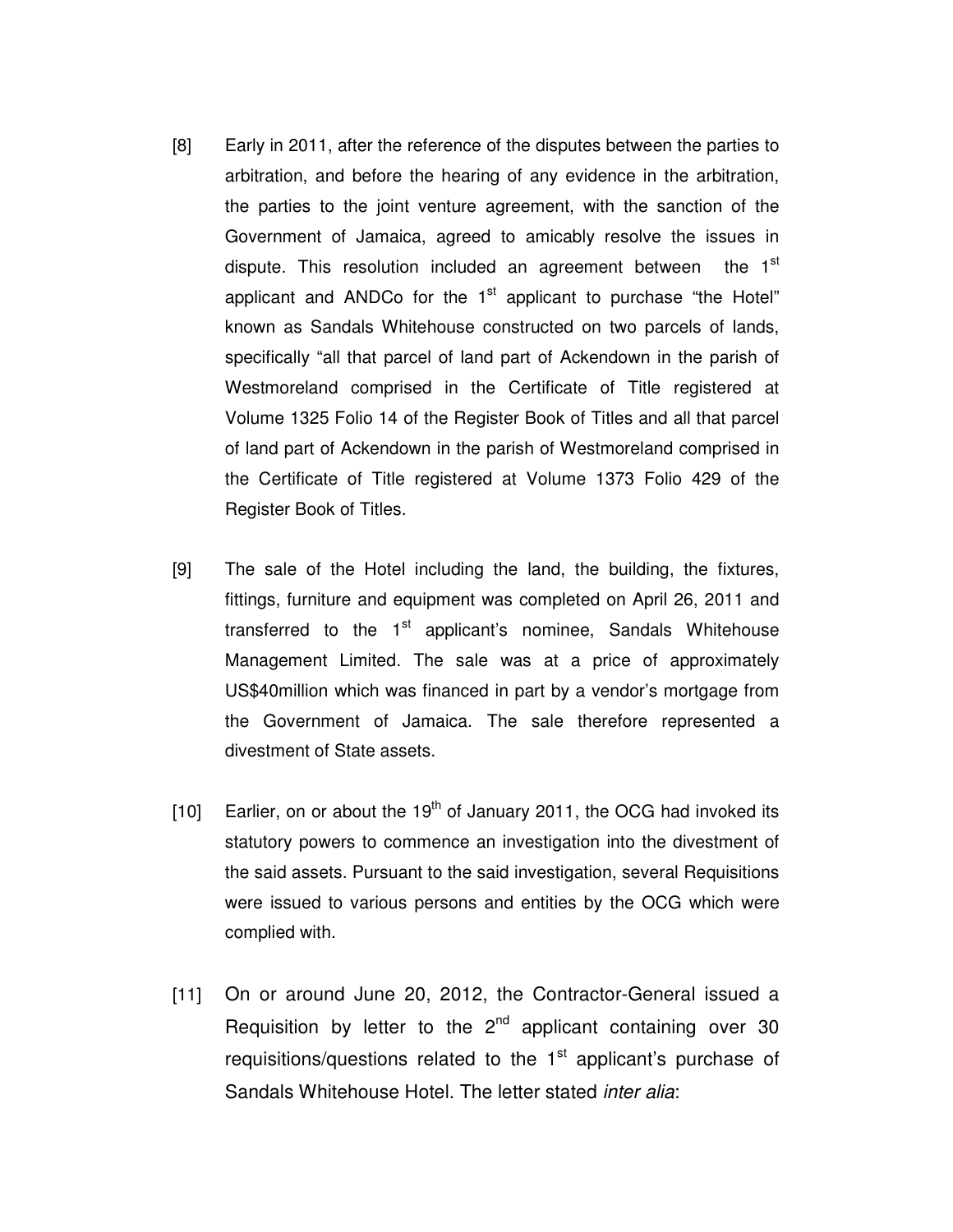[8] Early in 2011, after the reference of the disputes between the parties to arbitration, and before the hearing of any evidence in the arbitration, the parties to the joint venture agreement, with the sanction of the Government of Jamaica, agreed to amicably resolve the issues in dispute. This resolution included an agreement between the 1st applicant and ANDCo for the 1st applicant to purchase "the Hotel" known as Sandals Whitehouse constructed on two parcels of lands, specifically "all that parcel of land part of Ackendown in the parish of Westmoreland comprised in the Certificate of Title registered at Volume 1325 Folio 14 of the Register Book of Titles and all that parcel of land part of Ackendown in the parish of Westmoreland comprised in the Certificate of Title registered at Volume 1373 Folio 429 of the Register Book of Titles.

[9] The sale of the Hotel including the land, the building, the fixtures, fittings, furniture and equipment was completed on April 26, 2011 and transferred to the 1st applicant's nominee, Sandals Whitehouse Management Limited. The sale was at a price of approximately US$40million which was financed in part by a vendor's mortgage from the Government of Jamaica. The sale therefore represented a divestment of State assets.

[10] Earlier, on or about the 19th of January 2011, the OCG had invoked its statutory powers to commence an investigation into the divestment of the said assets. Pursuant to the said investigation, several Requisitions were issued to various persons and entities by the OCG which were complied with.

[11] On or around June 20, 2012, the Contractor-General issued a Requisition by letter to the 2nd applicant containing over 30 requisitions/questions related to the 1st applicant's purchase of Sandals Whitehouse Hotel. The letter stated *inter alia*: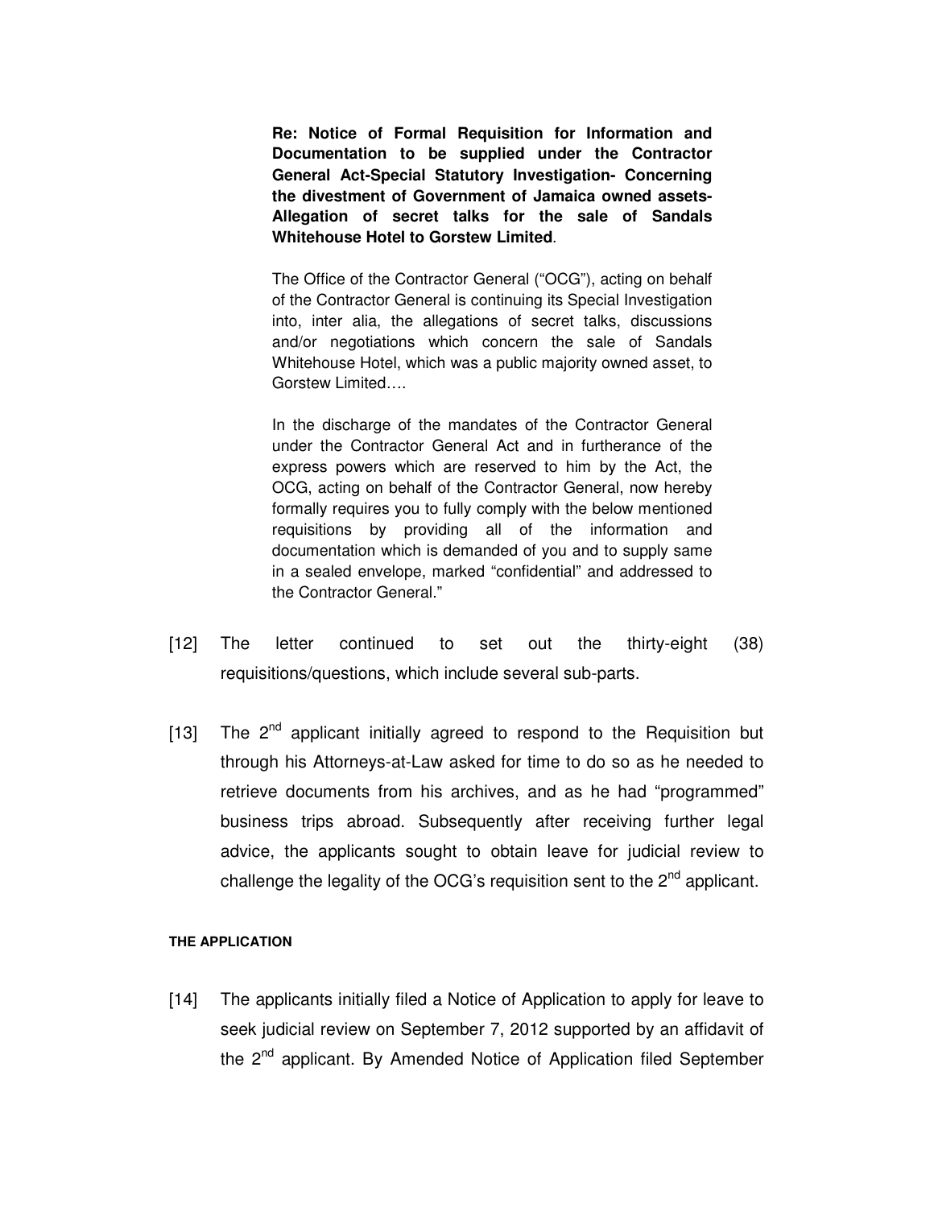> **Re: Notice of Formal Requisition for Information and Documentation to be supplied under the Contractor General Act-Special Statutory Investigation- Concerning the divestment of Government of Jamaica owned assets- Allegation of secret talks for the sale of Sandals Whitehouse Hotel to Gorstew Limited**.
>
> The Office of the Contractor General ("OCG"), acting on behalf of the Contractor General is continuing its Special Investigation into, inter alia, the allegations of secret talks, discussions and/or negotiations which concern the sale of Sandals Whitehouse Hotel, which was a public majority owned asset, to Gorstew Limited….
>
> In the discharge of the mandates of the Contractor General under the Contractor General Act and in furtherance of the express powers which are reserved to him by the Act, the OCG, acting on behalf of the Contractor General, now hereby formally requires you to fully comply with the below mentioned requisitions by providing all of the information and documentation which is demanded of you and to supply same in a sealed envelope, marked "confidential" and addressed to the Contractor General."

[12] The letter continued to set out the thirty-eight (38) requisitions/questions, which include several sub-parts.

[13] The 2nd applicant initially agreed to respond to the Requisition but through his Attorneys-at-Law asked for time to do so as he needed to retrieve documents from his archives, and as he had "programmed" business trips abroad. Subsequently after receiving further legal advice, the applicants sought to obtain leave for judicial review to challenge the legality of the OCG's requisition sent to the 2nd applicant.

#### THE APPLICATION

[14] The applicants initially filed a Notice of Application to apply for leave to seek judicial review on September 7, 2012 supported by an affidavit of the 2nd applicant. By Amended Notice of Application filed September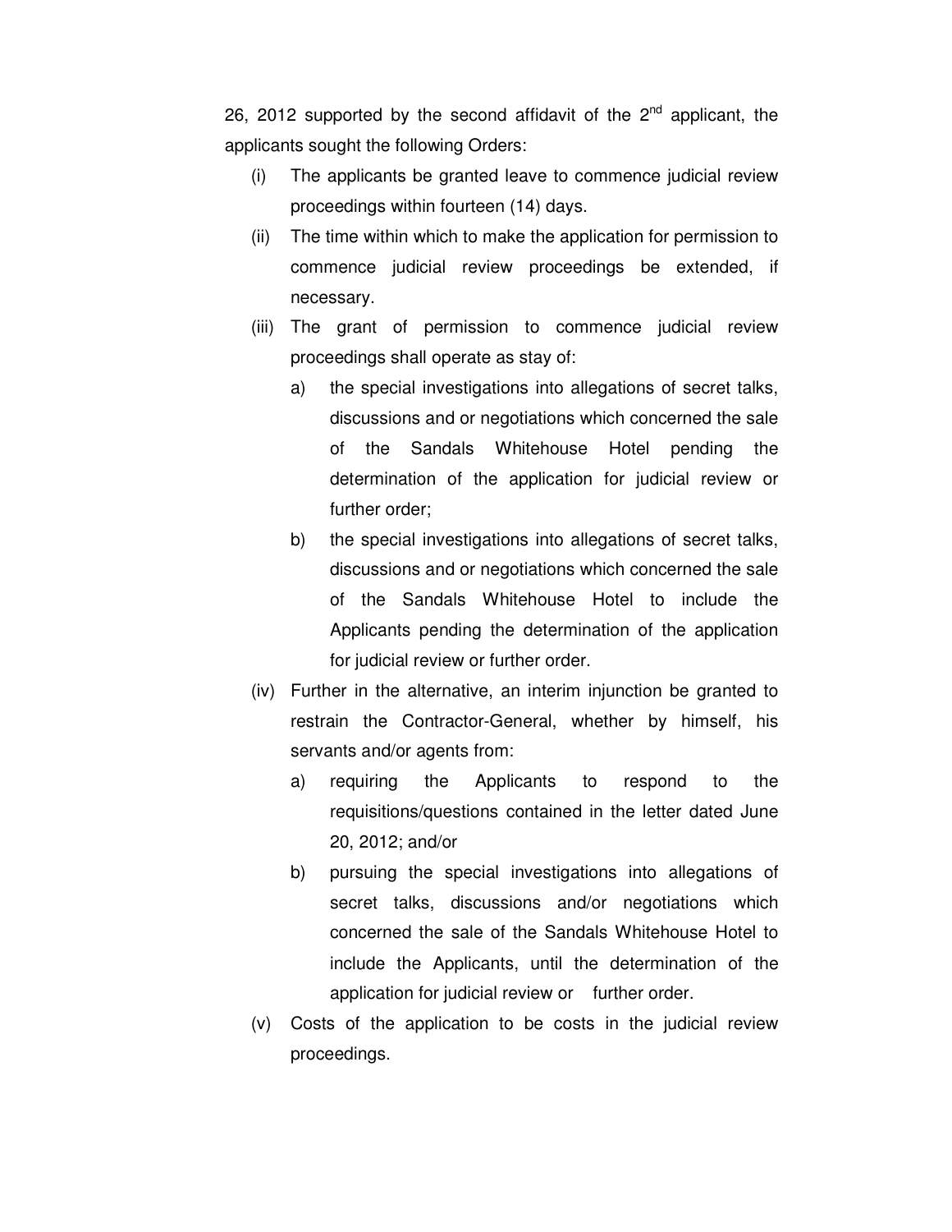26, 2012 supported by the second affidavit of the 2nd applicant, the applicants sought the following Orders:

(i) The applicants be granted leave to commence judicial review proceedings within fourteen (14) days.

(ii) The time within which to make the application for permission to commence judicial review proceedings be extended, if necessary.

(iii) The grant of permission to commence judicial review proceedings shall operate as stay of:

   a) the special investigations into allegations of secret talks, discussions and or negotiations which concerned the sale of the Sandals Whitehouse Hotel pending the determination of the application for judicial review or further order;

   b) the special investigations into allegations of secret talks, discussions and or negotiations which concerned the sale of the Sandals Whitehouse Hotel to include the Applicants pending the determination of the application for judicial review or further order.

(iv) Further in the alternative, an interim injunction be granted to restrain the Contractor-General, whether by himself, his servants and/or agents from:

   a) requiring the Applicants to respond to the requisitions/questions contained in the letter dated June 20, 2012; and/or

   b) pursuing the special investigations into allegations of secret talks, discussions and/or negotiations which concerned the sale of the Sandals Whitehouse Hotel to include the Applicants, until the determination of the application for judicial review or further order.

(v) Costs of the application to be costs in the judicial review proceedings.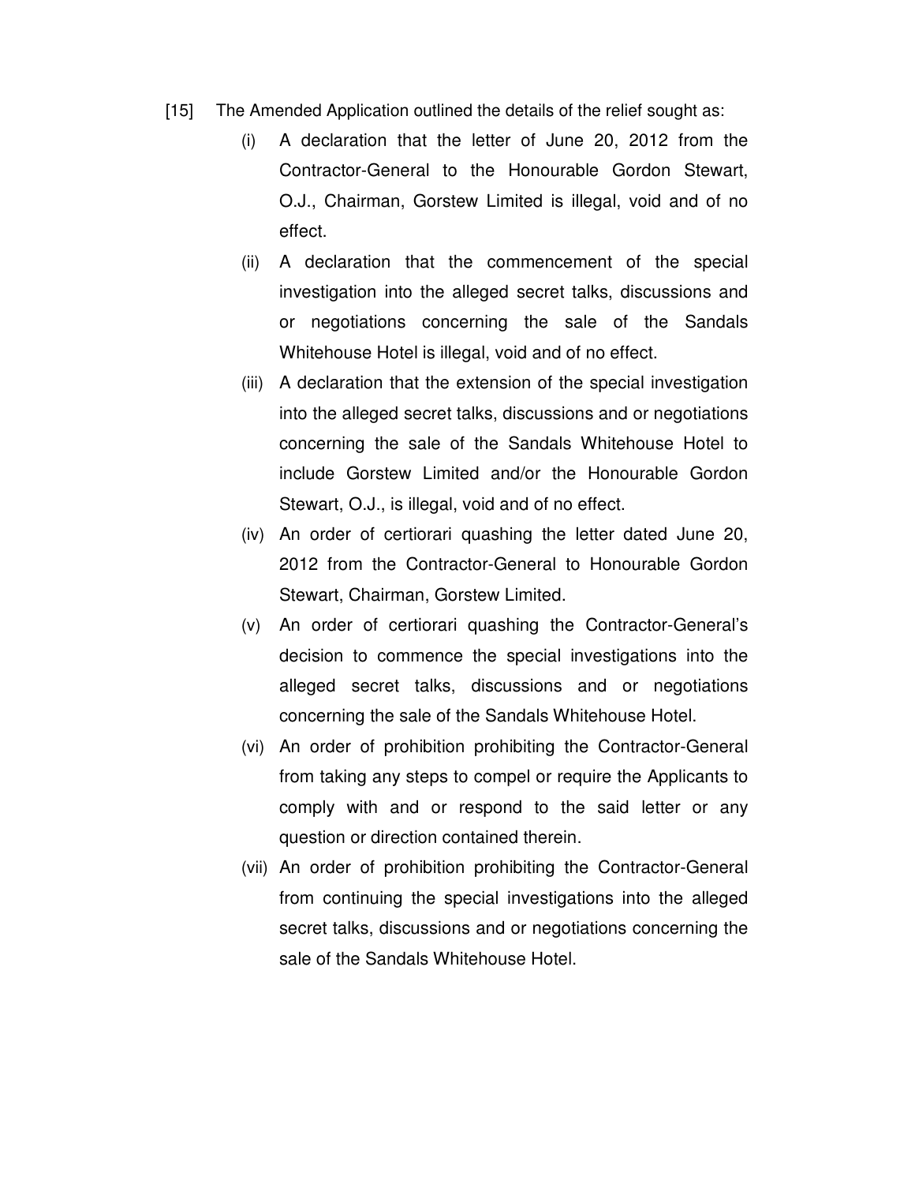[15] The Amended Application outlined the details of the relief sought as:

(i) A declaration that the letter of June 20, 2012 from the Contractor-General to the Honourable Gordon Stewart, O.J., Chairman, Gorstew Limited is illegal, void and of no effect.

(ii) A declaration that the commencement of the special investigation into the alleged secret talks, discussions and or negotiations concerning the sale of the Sandals Whitehouse Hotel is illegal, void and of no effect.

(iii) A declaration that the extension of the special investigation into the alleged secret talks, discussions and or negotiations concerning the sale of the Sandals Whitehouse Hotel to include Gorstew Limited and/or the Honourable Gordon Stewart, O.J., is illegal, void and of no effect.

(iv) An order of certiorari quashing the letter dated June 20, 2012 from the Contractor-General to Honourable Gordon Stewart, Chairman, Gorstew Limited.

(v) An order of certiorari quashing the Contractor-General's decision to commence the special investigations into the alleged secret talks, discussions and or negotiations concerning the sale of the Sandals Whitehouse Hotel.

(vi) An order of prohibition prohibiting the Contractor-General from taking any steps to compel or require the Applicants to comply with and or respond to the said letter or any question or direction contained therein.

(vii) An order of prohibition prohibiting the Contractor-General from continuing the special investigations into the alleged secret talks, discussions and or negotiations concerning the sale of the Sandals Whitehouse Hotel.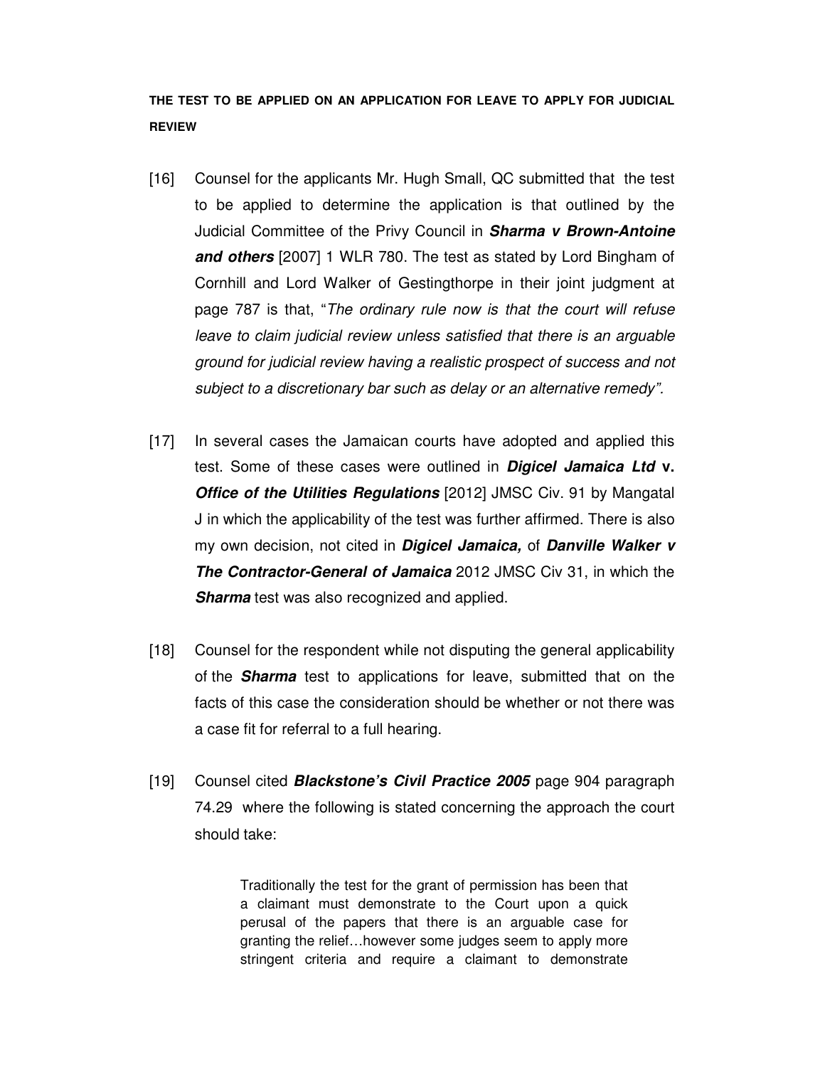**THE TEST TO BE APPLIED ON AN APPLICATION FOR LEAVE TO APPLY FOR JUDICIAL REVIEW**

[16] Counsel for the applicants Mr. Hugh Small, QC submitted that the test to be applied to determine the application is that outlined by the Judicial Committee of the Privy Council in ***Sharma v Brown-Antoine and others*** [2007] 1 WLR 780. The test as stated by Lord Bingham of Cornhill and Lord Walker of Gestingthorpe in their joint judgment at page 787 is that, "*The ordinary rule now is that the court will refuse leave to claim judicial review unless satisfied that there is an arguable ground for judicial review having a realistic prospect of success and not subject to a discretionary bar such as delay or an alternative remedy".*

[17] In several cases the Jamaican courts have adopted and applied this test. Some of these cases were outlined in ***Digicel Jamaica Ltd* v. *Office of the Utilities Regulations*** [2012] JMSC Civ. 91 by Mangatal J in which the applicability of the test was further affirmed. There is also my own decision, not cited in ***Digicel Jamaica,*** of ***Danville Walker v The Contractor-General of Jamaica*** 2012 JMSC Civ 31, in which the ***Sharma*** test was also recognized and applied.

[18] Counsel for the respondent while not disputing the general applicability of the ***Sharma*** test to applications for leave, submitted that on the facts of this case the consideration should be whether or not there was a case fit for referral to a full hearing.

[19] Counsel cited ***Blackstone's Civil Practice 2005*** page 904 paragraph 74.29 where the following is stated concerning the approach the court should take:

> Traditionally the test for the grant of permission has been that a claimant must demonstrate to the Court upon a quick perusal of the papers that there is an arguable case for granting the relief…however some judges seem to apply more stringent criteria and require a claimant to demonstrate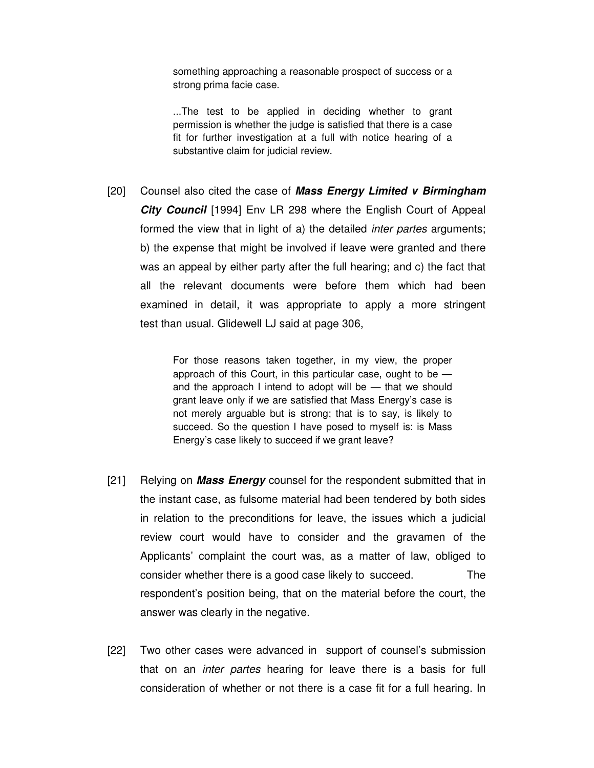> something approaching a reasonable prospect of success or a strong prima facie case.
>
> ...The test to be applied in deciding whether to grant permission is whether the judge is satisfied that there is a case fit for further investigation at a full with notice hearing of a substantive claim for judicial review.

[20] Counsel also cited the case of ***Mass Energy Limited v Birmingham City Council*** [1994] Env LR 298 where the English Court of Appeal formed the view that in light of a) the detailed *inter partes* arguments; b) the expense that might be involved if leave were granted and there was an appeal by either party after the full hearing; and c) the fact that all the relevant documents were before them which had been examined in detail, it was appropriate to apply a more stringent test than usual. Glidewell LJ said at page 306,

> For those reasons taken together, in my view, the proper approach of this Court, in this particular case, ought to be — and the approach I intend to adopt will be — that we should grant leave only if we are satisfied that Mass Energy's case is not merely arguable but is strong; that is to say, is likely to succeed. So the question I have posed to myself is: is Mass Energy's case likely to succeed if we grant leave?

[21] Relying on ***Mass Energy*** counsel for the respondent submitted that in the instant case, as fulsome material had been tendered by both sides in relation to the preconditions for leave, the issues which a judicial review court would have to consider and the gravamen of the Applicants' complaint the court was, as a matter of law, obliged to consider whether there is a good case likely to succeed. The respondent's position being, that on the material before the court, the answer was clearly in the negative.

[22] Two other cases were advanced in support of counsel's submission that on an *inter partes* hearing for leave there is a basis for full consideration of whether or not there is a case fit for a full hearing. In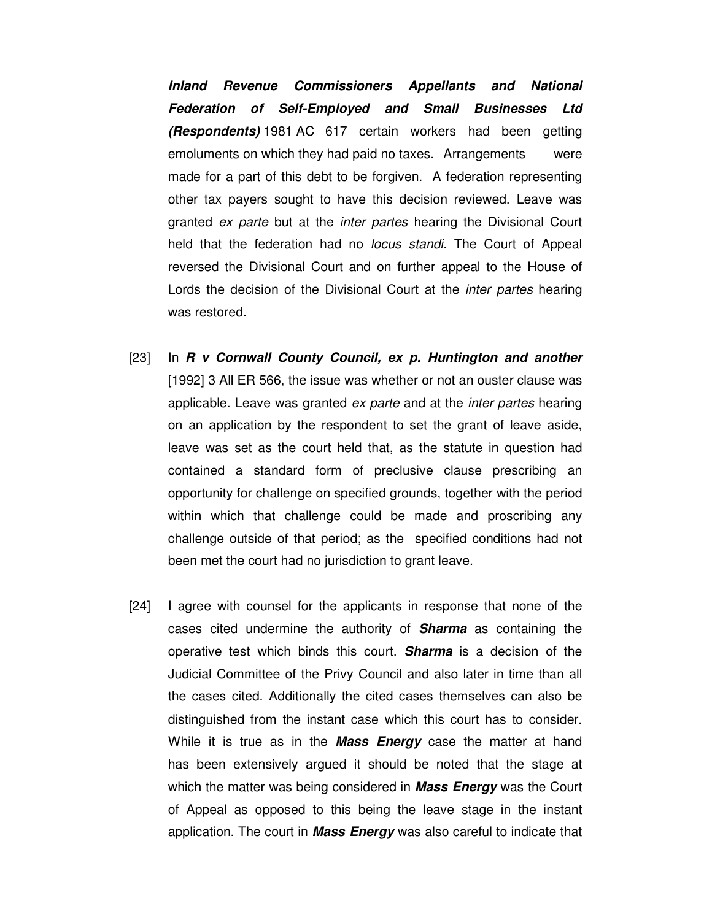***Inland Revenue Commissioners Appellants and National Federation of Self-Employed and Small Businesses Ltd (Respondents)*** 1981 AC 617 certain workers had been getting emoluments on which they had paid no taxes. Arrangements were made for a part of this debt to be forgiven. A federation representing other tax payers sought to have this decision reviewed. Leave was granted *ex parte* but at the *inter partes* hearing the Divisional Court held that the federation had no *locus standi*. The Court of Appeal reversed the Divisional Court and on further appeal to the House of Lords the decision of the Divisional Court at the *inter partes* hearing was restored.

[23] In ***R v Cornwall County Council, ex p. Huntington and another*** [1992] 3 All ER 566, the issue was whether or not an ouster clause was applicable. Leave was granted *ex parte* and at the *inter partes* hearing on an application by the respondent to set the grant of leave aside, leave was set as the court held that, as the statute in question had contained a standard form of preclusive clause prescribing an opportunity for challenge on specified grounds, together with the period within which that challenge could be made and proscribing any challenge outside of that period; as the specified conditions had not been met the court had no jurisdiction to grant leave.

[24] I agree with counsel for the applicants in response that none of the cases cited undermine the authority of ***Sharma*** as containing the operative test which binds this court. ***Sharma*** is a decision of the Judicial Committee of the Privy Council and also later in time than all the cases cited. Additionally the cited cases themselves can also be distinguished from the instant case which this court has to consider. While it is true as in the ***Mass Energy*** case the matter at hand has been extensively argued it should be noted that the stage at which the matter was being considered in ***Mass Energy*** was the Court of Appeal as opposed to this being the leave stage in the instant application. The court in ***Mass Energy*** was also careful to indicate that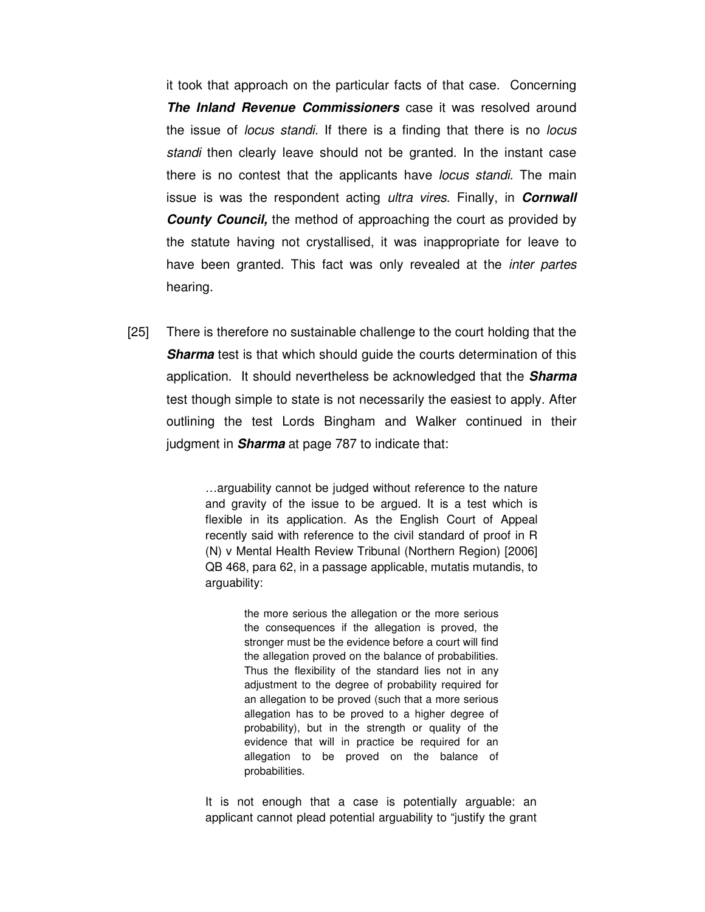it took that approach on the particular facts of that case. Concerning ***The Inland Revenue Commissioners*** case it was resolved around the issue of *locus standi*. If there is a finding that there is no *locus standi* then clearly leave should not be granted. In the instant case there is no contest that the applicants have *locus standi*. The main issue is was the respondent acting *ultra vires*. Finally, in ***Cornwall County Council,*** the method of approaching the court as provided by the statute having not crystallised, it was inappropriate for leave to have been granted. This fact was only revealed at the *inter partes* hearing.

[25] There is therefore no sustainable challenge to the court holding that the ***Sharma*** test is that which should guide the courts determination of this application. It should nevertheless be acknowledged that the ***Sharma*** test though simple to state is not necessarily the easiest to apply. After outlining the test Lords Bingham and Walker continued in their judgment in ***Sharma*** at page 787 to indicate that:

> …arguability cannot be judged without reference to the nature and gravity of the issue to be argued. It is a test which is flexible in its application. As the English Court of Appeal recently said with reference to the civil standard of proof in R (N) v Mental Health Review Tribunal (Northern Region) [2006] QB 468, para 62, in a passage applicable, mutatis mutandis, to arguability:
>
> > the more serious the allegation or the more serious the consequences if the allegation is proved, the stronger must be the evidence before a court will find the allegation proved on the balance of probabilities. Thus the flexibility of the standard lies not in any adjustment to the degree of probability required for an allegation to be proved (such that a more serious allegation has to be proved to a higher degree of probability), but in the strength or quality of the evidence that will in practice be required for an allegation to be proved on the balance of probabilities.
>
> It is not enough that a case is potentially arguable: an applicant cannot plead potential arguability to "justify the grant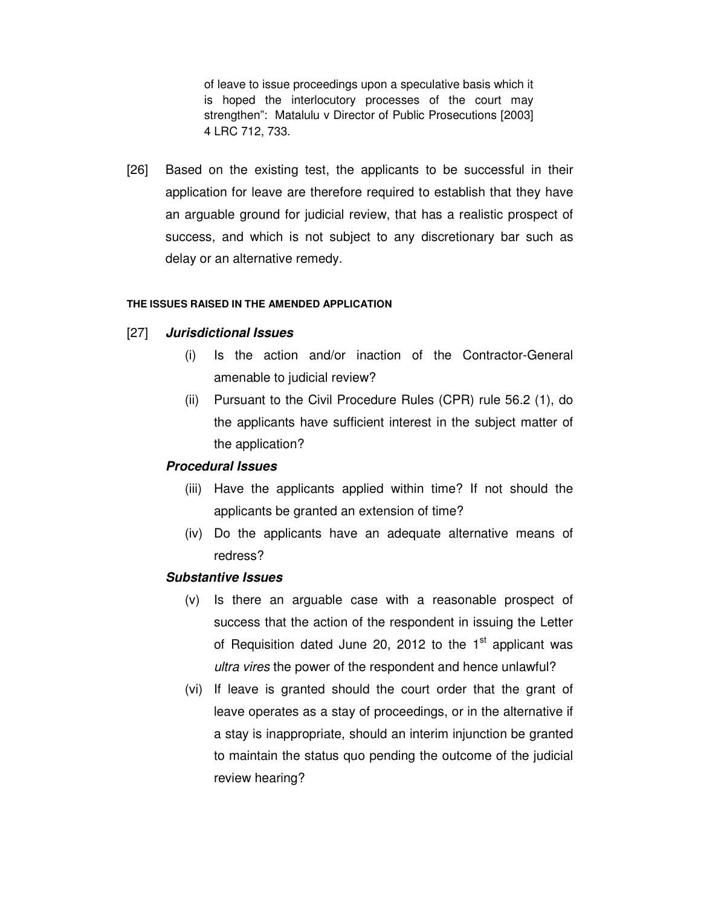> of leave to issue proceedings upon a speculative basis which it is hoped the interlocutory processes of the court may strengthen": Matalulu v Director of Public Prosecutions [2003] 4 LRC 712, 733.

[26] Based on the existing test, the applicants to be successful in their application for leave are therefore required to establish that they have an arguable ground for judicial review, that has a realistic prospect of success, and which is not subject to any discretionary bar such as delay or an alternative remedy.

#### THE ISSUES RAISED IN THE AMENDED APPLICATION

[27] ***Jurisdictional Issues***

(i) Is the action and/or inaction of the Contractor-General amenable to judicial review?

(ii) Pursuant to the Civil Procedure Rules (CPR) rule 56.2 (1), do the applicants have sufficient interest in the subject matter of the application?

***Procedural Issues***

(iii) Have the applicants applied within time? If not should the applicants be granted an extension of time?

(iv) Do the applicants have an adequate alternative means of redress?

***Substantive Issues***

(v) Is there an arguable case with a reasonable prospect of success that the action of the respondent in issuing the Letter of Requisition dated June 20, 2012 to the 1st applicant was *ultra vires* the power of the respondent and hence unlawful?

(vi) If leave is granted should the court order that the grant of leave operates as a stay of proceedings, or in the alternative if a stay is inappropriate, should an interim injunction be granted to maintain the status quo pending the outcome of the judicial review hearing?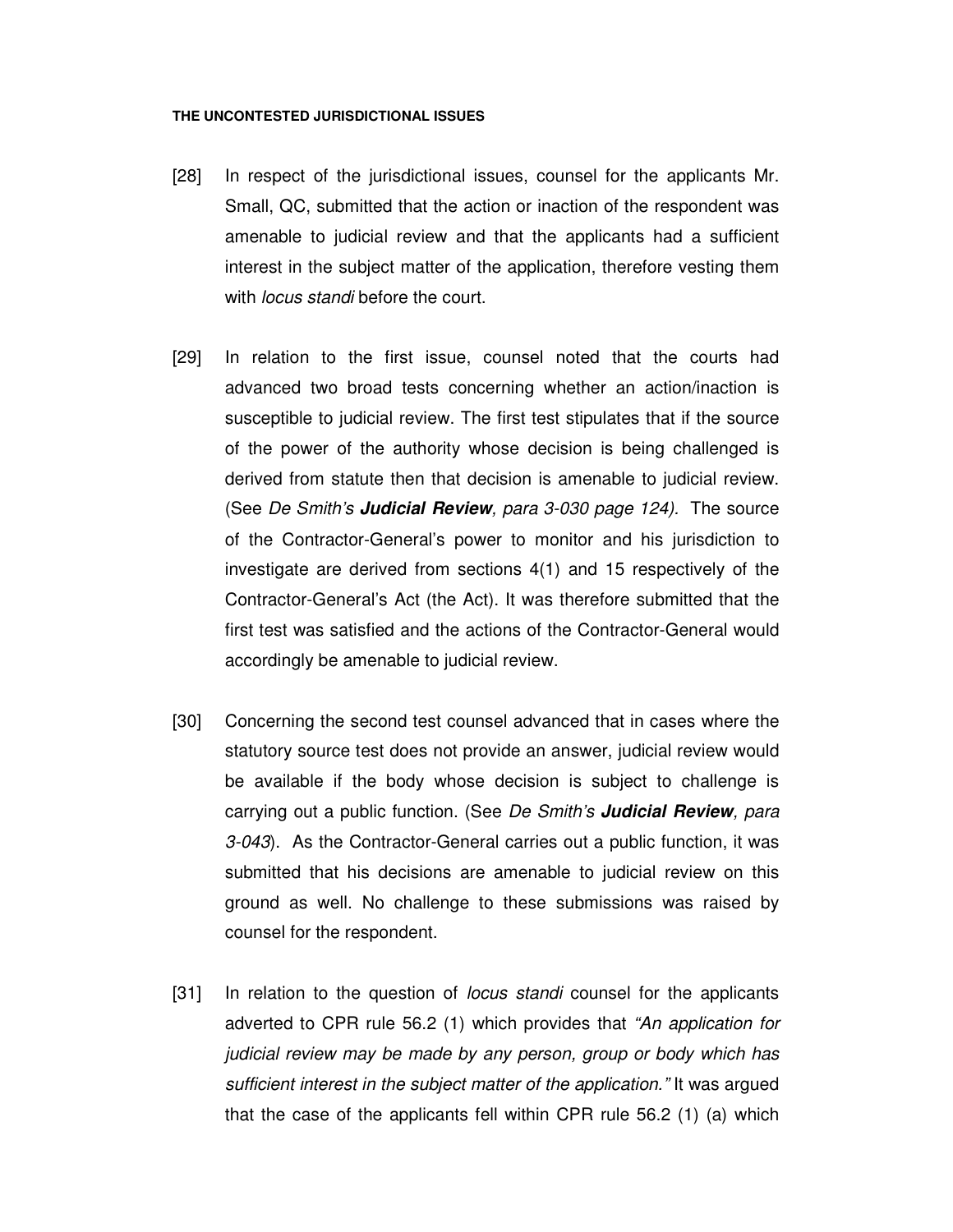**THE UNCONTESTED JURISDICTIONAL ISSUES**

[28] In respect of the jurisdictional issues, counsel for the applicants Mr. Small, QC, submitted that the action or inaction of the respondent was amenable to judicial review and that the applicants had a sufficient interest in the subject matter of the application, therefore vesting them with *locus standi* before the court.

[29] In relation to the first issue, counsel noted that the courts had advanced two broad tests concerning whether an action/inaction is susceptible to judicial review. The first test stipulates that if the source of the power of the authority whose decision is being challenged is derived from statute then that decision is amenable to judicial review. (See *De Smith's* ***Judicial Review****, para 3-030 page 124).* The source of the Contractor-General's power to monitor and his jurisdiction to investigate are derived from sections 4(1) and 15 respectively of the Contractor-General's Act (the Act). It was therefore submitted that the first test was satisfied and the actions of the Contractor-General would accordingly be amenable to judicial review.

[30] Concerning the second test counsel advanced that in cases where the statutory source test does not provide an answer, judicial review would be available if the body whose decision is subject to challenge is carrying out a public function. (See *De Smith's* ***Judicial Review****, para 3-043*). As the Contractor-General carries out a public function, it was submitted that his decisions are amenable to judicial review on this ground as well. No challenge to these submissions was raised by counsel for the respondent.

[31] In relation to the question of *locus standi* counsel for the applicants adverted to CPR rule 56.2 (1) which provides that *"An application for judicial review may be made by any person, group or body which has sufficient interest in the subject matter of the application."* It was argued that the case of the applicants fell within CPR rule 56.2 (1) (a) which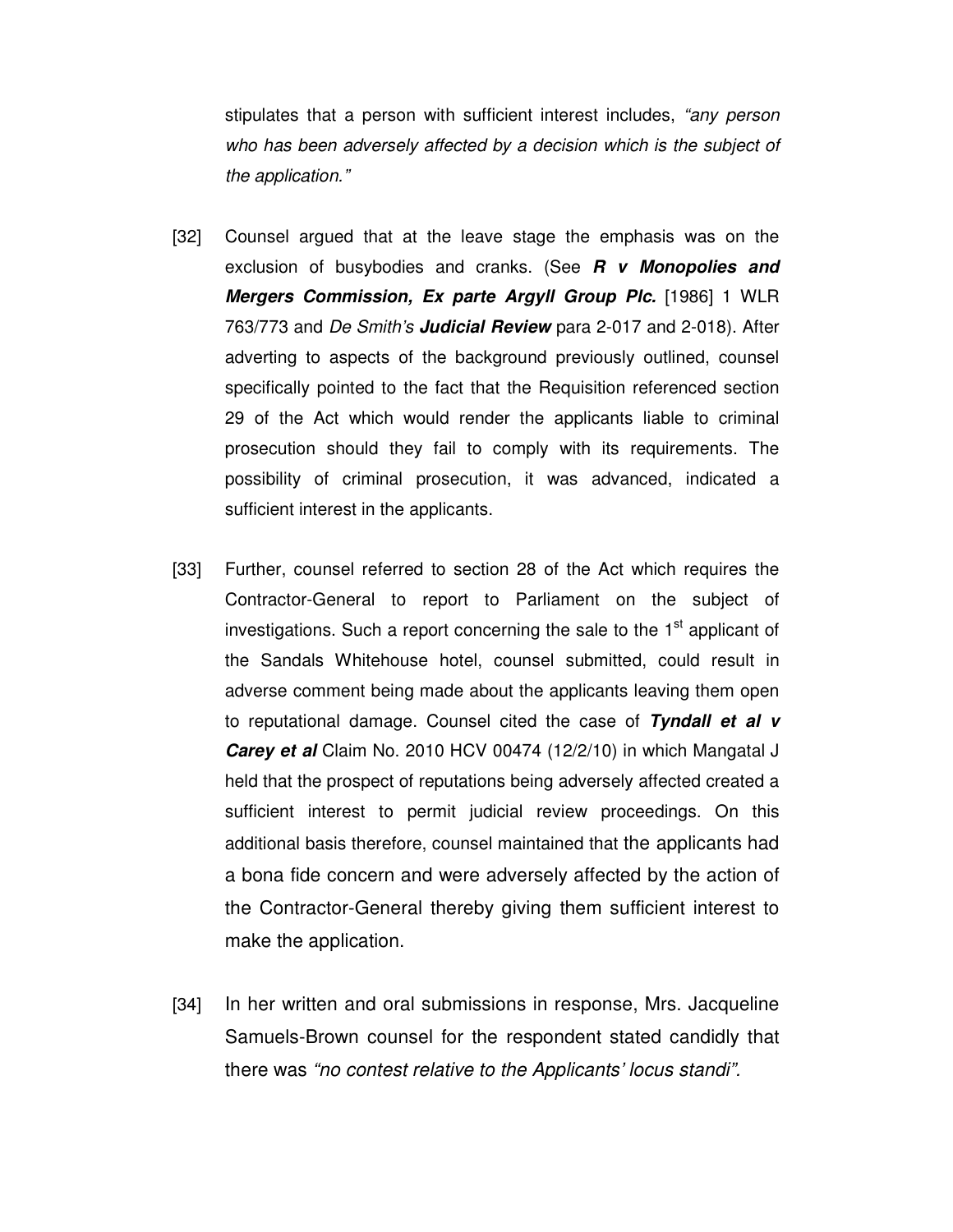stipulates that a person with sufficient interest includes, *"any person who has been adversely affected by a decision which is the subject of the application."*

[32] Counsel argued that at the leave stage the emphasis was on the exclusion of busybodies and cranks. (See ***R v Monopolies and Mergers Commission, Ex parte Argyll Group Plc.*** [1986] 1 WLR 763/773 and *De Smith's* ***Judicial Review*** para 2-017 and 2-018). After adverting to aspects of the background previously outlined, counsel specifically pointed to the fact that the Requisition referenced section 29 of the Act which would render the applicants liable to criminal prosecution should they fail to comply with its requirements. The possibility of criminal prosecution, it was advanced, indicated a sufficient interest in the applicants.

[33] Further, counsel referred to section 28 of the Act which requires the Contractor-General to report to Parliament on the subject of investigations. Such a report concerning the sale to the 1st applicant of the Sandals Whitehouse hotel, counsel submitted, could result in adverse comment being made about the applicants leaving them open to reputational damage. Counsel cited the case of ***Tyndall et al v Carey et al*** Claim No. 2010 HCV 00474 (12/2/10) in which Mangatal J held that the prospect of reputations being adversely affected created a sufficient interest to permit judicial review proceedings. On this additional basis therefore, counsel maintained that the applicants had a bona fide concern and were adversely affected by the action of the Contractor-General thereby giving them sufficient interest to make the application.

[34] In her written and oral submissions in response, Mrs. Jacqueline Samuels-Brown counsel for the respondent stated candidly that there was *"no contest relative to the Applicants' locus standi".*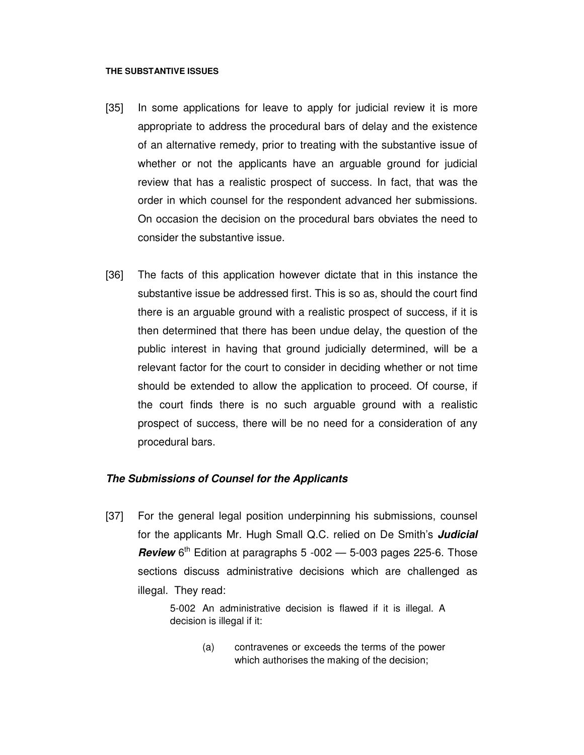**THE SUBSTANTIVE ISSUES**

[35] In some applications for leave to apply for judicial review it is more appropriate to address the procedural bars of delay and the existence of an alternative remedy, prior to treating with the substantive issue of whether or not the applicants have an arguable ground for judicial review that has a realistic prospect of success. In fact, that was the order in which counsel for the respondent advanced her submissions. On occasion the decision on the procedural bars obviates the need to consider the substantive issue.

[36] The facts of this application however dictate that in this instance the substantive issue be addressed first. This is so as, should the court find there is an arguable ground with a realistic prospect of success, if it is then determined that there has been undue delay, the question of the public interest in having that ground judicially determined, will be a relevant factor for the court to consider in deciding whether or not time should be extended to allow the application to proceed. Of course, if the court finds there is no such arguable ground with a realistic prospect of success, there will be no need for a consideration of any procedural bars.

### ***The Submissions of Counsel for the Applicants***

[37] For the general legal position underpinning his submissions, counsel for the applicants Mr. Hugh Small Q.C. relied on De Smith's ***Judicial Review*** 6th Edition at paragraphs 5 -002 — 5-003 pages 225-6. Those sections discuss administrative decisions which are challenged as illegal. They read:

> 5-002 An administrative decision is flawed if it is illegal. A decision is illegal if it:
>
> (a) contravenes or exceeds the terms of the power which authorises the making of the decision;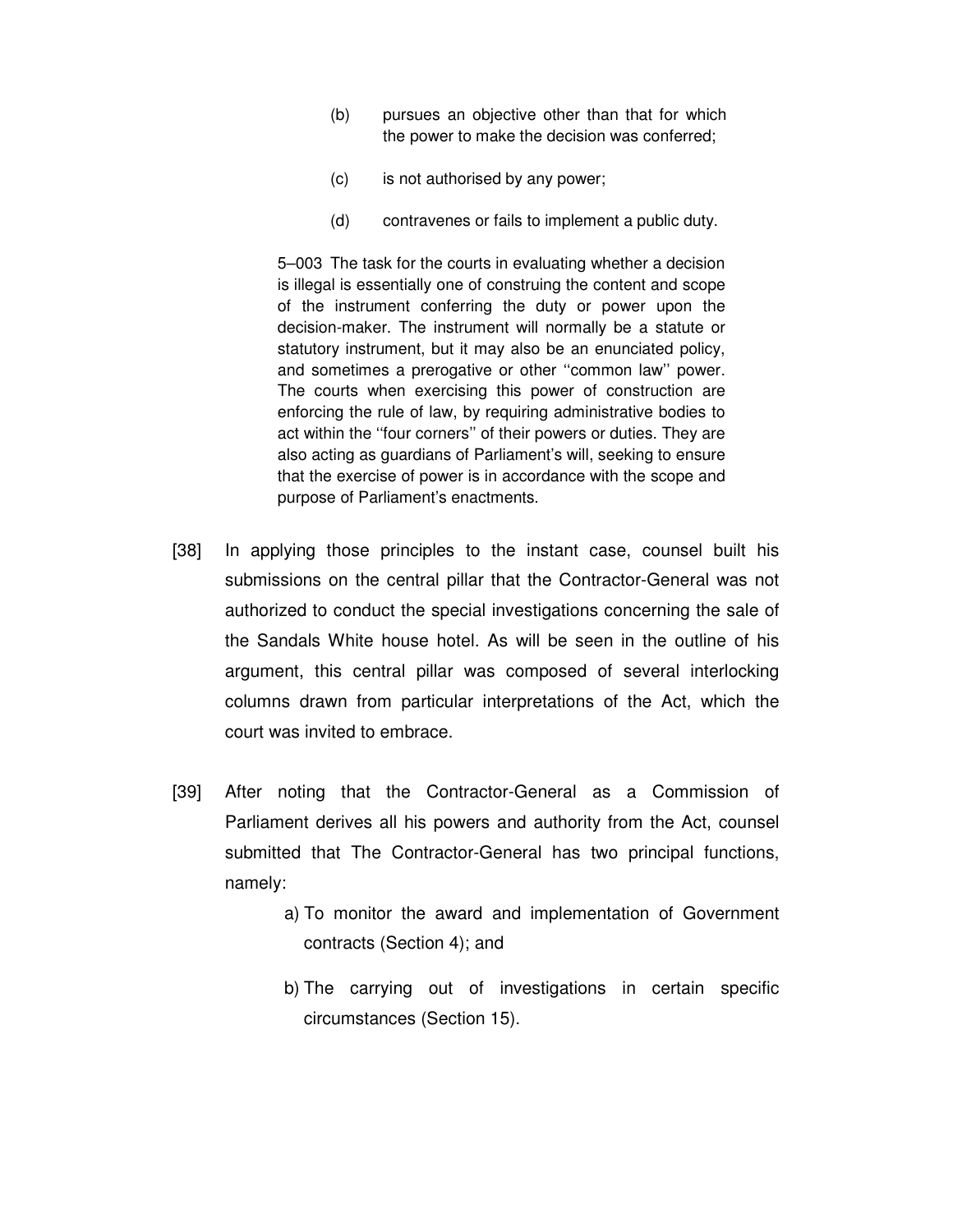> (b) pursues an objective other than that for which the power to make the decision was conferred;
>
> (c) is not authorised by any power;
>
> (d) contravenes or fails to implement a public duty.
>
> 5–003 The task for the courts in evaluating whether a decision is illegal is essentially one of construing the content and scope of the instrument conferring the duty or power upon the decision-maker. The instrument will normally be a statute or statutory instrument, but it may also be an enunciated policy, and sometimes a prerogative or other ''common law'' power. The courts when exercising this power of construction are enforcing the rule of law, by requiring administrative bodies to act within the ''four corners'' of their powers or duties. They are also acting as guardians of Parliament's will, seeking to ensure that the exercise of power is in accordance with the scope and purpose of Parliament's enactments.

[38] In applying those principles to the instant case, counsel built his submissions on the central pillar that the Contractor-General was not authorized to conduct the special investigations concerning the sale of the Sandals White house hotel. As will be seen in the outline of his argument, this central pillar was composed of several interlocking columns drawn from particular interpretations of the Act, which the court was invited to embrace.

[39] After noting that the Contractor-General as a Commission of Parliament derives all his powers and authority from the Act, counsel submitted that The Contractor-General has two principal functions, namely:

a) To monitor the award and implementation of Government contracts (Section 4); and

b) The carrying out of investigations in certain specific circumstances (Section 15).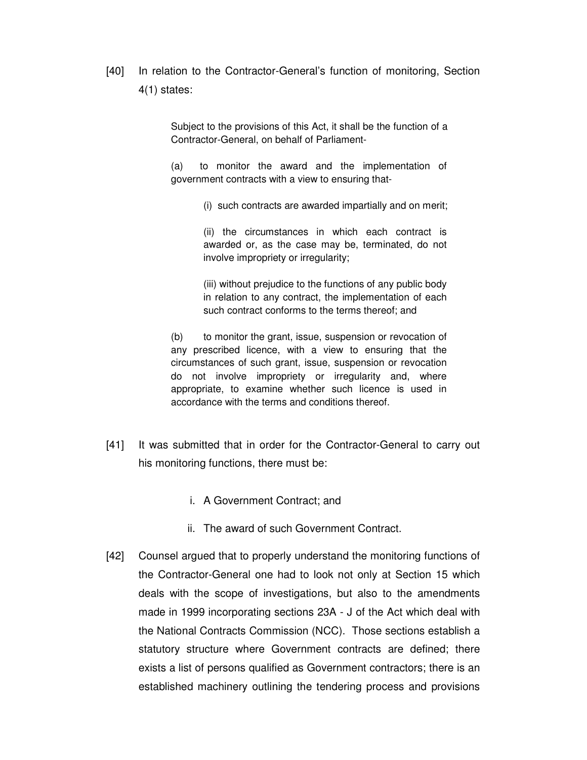[40] In relation to the Contractor-General's function of monitoring, Section 4(1) states:

> Subject to the provisions of this Act, it shall be the function of a Contractor-General, on behalf of Parliament-
>
> (a) to monitor the award and the implementation of government contracts with a view to ensuring that-
>
> > (i) such contracts are awarded impartially and on merit;
> >
> > (ii) the circumstances in which each contract is awarded or, as the case may be, terminated, do not involve impropriety or irregularity;
> >
> > (iii) without prejudice to the functions of any public body in relation to any contract, the implementation of each such contract conforms to the terms thereof; and
>
> (b) to monitor the grant, issue, suspension or revocation of any prescribed licence, with a view to ensuring that the circumstances of such grant, issue, suspension or revocation do not involve impropriety or irregularity and, where appropriate, to examine whether such licence is used in accordance with the terms and conditions thereof.

[41] It was submitted that in order for the Contractor-General to carry out his monitoring functions, there must be:

i. A Government Contract; and

ii. The award of such Government Contract.

[42] Counsel argued that to properly understand the monitoring functions of the Contractor-General one had to look not only at Section 15 which deals with the scope of investigations, but also to the amendments made in 1999 incorporating sections 23A - J of the Act which deal with the National Contracts Commission (NCC). Those sections establish a statutory structure where Government contracts are defined; there exists a list of persons qualified as Government contractors; there is an established machinery outlining the tendering process and provisions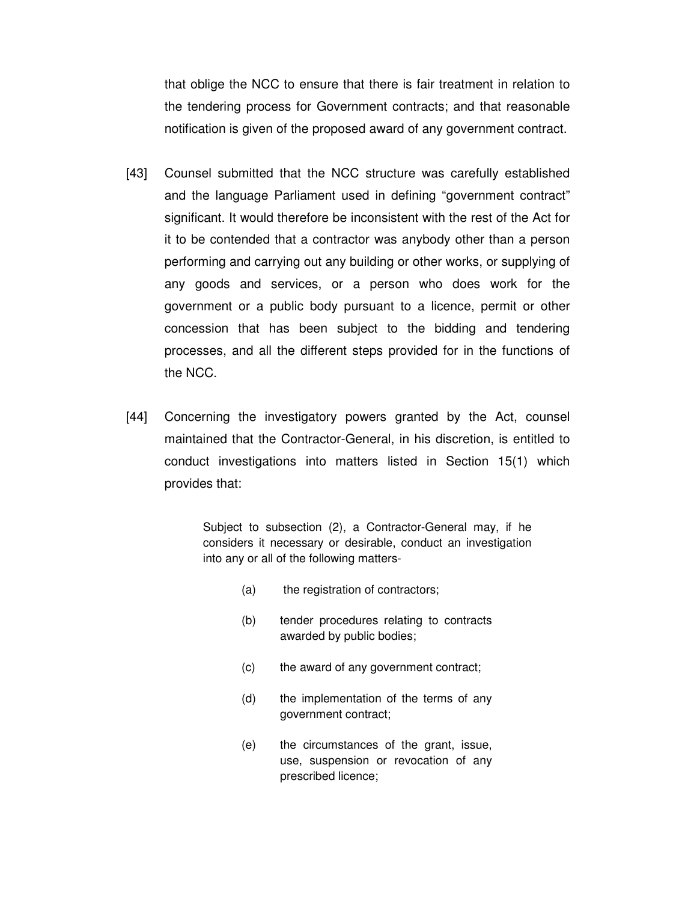that oblige the NCC to ensure that there is fair treatment in relation to the tendering process for Government contracts; and that reasonable notification is given of the proposed award of any government contract.

[43] Counsel submitted that the NCC structure was carefully established and the language Parliament used in defining "government contract" significant. It would therefore be inconsistent with the rest of the Act for it to be contended that a contractor was anybody other than a person performing and carrying out any building or other works, or supplying of any goods and services, or a person who does work for the government or a public body pursuant to a licence, permit or other concession that has been subject to the bidding and tendering processes, and all the different steps provided for in the functions of the NCC.

[44] Concerning the investigatory powers granted by the Act, counsel maintained that the Contractor-General, in his discretion, is entitled to conduct investigations into matters listed in Section 15(1) which provides that:

> Subject to subsection (2), a Contractor-General may, if he considers it necessary or desirable, conduct an investigation into any or all of the following matters-
>
> (a) the registration of contractors;
>
> (b) tender procedures relating to contracts awarded by public bodies;
>
> (c) the award of any government contract;
>
> (d) the implementation of the terms of any government contract;
>
> (e) the circumstances of the grant, issue, use, suspension or revocation of any prescribed licence;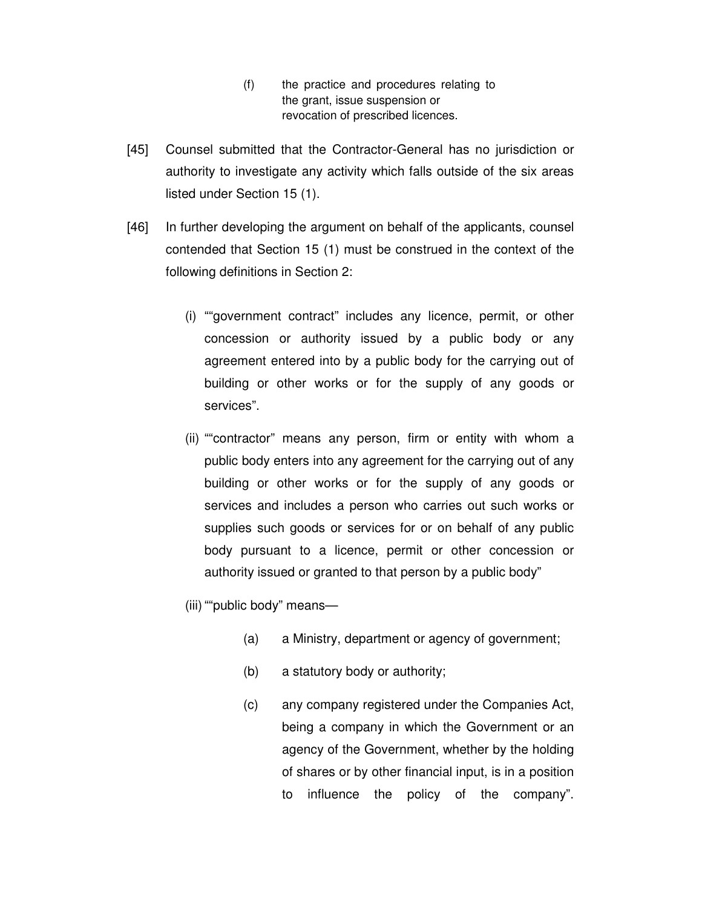(f) the practice and procedures relating to the grant, issue suspension or revocation of prescribed licences.

[45] Counsel submitted that the Contractor-General has no jurisdiction or authority to investigate any activity which falls outside of the six areas listed under Section 15 (1).

[46] In further developing the argument on behalf of the applicants, counsel contended that Section 15 (1) must be construed in the context of the following definitions in Section 2:

(i) ""government contract" includes any licence, permit, or other concession or authority issued by a public body or any agreement entered into by a public body for the carrying out of building or other works or for the supply of any goods or services".

(ii) ""contractor" means any person, firm or entity with whom a public body enters into any agreement for the carrying out of any building or other works or for the supply of any goods or services and includes a person who carries out such works or supplies such goods or services for or on behalf of any public body pursuant to a licence, permit or other concession or authority issued or granted to that person by a public body"

(iii) ""public body" means—

(a) a Ministry, department or agency of government;

(b) a statutory body or authority;

(c) any company registered under the Companies Act, being a company in which the Government or an agency of the Government, whether by the holding of shares or by other financial input, is in a position to influence the policy of the company".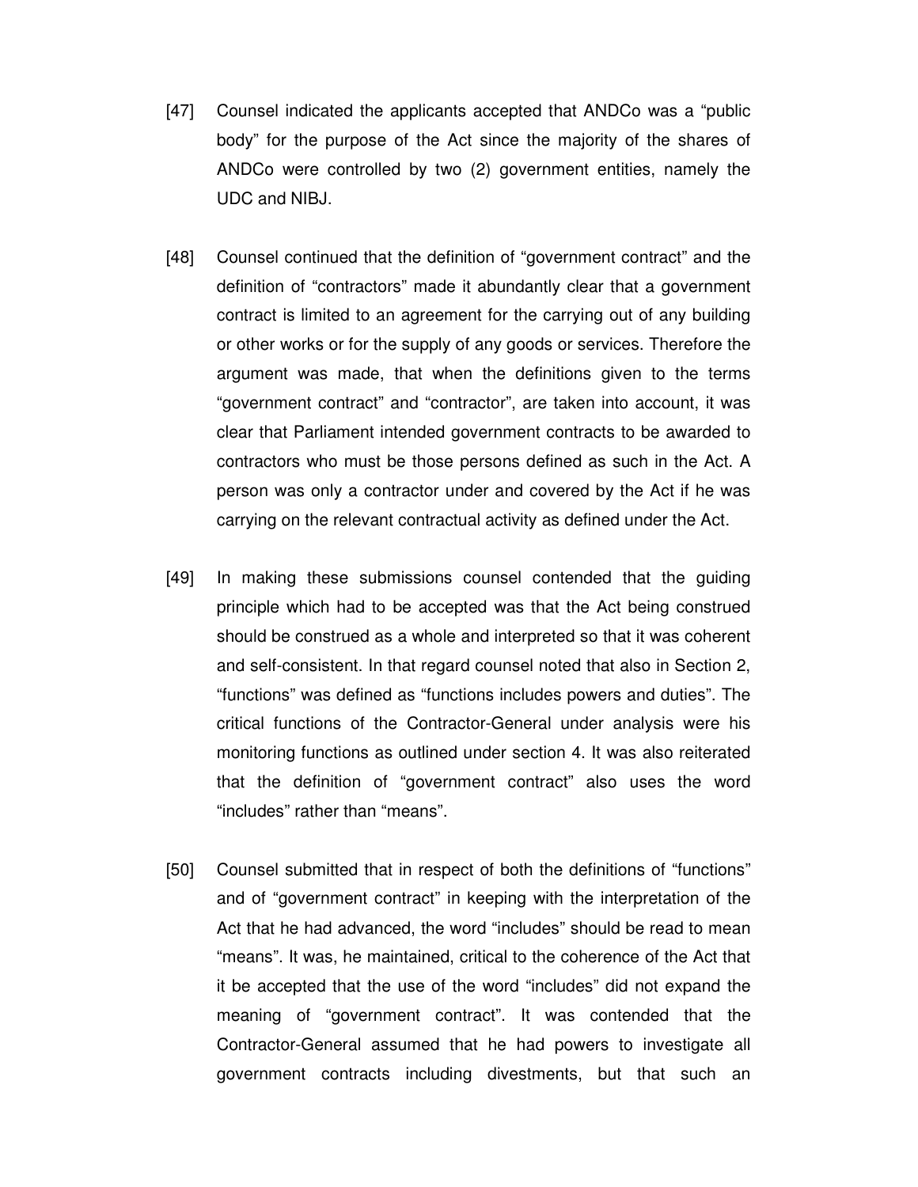[47] Counsel indicated the applicants accepted that ANDCo was a "public body" for the purpose of the Act since the majority of the shares of ANDCo were controlled by two (2) government entities, namely the UDC and NIBJ.

[48] Counsel continued that the definition of "government contract" and the definition of "contractors" made it abundantly clear that a government contract is limited to an agreement for the carrying out of any building or other works or for the supply of any goods or services. Therefore the argument was made, that when the definitions given to the terms "government contract" and "contractor", are taken into account, it was clear that Parliament intended government contracts to be awarded to contractors who must be those persons defined as such in the Act. A person was only a contractor under and covered by the Act if he was carrying on the relevant contractual activity as defined under the Act.

[49] In making these submissions counsel contended that the guiding principle which had to be accepted was that the Act being construed should be construed as a whole and interpreted so that it was coherent and self-consistent. In that regard counsel noted that also in Section 2, "functions" was defined as "functions includes powers and duties". The critical functions of the Contractor-General under analysis were his monitoring functions as outlined under section 4. It was also reiterated that the definition of "government contract" also uses the word "includes" rather than "means".

[50] Counsel submitted that in respect of both the definitions of "functions" and of "government contract" in keeping with the interpretation of the Act that he had advanced, the word "includes" should be read to mean "means". It was, he maintained, critical to the coherence of the Act that it be accepted that the use of the word "includes" did not expand the meaning of "government contract". It was contended that the Contractor-General assumed that he had powers to investigate all government contracts including divestments, but that such an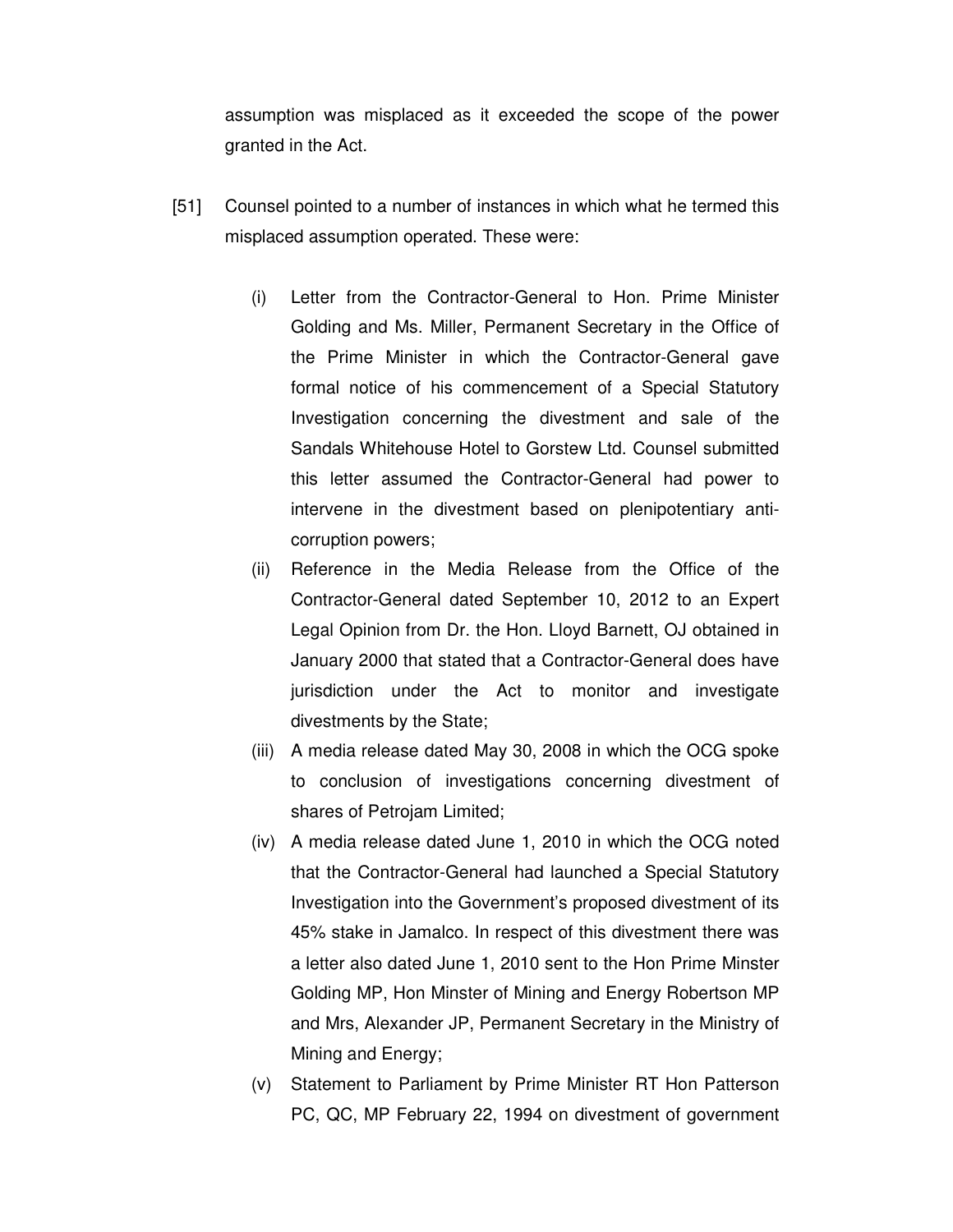assumption was misplaced as it exceeded the scope of the power granted in the Act.

[51] Counsel pointed to a number of instances in which what he termed this misplaced assumption operated. These were:

(i) Letter from the Contractor-General to Hon. Prime Minister Golding and Ms. Miller, Permanent Secretary in the Office of the Prime Minister in which the Contractor-General gave formal notice of his commencement of a Special Statutory Investigation concerning the divestment and sale of the Sandals Whitehouse Hotel to Gorstew Ltd. Counsel submitted this letter assumed the Contractor-General had power to intervene in the divestment based on plenipotentiary anti-corruption powers;

(ii) Reference in the Media Release from the Office of the Contractor-General dated September 10, 2012 to an Expert Legal Opinion from Dr. the Hon. Lloyd Barnett, OJ obtained in January 2000 that stated that a Contractor-General does have jurisdiction under the Act to monitor and investigate divestments by the State;

(iii) A media release dated May 30, 2008 in which the OCG spoke to conclusion of investigations concerning divestment of shares of Petrojam Limited;

(iv) A media release dated June 1, 2010 in which the OCG noted that the Contractor-General had launched a Special Statutory Investigation into the Government's proposed divestment of its 45% stake in Jamalco. In respect of this divestment there was a letter also dated June 1, 2010 sent to the Hon Prime Minster Golding MP, Hon Minster of Mining and Energy Robertson MP and Mrs, Alexander JP, Permanent Secretary in the Ministry of Mining and Energy;

(v) Statement to Parliament by Prime Minister RT Hon Patterson PC, QC, MP February 22, 1994 on divestment of government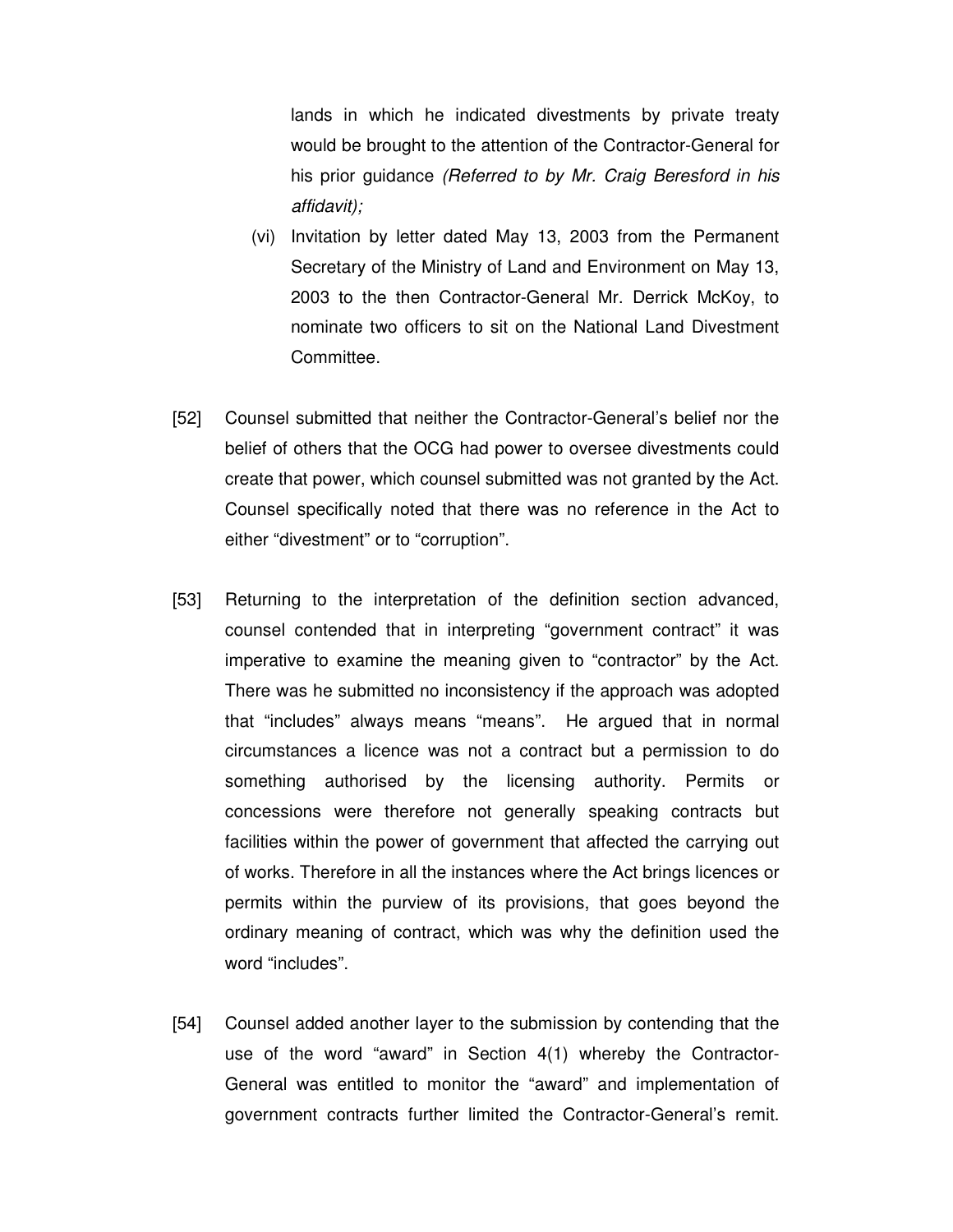lands in which he indicated divestments by private treaty would be brought to the attention of the Contractor-General for his prior guidance *(Referred to by Mr. Craig Beresford in his affidavit);*

(vi) Invitation by letter dated May 13, 2003 from the Permanent Secretary of the Ministry of Land and Environment on May 13, 2003 to the then Contractor-General Mr. Derrick McKoy, to nominate two officers to sit on the National Land Divestment Committee.

[52] Counsel submitted that neither the Contractor-General's belief nor the belief of others that the OCG had power to oversee divestments could create that power, which counsel submitted was not granted by the Act. Counsel specifically noted that there was no reference in the Act to either "divestment" or to "corruption".

[53] Returning to the interpretation of the definition section advanced, counsel contended that in interpreting "government contract" it was imperative to examine the meaning given to "contractor" by the Act. There was he submitted no inconsistency if the approach was adopted that "includes" always means "means". He argued that in normal circumstances a licence was not a contract but a permission to do something authorised by the licensing authority. Permits or concessions were therefore not generally speaking contracts but facilities within the power of government that affected the carrying out of works. Therefore in all the instances where the Act brings licences or permits within the purview of its provisions, that goes beyond the ordinary meaning of contract, which was why the definition used the word "includes".

[54] Counsel added another layer to the submission by contending that the use of the word "award" in Section 4(1) whereby the Contractor-General was entitled to monitor the "award" and implementation of government contracts further limited the Contractor-General's remit.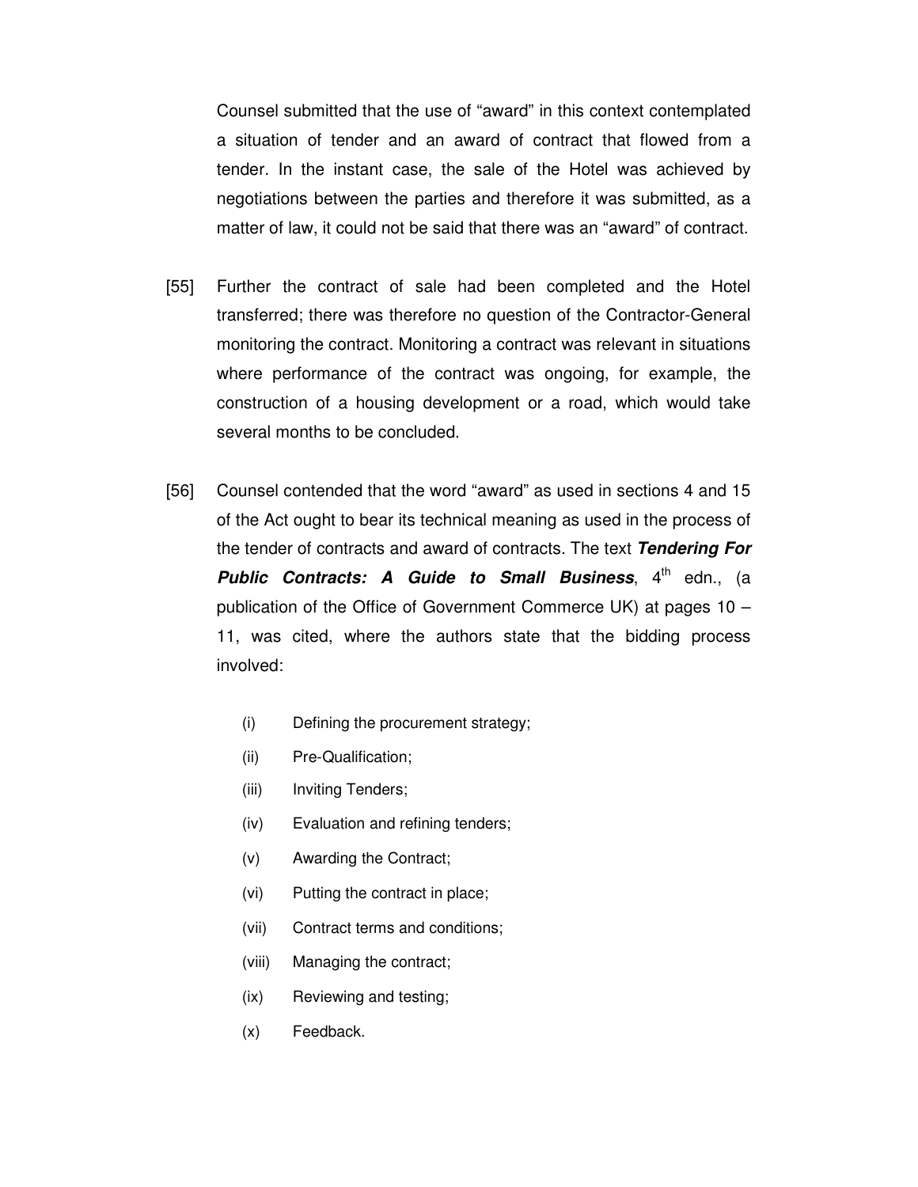Counsel submitted that the use of "award" in this context contemplated a situation of tender and an award of contract that flowed from a tender. In the instant case, the sale of the Hotel was achieved by negotiations between the parties and therefore it was submitted, as a matter of law, it could not be said that there was an "award" of contract.

[55] Further the contract of sale had been completed and the Hotel transferred; there was therefore no question of the Contractor-General monitoring the contract. Monitoring a contract was relevant in situations where performance of the contract was ongoing, for example, the construction of a housing development or a road, which would take several months to be concluded.

[56] Counsel contended that the word "award" as used in sections 4 and 15 of the Act ought to bear its technical meaning as used in the process of the tender of contracts and award of contracts. The text ***Tendering For Public Contracts: A Guide to Small Business***, 4th edn., (a publication of the Office of Government Commerce UK) at pages 10 – 11, was cited, where the authors state that the bidding process involved:

(i) Defining the procurement strategy;

(ii) Pre-Qualification;

(iii) Inviting Tenders;

(iv) Evaluation and refining tenders;

(v) Awarding the Contract;

(vi) Putting the contract in place;

(vii) Contract terms and conditions;

(viii) Managing the contract;

(ix) Reviewing and testing;

(x) Feedback.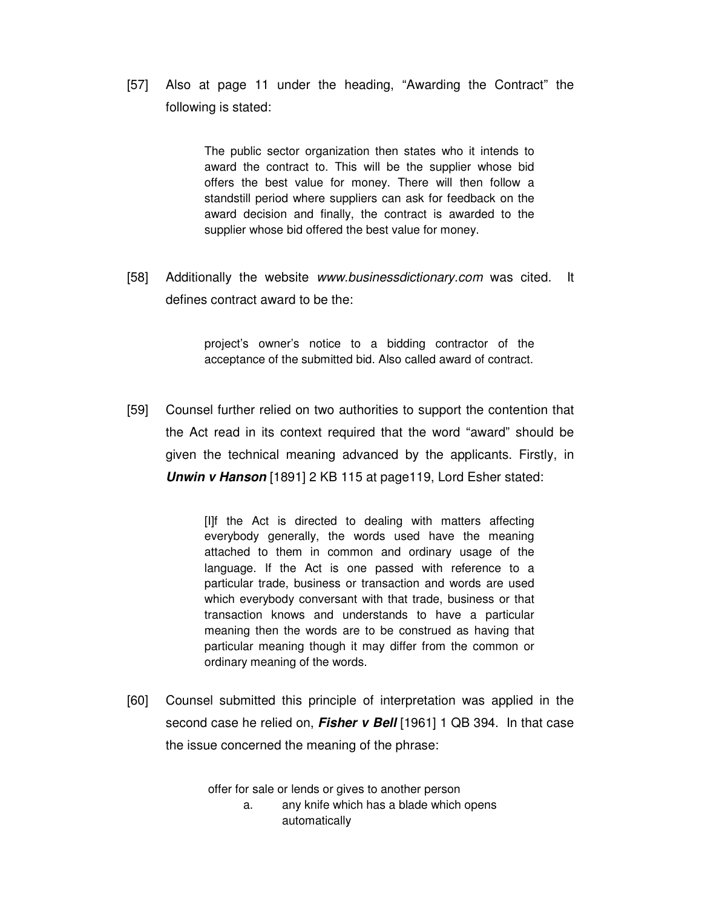[57] Also at page 11 under the heading, "Awarding the Contract" the following is stated:

> The public sector organization then states who it intends to award the contract to. This will be the supplier whose bid offers the best value for money. There will then follow a standstill period where suppliers can ask for feedback on the award decision and finally, the contract is awarded to the supplier whose bid offered the best value for money.

[58] Additionally the website *www.businessdictionary.com* was cited. It defines contract award to be the:

> project's owner's notice to a bidding contractor of the acceptance of the submitted bid. Also called award of contract.

[59] Counsel further relied on two authorities to support the contention that the Act read in its context required that the word "award" should be given the technical meaning advanced by the applicants. Firstly, in ***Unwin v Hanson*** [1891] 2 KB 115 at page119, Lord Esher stated:

> [I]f the Act is directed to dealing with matters affecting everybody generally, the words used have the meaning attached to them in common and ordinary usage of the language. If the Act is one passed with reference to a particular trade, business or transaction and words are used which everybody conversant with that trade, business or that transaction knows and understands to have a particular meaning then the words are to be construed as having that particular meaning though it may differ from the common or ordinary meaning of the words.

[60] Counsel submitted this principle of interpretation was applied in the second case he relied on, ***Fisher v Bell*** [1961] 1 QB 394. In that case the issue concerned the meaning of the phrase:

> offer for sale or lends or gives to another person
>
> a. any knife which has a blade which opens automatically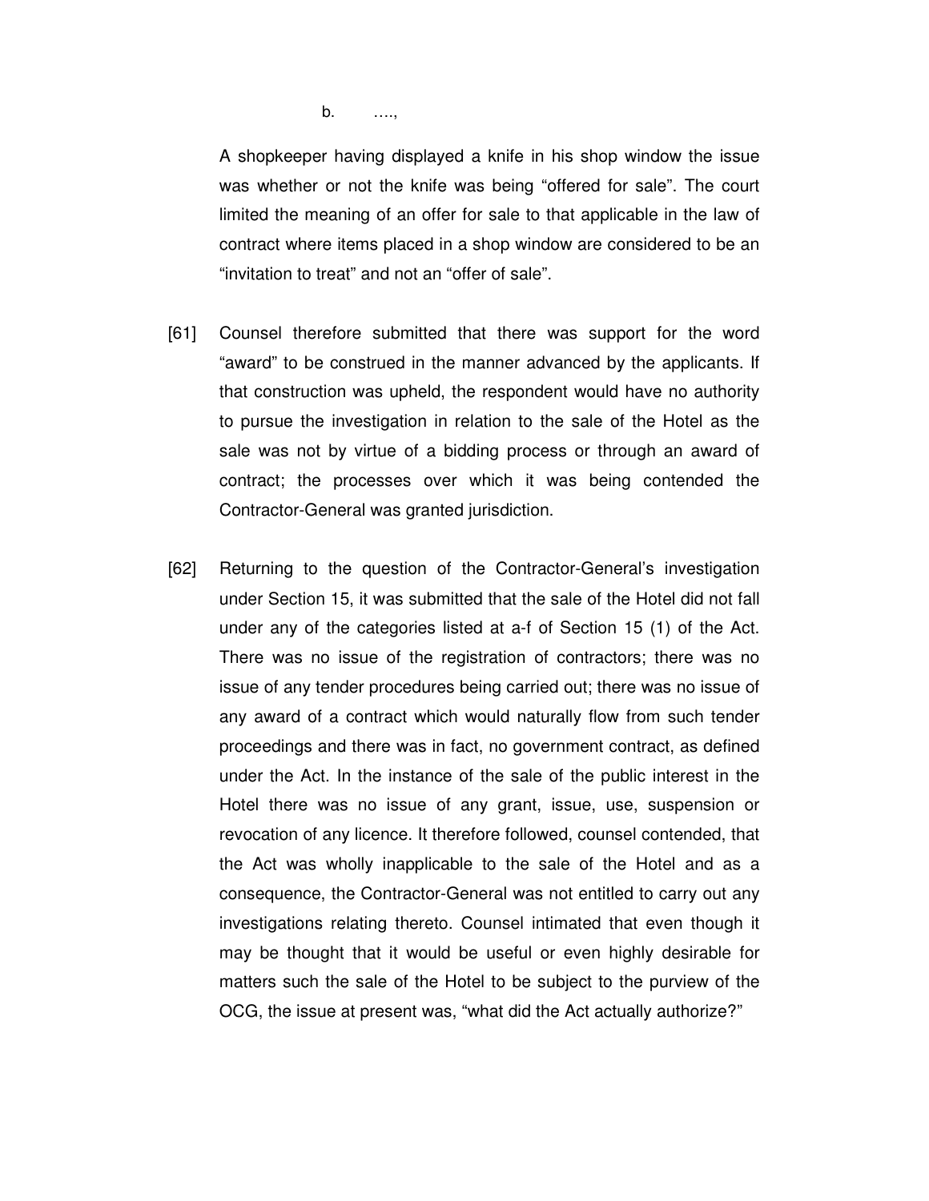b. ….,

A shopkeeper having displayed a knife in his shop window the issue was whether or not the knife was being "offered for sale". The court limited the meaning of an offer for sale to that applicable in the law of contract where items placed in a shop window are considered to be an "invitation to treat" and not an "offer of sale".

[61] Counsel therefore submitted that there was support for the word "award" to be construed in the manner advanced by the applicants. If that construction was upheld, the respondent would have no authority to pursue the investigation in relation to the sale of the Hotel as the sale was not by virtue of a bidding process or through an award of contract; the processes over which it was being contended the Contractor-General was granted jurisdiction.

[62] Returning to the question of the Contractor-General's investigation under Section 15, it was submitted that the sale of the Hotel did not fall under any of the categories listed at a-f of Section 15 (1) of the Act. There was no issue of the registration of contractors; there was no issue of any tender procedures being carried out; there was no issue of any award of a contract which would naturally flow from such tender proceedings and there was in fact, no government contract, as defined under the Act. In the instance of the sale of the public interest in the Hotel there was no issue of any grant, issue, use, suspension or revocation of any licence. It therefore followed, counsel contended, that the Act was wholly inapplicable to the sale of the Hotel and as a consequence, the Contractor-General was not entitled to carry out any investigations relating thereto. Counsel intimated that even though it may be thought that it would be useful or even highly desirable for matters such the sale of the Hotel to be subject to the purview of the OCG, the issue at present was, "what did the Act actually authorize?"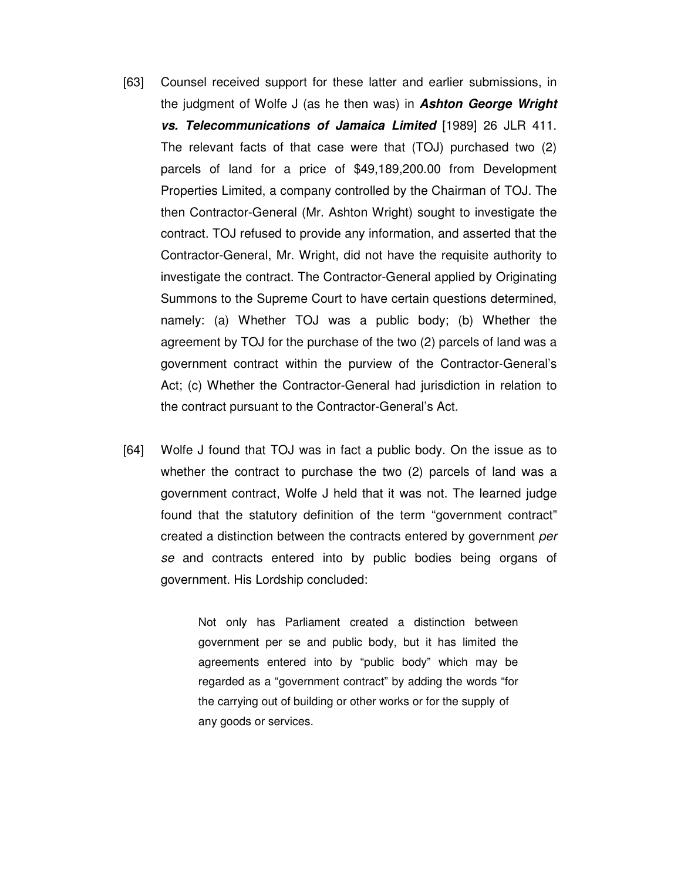[63] Counsel received support for these latter and earlier submissions, in the judgment of Wolfe J (as he then was) in ***Ashton George Wright vs. Telecommunications of Jamaica Limited*** [1989] 26 JLR 411. The relevant facts of that case were that (TOJ) purchased two (2) parcels of land for a price of $49,189,200.00 from Development Properties Limited, a company controlled by the Chairman of TOJ. The then Contractor-General (Mr. Ashton Wright) sought to investigate the contract. TOJ refused to provide any information, and asserted that the Contractor-General, Mr. Wright, did not have the requisite authority to investigate the contract. The Contractor-General applied by Originating Summons to the Supreme Court to have certain questions determined, namely: (a) Whether TOJ was a public body; (b) Whether the agreement by TOJ for the purchase of the two (2) parcels of land was a government contract within the purview of the Contractor-General's Act; (c) Whether the Contractor-General had jurisdiction in relation to the contract pursuant to the Contractor-General's Act.

[64] Wolfe J found that TOJ was in fact a public body. On the issue as to whether the contract to purchase the two (2) parcels of land was a government contract, Wolfe J held that it was not. The learned judge found that the statutory definition of the term "government contract" created a distinction between the contracts entered by government *per se* and contracts entered into by public bodies being organs of government. His Lordship concluded:

> Not only has Parliament created a distinction between government per se and public body, but it has limited the agreements entered into by "public body" which may be regarded as a "government contract" by adding the words "for the carrying out of building or other works or for the supply of any goods or services.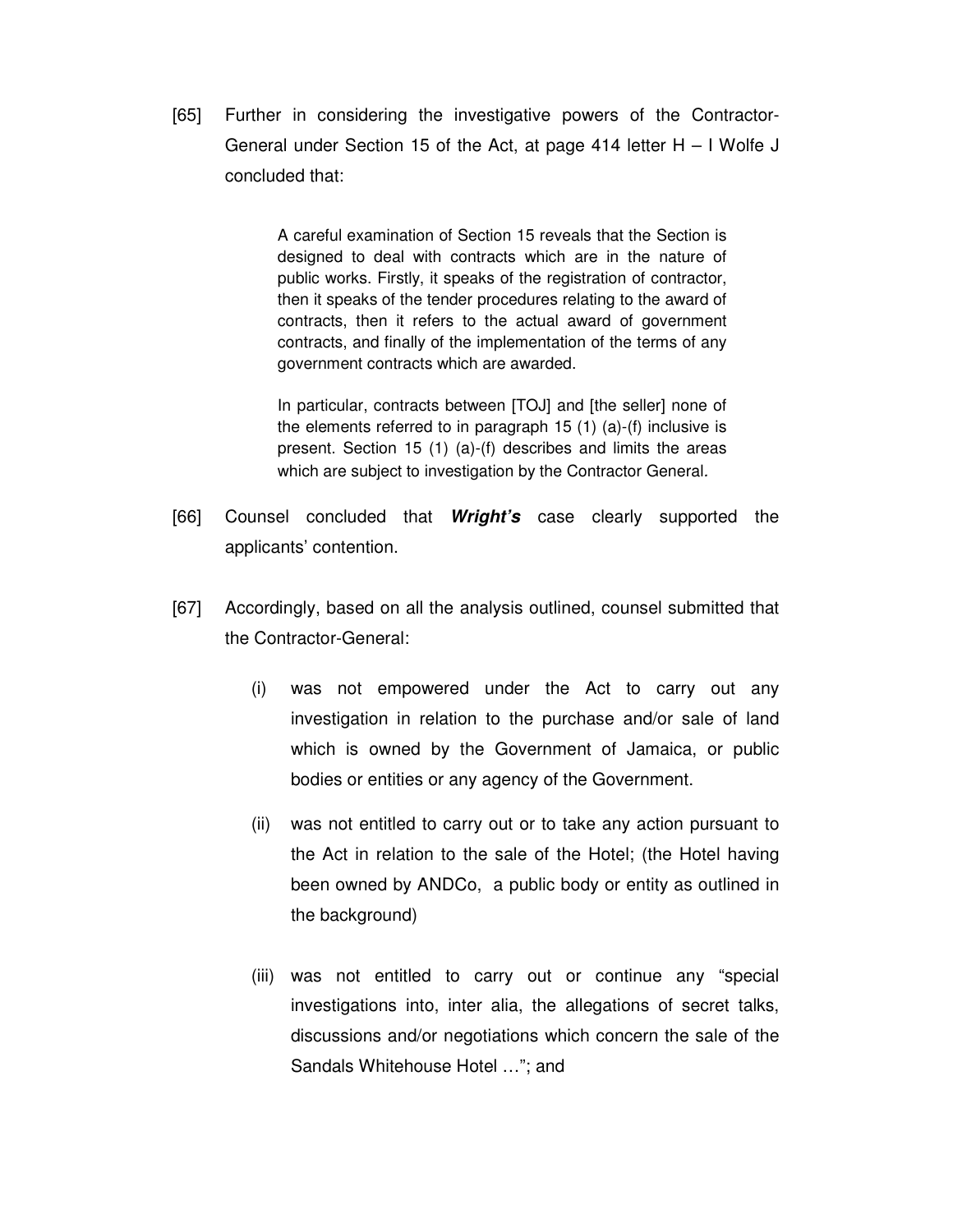[65] Further in considering the investigative powers of the Contractor-General under Section 15 of the Act, at page 414 letter H – I Wolfe J concluded that:

> A careful examination of Section 15 reveals that the Section is designed to deal with contracts which are in the nature of public works. Firstly, it speaks of the registration of contractor, then it speaks of the tender procedures relating to the award of contracts, then it refers to the actual award of government contracts, and finally of the implementation of the terms of any government contracts which are awarded.
>
> In particular, contracts between [TOJ] and [the seller] none of the elements referred to in paragraph 15 (1) (a)-(f) inclusive is present. Section 15 (1) (a)-(f) describes and limits the areas which are subject to investigation by the Contractor General.

[66] Counsel concluded that ***Wright's*** case clearly supported the applicants' contention.

[67] Accordingly, based on all the analysis outlined, counsel submitted that the Contractor-General:

(i) was not empowered under the Act to carry out any investigation in relation to the purchase and/or sale of land which is owned by the Government of Jamaica, or public bodies or entities or any agency of the Government.

(ii) was not entitled to carry out or to take any action pursuant to the Act in relation to the sale of the Hotel; (the Hotel having been owned by ANDCo, a public body or entity as outlined in the background)

(iii) was not entitled to carry out or continue any "special investigations into, inter alia, the allegations of secret talks, discussions and/or negotiations which concern the sale of the Sandals Whitehouse Hotel …"; and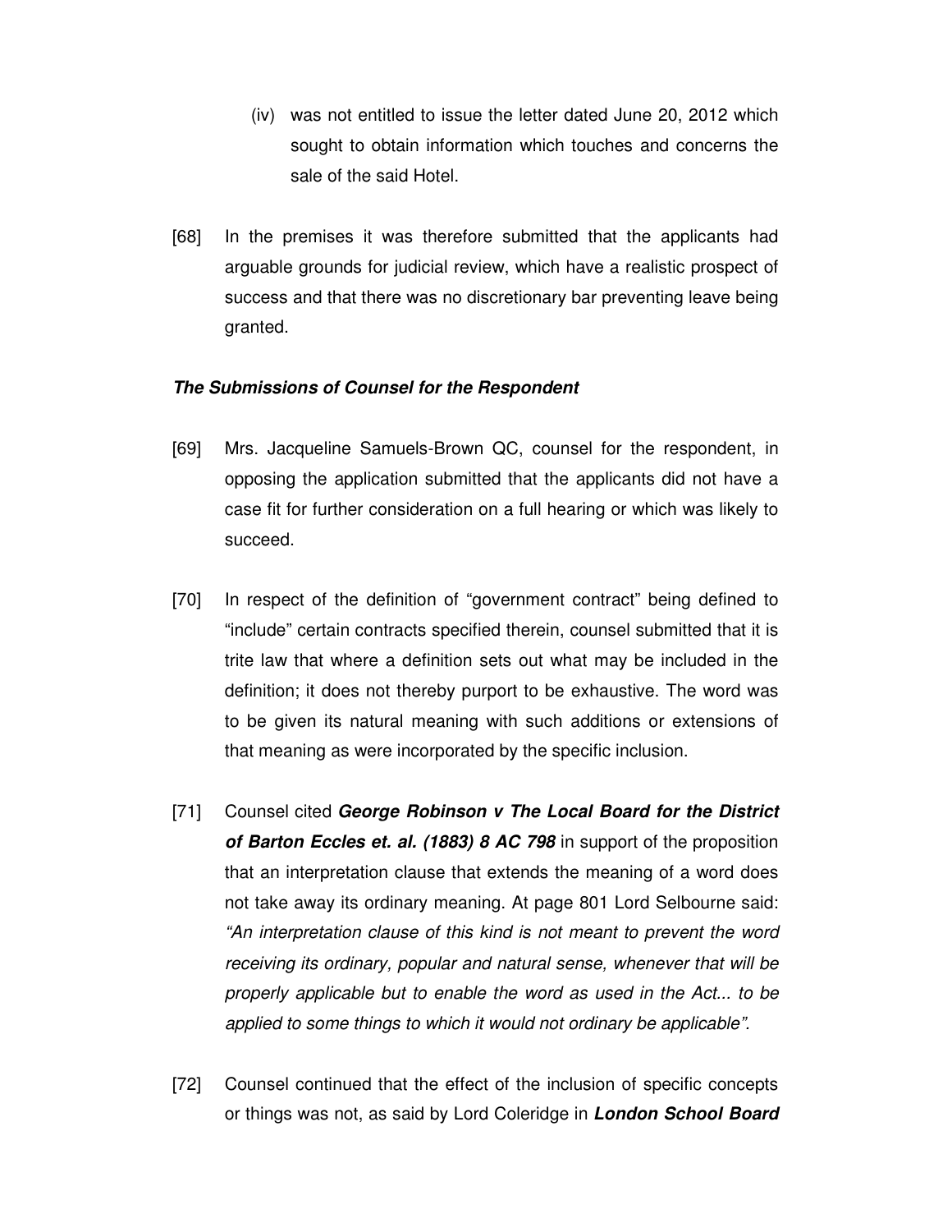(iv) was not entitled to issue the letter dated June 20, 2012 which sought to obtain information which touches and concerns the sale of the said Hotel.

[68] In the premises it was therefore submitted that the applicants had arguable grounds for judicial review, which have a realistic prospect of success and that there was no discretionary bar preventing leave being granted.

***The Submissions of Counsel for the Respondent***

[69] Mrs. Jacqueline Samuels-Brown QC, counsel for the respondent, in opposing the application submitted that the applicants did not have a case fit for further consideration on a full hearing or which was likely to succeed.

[70] In respect of the definition of "government contract" being defined to "include" certain contracts specified therein, counsel submitted that it is trite law that where a definition sets out what may be included in the definition; it does not thereby purport to be exhaustive. The word was to be given its natural meaning with such additions or extensions of that meaning as were incorporated by the specific inclusion.

[71] Counsel cited ***George Robinson v The Local Board for the District of Barton Eccles et. al. (1883) 8 AC 798*** in support of the proposition that an interpretation clause that extends the meaning of a word does not take away its ordinary meaning. At page 801 Lord Selbourne said: *"An interpretation clause of this kind is not meant to prevent the word receiving its ordinary, popular and natural sense, whenever that will be properly applicable but to enable the word as used in the Act... to be applied to some things to which it would not ordinary be applicable".*

[72] Counsel continued that the effect of the inclusion of specific concepts or things was not, as said by Lord Coleridge in ***London School Board***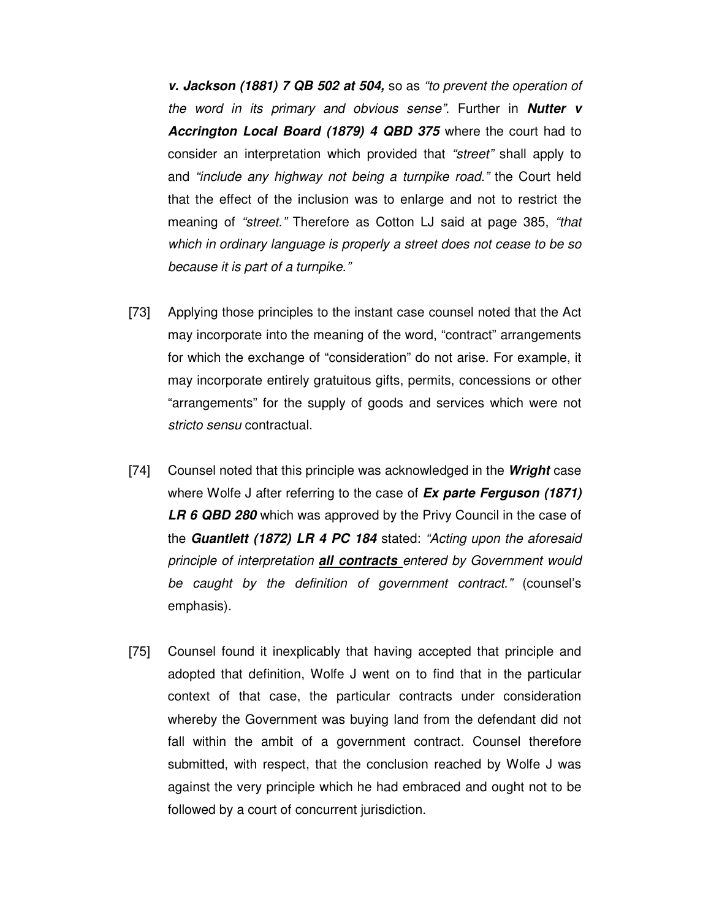***v. Jackson (1881) 7 QB 502 at 504,*** so as *"to prevent the operation of the word in its primary and obvious sense"*. Further in ***Nutter v Accrington Local Board (1879) 4 QBD 375*** where the court had to consider an interpretation which provided that *"street"* shall apply to and *"include any highway not being a turnpike road."* the Court held that the effect of the inclusion was to enlarge and not to restrict the meaning of *"street."* Therefore as Cotton LJ said at page 385, *"that which in ordinary language is properly a street does not cease to be so because it is part of a turnpike."*

[73] Applying those principles to the instant case counsel noted that the Act may incorporate into the meaning of the word, "contract" arrangements for which the exchange of "consideration" do not arise. For example, it may incorporate entirely gratuitous gifts, permits, concessions or other "arrangements" for the supply of goods and services which were not *stricto sensu* contractual.

[74] Counsel noted that this principle was acknowledged in the ***Wright*** case where Wolfe J after referring to the case of ***Ex parte Ferguson (1871) LR 6 QBD 280*** which was approved by the Privy Council in the case of the ***Guantlett (1872) LR 4 PC 184*** stated: *"Acting upon the aforesaid principle of interpretation* ***<u>all contracts</u>*** *entered by Government would be caught by the definition of government contract."* (counsel's emphasis).

[75] Counsel found it inexplicably that having accepted that principle and adopted that definition, Wolfe J went on to find that in the particular context of that case, the particular contracts under consideration whereby the Government was buying land from the defendant did not fall within the ambit of a government contract. Counsel therefore submitted, with respect, that the conclusion reached by Wolfe J was against the very principle which he had embraced and ought not to be followed by a court of concurrent jurisdiction.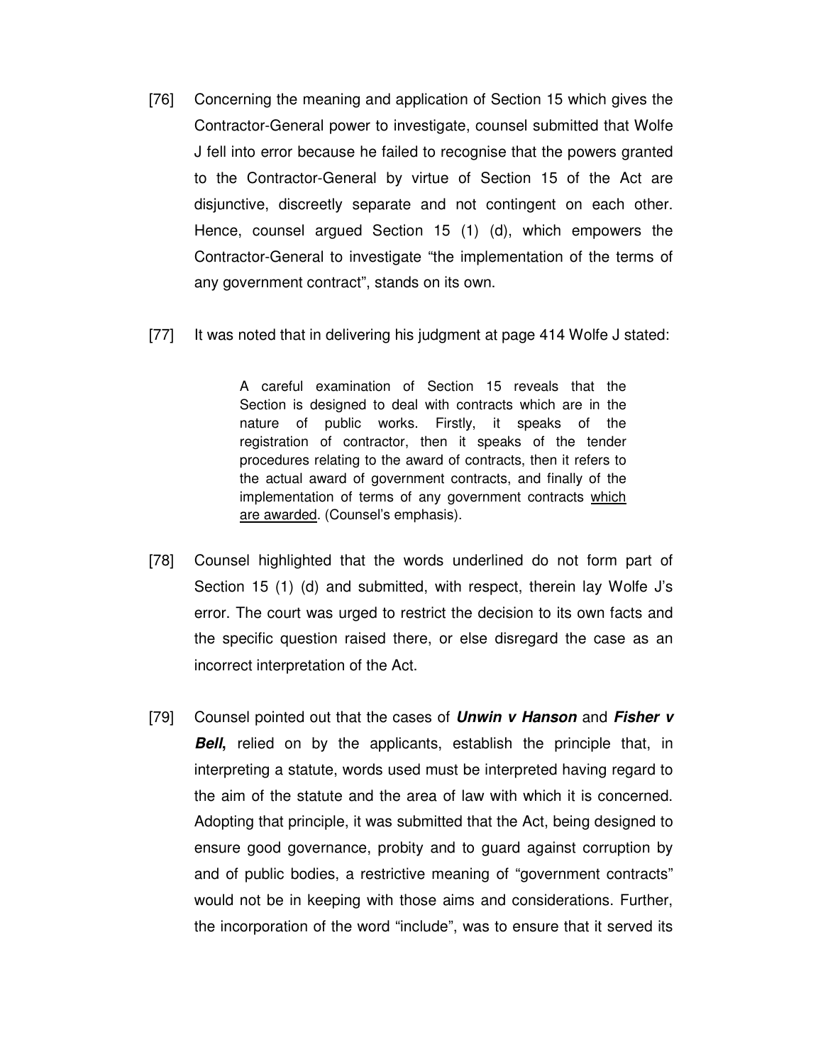[76] Concerning the meaning and application of Section 15 which gives the Contractor-General power to investigate, counsel submitted that Wolfe J fell into error because he failed to recognise that the powers granted to the Contractor-General by virtue of Section 15 of the Act are disjunctive, discreetly separate and not contingent on each other. Hence, counsel argued Section 15 (1) (d), which empowers the Contractor-General to investigate "the implementation of the terms of any government contract", stands on its own.

[77] It was noted that in delivering his judgment at page 414 Wolfe J stated:

> A careful examination of Section 15 reveals that the Section is designed to deal with contracts which are in the nature of public works. Firstly, it speaks of the registration of contractor, then it speaks of the tender procedures relating to the award of contracts, then it refers to the actual award of government contracts, and finally of the implementation of terms of any government contracts <u>which are awarded</u>. (Counsel's emphasis).

[78] Counsel highlighted that the words underlined do not form part of Section 15 (1) (d) and submitted, with respect, therein lay Wolfe J's error. The court was urged to restrict the decision to its own facts and the specific question raised there, or else disregard the case as an incorrect interpretation of the Act.

[79] Counsel pointed out that the cases of ***Unwin v Hanson*** and ***Fisher v Bell***, relied on by the applicants, establish the principle that, in interpreting a statute, words used must be interpreted having regard to the aim of the statute and the area of law with which it is concerned. Adopting that principle, it was submitted that the Act, being designed to ensure good governance, probity and to guard against corruption by and of public bodies, a restrictive meaning of "government contracts" would not be in keeping with those aims and considerations. Further, the incorporation of the word "include", was to ensure that it served its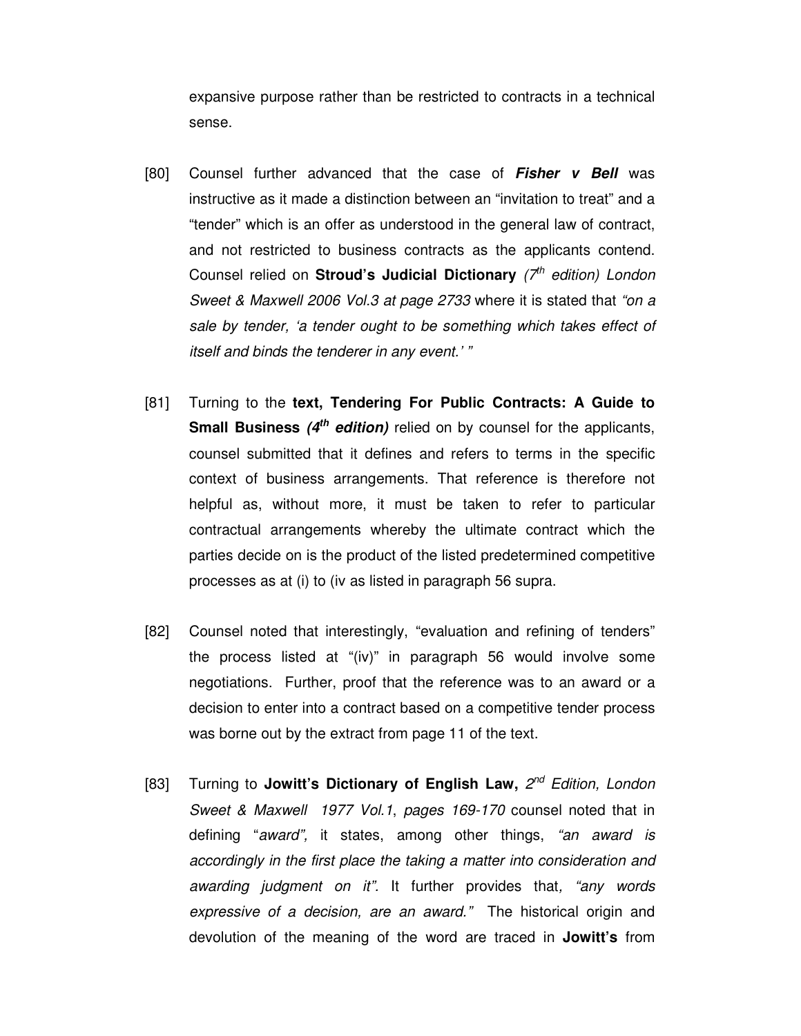expansive purpose rather than be restricted to contracts in a technical sense.

[80] Counsel further advanced that the case of ***Fisher v Bell*** was instructive as it made a distinction between an "invitation to treat" and a "tender" which is an offer as understood in the general law of contract, and not restricted to business contracts as the applicants contend. Counsel relied on **Stroud's Judicial Dictionary** *(7th edition) London Sweet & Maxwell 2006 Vol.3 at page 2733* where it is stated that *"on a sale by tender, 'a tender ought to be something which takes effect of itself and binds the tenderer in any event.' "*

[81] Turning to the **text, Tendering For Public Contracts: A Guide to Small Business *(4th edition)*** relied on by counsel for the applicants, counsel submitted that it defines and refers to terms in the specific context of business arrangements. That reference is therefore not helpful as, without more, it must be taken to refer to particular contractual arrangements whereby the ultimate contract which the parties decide on is the product of the listed predetermined competitive processes as at (i) to (iv as listed in paragraph 56 supra.

[82] Counsel noted that interestingly, "evaluation and refining of tenders" the process listed at "(iv)" in paragraph 56 would involve some negotiations. Further, proof that the reference was to an award or a decision to enter into a contract based on a competitive tender process was borne out by the extract from page 11 of the text.

[83] Turning to **Jowitt's Dictionary of English Law,** *2nd Edition, London Sweet & Maxwell 1977 Vol.1*, *pages 169-170* counsel noted that in defining "*award",* it states, among other things, *"an award is accordingly in the first place the taking a matter into consideration and awarding judgment on it".* It further provides that*, "any words expressive of a decision, are an award."* The historical origin and devolution of the meaning of the word are traced in **Jowitt's** from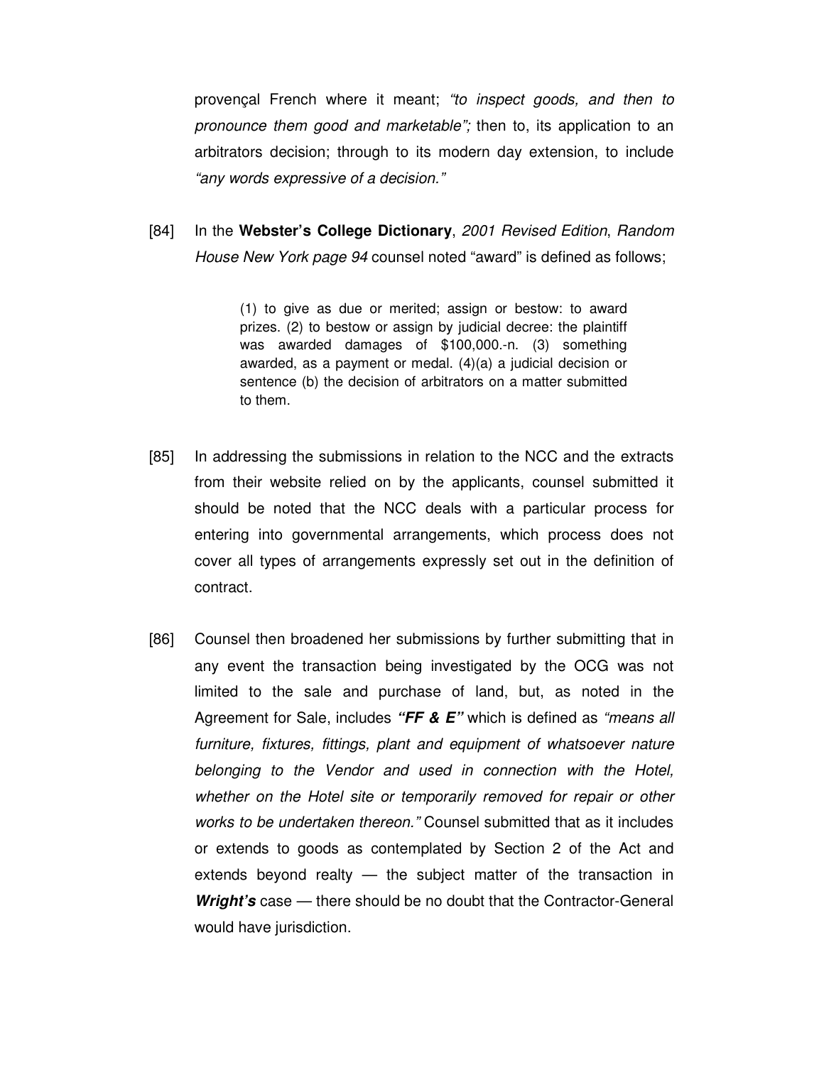provençal French where it meant; *"to inspect goods, and then to pronounce them good and marketable";* then to, its application to an arbitrators decision; through to its modern day extension, to include *"any words expressive of a decision."*

[84] In the **Webster's College Dictionary**, *2001 Revised Edition*, *Random House New York page 94* counsel noted "award" is defined as follows;

> (1) to give as due or merited; assign or bestow: to award prizes. (2) to bestow or assign by judicial decree: the plaintiff was awarded damages of $100,000.-n. (3) something awarded, as a payment or medal. (4)(a) a judicial decision or sentence (b) the decision of arbitrators on a matter submitted to them.

[85] In addressing the submissions in relation to the NCC and the extracts from their website relied on by the applicants, counsel submitted it should be noted that the NCC deals with a particular process for entering into governmental arrangements, which process does not cover all types of arrangements expressly set out in the definition of contract.

[86] Counsel then broadened her submissions by further submitting that in any event the transaction being investigated by the OCG was not limited to the sale and purchase of land, but, as noted in the Agreement for Sale, includes ***"FF & E"*** which is defined as *"means all furniture, fixtures, fittings, plant and equipment of whatsoever nature belonging to the Vendor and used in connection with the Hotel, whether on the Hotel site or temporarily removed for repair or other works to be undertaken thereon."* Counsel submitted that as it includes or extends to goods as contemplated by Section 2 of the Act and extends beyond realty — the subject matter of the transaction in ***Wright's*** case — there should be no doubt that the Contractor-General would have jurisdiction.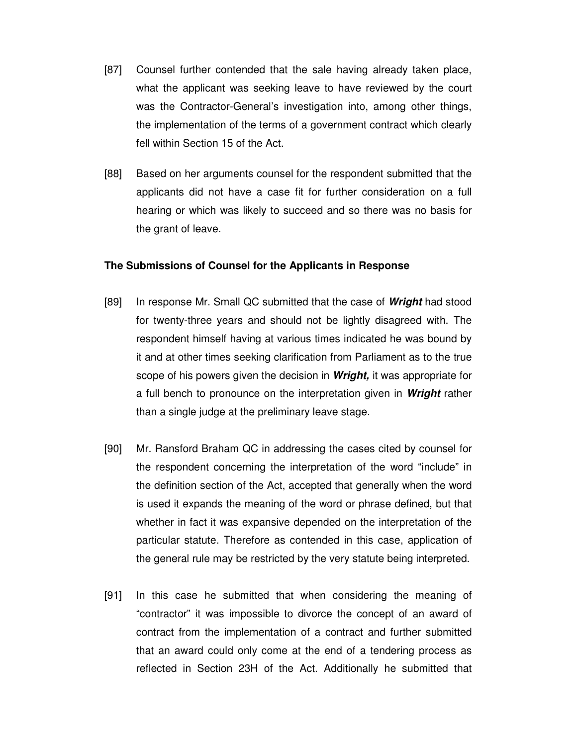[87] Counsel further contended that the sale having already taken place, what the applicant was seeking leave to have reviewed by the court was the Contractor-General's investigation into, among other things, the implementation of the terms of a government contract which clearly fell within Section 15 of the Act.

[88] Based on her arguments counsel for the respondent submitted that the applicants did not have a case fit for further consideration on a full hearing or which was likely to succeed and so there was no basis for the grant of leave.

**The Submissions of Counsel for the Applicants in Response**

[89] In response Mr. Small QC submitted that the case of ***Wright*** had stood for twenty-three years and should not be lightly disagreed with. The respondent himself having at various times indicated he was bound by it and at other times seeking clarification from Parliament as to the true scope of his powers given the decision in ***Wright,*** it was appropriate for a full bench to pronounce on the interpretation given in ***Wright*** rather than a single judge at the preliminary leave stage.

[90] Mr. Ransford Braham QC in addressing the cases cited by counsel for the respondent concerning the interpretation of the word "include" in the definition section of the Act, accepted that generally when the word is used it expands the meaning of the word or phrase defined, but that whether in fact it was expansive depended on the interpretation of the particular statute. Therefore as contended in this case, application of the general rule may be restricted by the very statute being interpreted.

[91] In this case he submitted that when considering the meaning of "contractor" it was impossible to divorce the concept of an award of contract from the implementation of a contract and further submitted that an award could only come at the end of a tendering process as reflected in Section 23H of the Act. Additionally he submitted that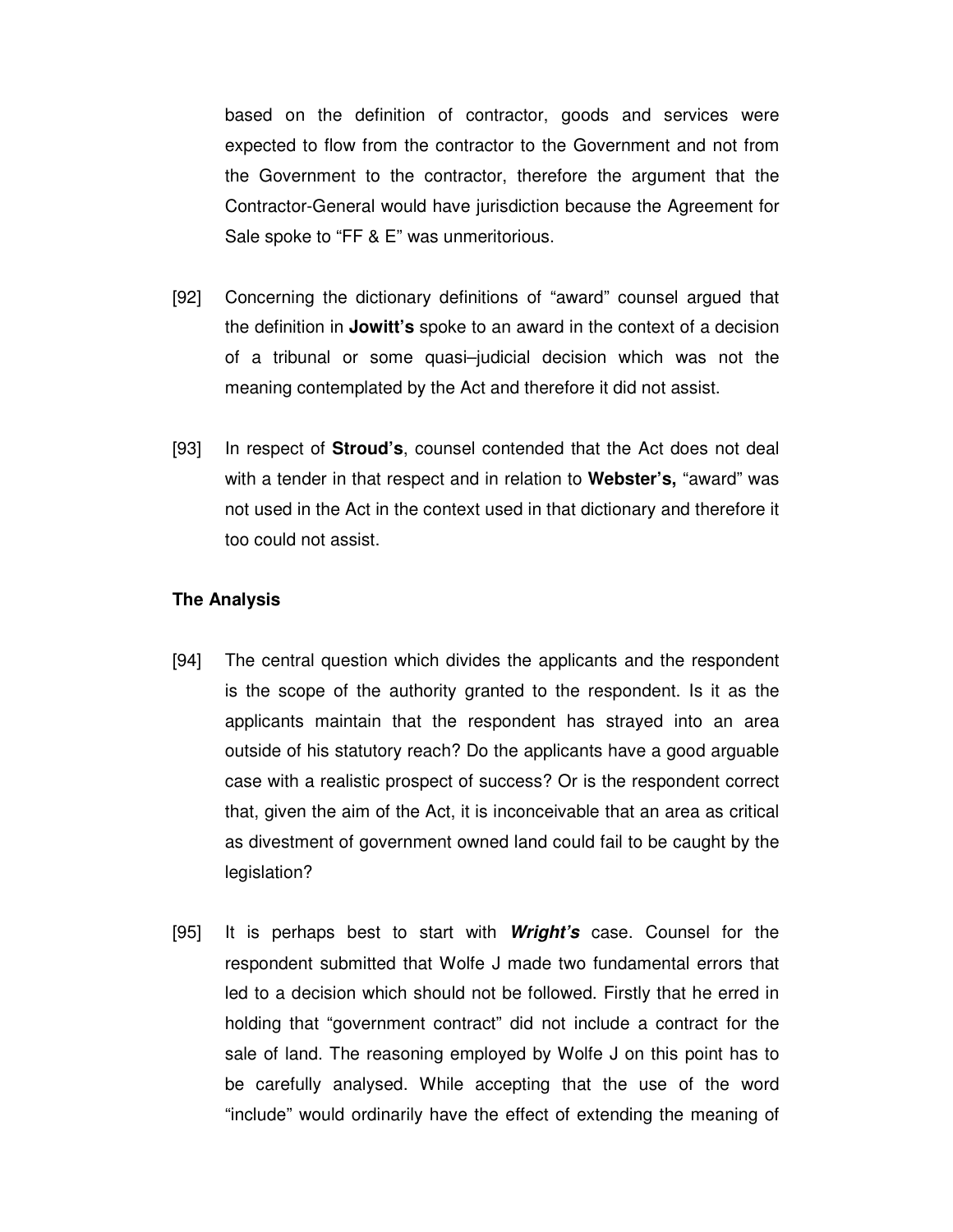based on the definition of contractor, goods and services were expected to flow from the contractor to the Government and not from the Government to the contractor, therefore the argument that the Contractor-General would have jurisdiction because the Agreement for Sale spoke to "FF & E" was unmeritorious.

[92] Concerning the dictionary definitions of "award" counsel argued that the definition in **Jowitt's** spoke to an award in the context of a decision of a tribunal or some quasi–judicial decision which was not the meaning contemplated by the Act and therefore it did not assist.

[93] In respect of **Stroud's**, counsel contended that the Act does not deal with a tender in that respect and in relation to **Webster's,** "award" was not used in the Act in the context used in that dictionary and therefore it too could not assist.

**The Analysis**

[94] The central question which divides the applicants and the respondent is the scope of the authority granted to the respondent. Is it as the applicants maintain that the respondent has strayed into an area outside of his statutory reach? Do the applicants have a good arguable case with a realistic prospect of success? Or is the respondent correct that, given the aim of the Act, it is inconceivable that an area as critical as divestment of government owned land could fail to be caught by the legislation?

[95] It is perhaps best to start with ***Wright's*** case. Counsel for the respondent submitted that Wolfe J made two fundamental errors that led to a decision which should not be followed. Firstly that he erred in holding that "government contract" did not include a contract for the sale of land. The reasoning employed by Wolfe J on this point has to be carefully analysed. While accepting that the use of the word "include" would ordinarily have the effect of extending the meaning of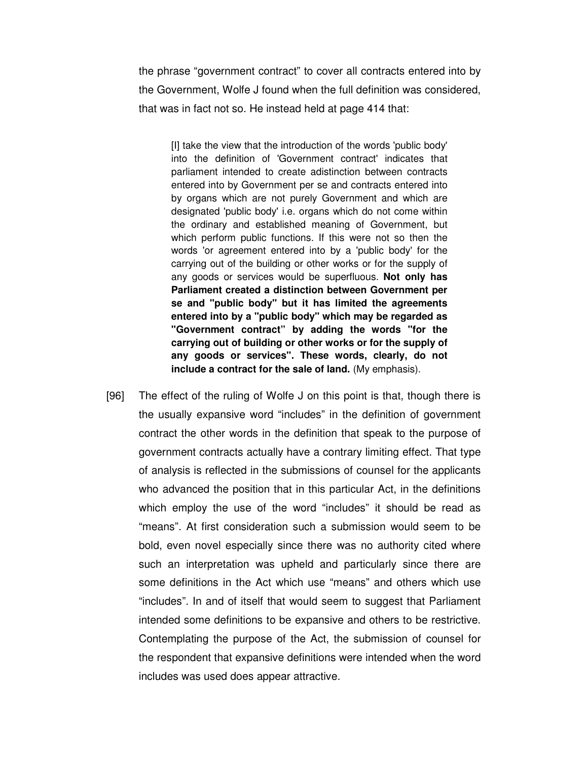the phrase "government contract" to cover all contracts entered into by the Government, Wolfe J found when the full definition was considered, that was in fact not so. He instead held at page 414 that:

> [I] take the view that the introduction of the words 'public body' into the definition of 'Government contract' indicates that parliament intended to create adistinction between contracts entered into by Government per se and contracts entered into by organs which are not purely Government and which are designated 'public body' i.e. organs which do not come within the ordinary and established meaning of Government, but which perform public functions. If this were not so then the words 'or agreement entered into by a 'public body' for the carrying out of the building or other works or for the supply of any goods or services would be superfluous. **Not only has Parliament created a distinction between Government per se and "public body" but it has limited the agreements entered into by a "public body" which may be regarded as "Government contract" by adding the words "for the carrying out of building or other works or for the supply of any goods or services". These words, clearly, do not include a contract for the sale of land.** (My emphasis).

[96] The effect of the ruling of Wolfe J on this point is that, though there is the usually expansive word "includes" in the definition of government contract the other words in the definition that speak to the purpose of government contracts actually have a contrary limiting effect. That type of analysis is reflected in the submissions of counsel for the applicants who advanced the position that in this particular Act, in the definitions which employ the use of the word "includes" it should be read as "means". At first consideration such a submission would seem to be bold, even novel especially since there was no authority cited where such an interpretation was upheld and particularly since there are some definitions in the Act which use "means" and others which use "includes". In and of itself that would seem to suggest that Parliament intended some definitions to be expansive and others to be restrictive. Contemplating the purpose of the Act, the submission of counsel for the respondent that expansive definitions were intended when the word includes was used does appear attractive.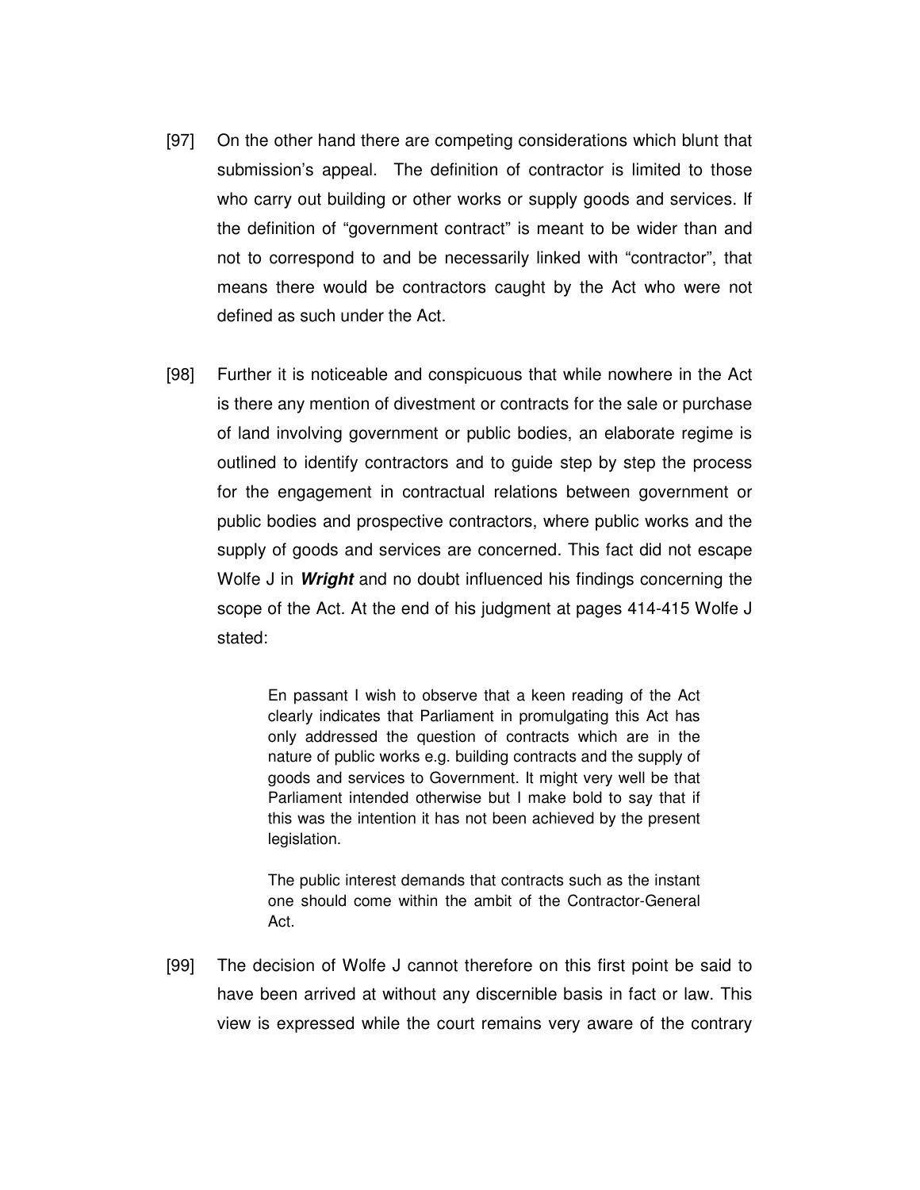[97] On the other hand there are competing considerations which blunt that submission's appeal. The definition of contractor is limited to those who carry out building or other works or supply goods and services. If the definition of "government contract" is meant to be wider than and not to correspond to and be necessarily linked with "contractor", that means there would be contractors caught by the Act who were not defined as such under the Act.

[98] Further it is noticeable and conspicuous that while nowhere in the Act is there any mention of divestment or contracts for the sale or purchase of land involving government or public bodies, an elaborate regime is outlined to identify contractors and to guide step by step the process for the engagement in contractual relations between government or public bodies and prospective contractors, where public works and the supply of goods and services are concerned. This fact did not escape Wolfe J in ***Wright*** and no doubt influenced his findings concerning the scope of the Act. At the end of his judgment at pages 414-415 Wolfe J stated:

> En passant I wish to observe that a keen reading of the Act clearly indicates that Parliament in promulgating this Act has only addressed the question of contracts which are in the nature of public works e.g. building contracts and the supply of goods and services to Government. It might very well be that Parliament intended otherwise but I make bold to say that if this was the intention it has not been achieved by the present legislation.
>
> The public interest demands that contracts such as the instant one should come within the ambit of the Contractor-General Act.

[99] The decision of Wolfe J cannot therefore on this first point be said to have been arrived at without any discernible basis in fact or law. This view is expressed while the court remains very aware of the contrary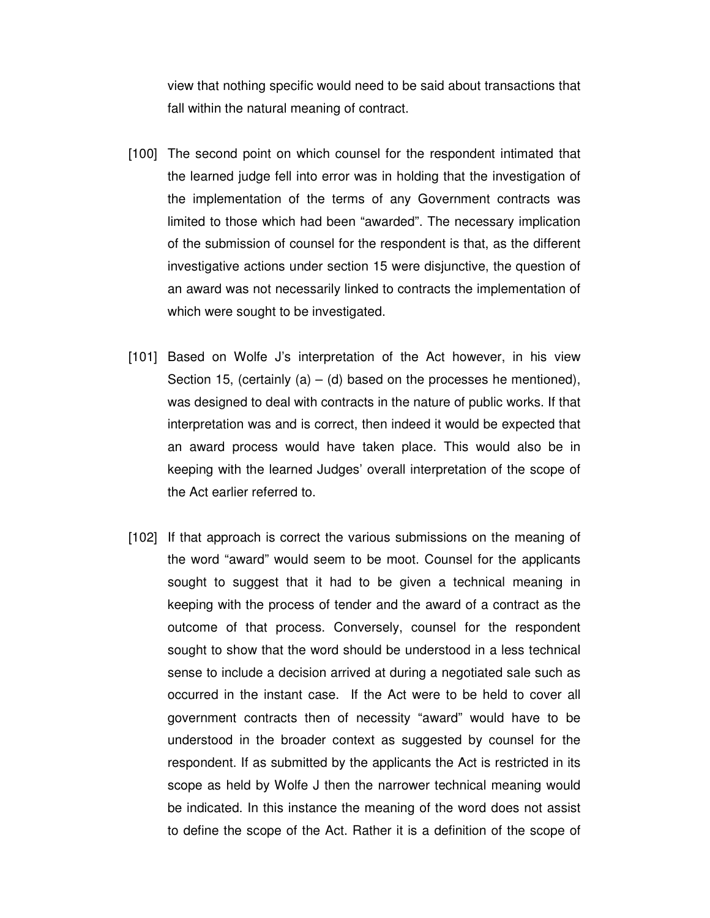view that nothing specific would need to be said about transactions that fall within the natural meaning of contract.

[100] The second point on which counsel for the respondent intimated that the learned judge fell into error was in holding that the investigation of the implementation of the terms of any Government contracts was limited to those which had been "awarded". The necessary implication of the submission of counsel for the respondent is that, as the different investigative actions under section 15 were disjunctive, the question of an award was not necessarily linked to contracts the implementation of which were sought to be investigated.

[101] Based on Wolfe J's interpretation of the Act however, in his view Section 15, (certainly (a) – (d) based on the processes he mentioned), was designed to deal with contracts in the nature of public works. If that interpretation was and is correct, then indeed it would be expected that an award process would have taken place. This would also be in keeping with the learned Judges' overall interpretation of the scope of the Act earlier referred to.

[102] If that approach is correct the various submissions on the meaning of the word "award" would seem to be moot. Counsel for the applicants sought to suggest that it had to be given a technical meaning in keeping with the process of tender and the award of a contract as the outcome of that process. Conversely, counsel for the respondent sought to show that the word should be understood in a less technical sense to include a decision arrived at during a negotiated sale such as occurred in the instant case. If the Act were to be held to cover all government contracts then of necessity "award" would have to be understood in the broader context as suggested by counsel for the respondent. If as submitted by the applicants the Act is restricted in its scope as held by Wolfe J then the narrower technical meaning would be indicated. In this instance the meaning of the word does not assist to define the scope of the Act. Rather it is a definition of the scope of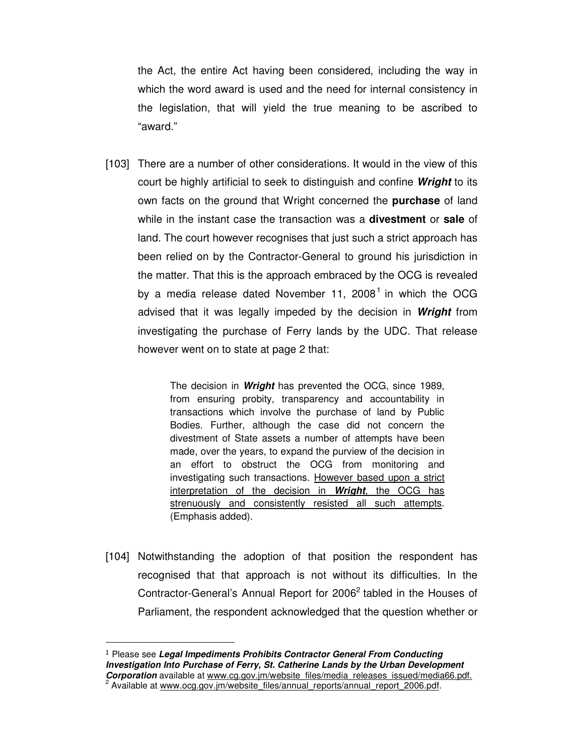the Act, the entire Act having been considered, including the way in which the word award is used and the need for internal consistency in the legislation, that will yield the true meaning to be ascribed to "award."

[103] There are a number of other considerations. It would in the view of this court be highly artificial to seek to distinguish and confine ***Wright*** to its own facts on the ground that Wright concerned the **purchase** of land while in the instant case the transaction was a **divestment** or **sale** of land. The court however recognises that just such a strict approach has been relied on by the Contractor-General to ground his jurisdiction in the matter. That this is the approach embraced by the OCG is revealed by a media release dated November 11, 2008[1] in which the OCG advised that it was legally impeded by the decision in ***Wright*** from investigating the purchase of Ferry lands by the UDC. That release however went on to state at page 2 that:

> The decision in ***Wright*** has prevented the OCG, since 1989, from ensuring probity, transparency and accountability in transactions which involve the purchase of land by Public Bodies. Further, although the case did not concern the divestment of State assets a number of attempts have been made, over the years, to expand the purview of the decision in an effort to obstruct the OCG from monitoring and investigating such transactions. <u>However based upon a strict interpretation of the decision in ***Wright***, the OCG has strenuously and consistently resisted all such attempts</u>. (Emphasis added).

[104] Notwithstanding the adoption of that position the respondent has recognised that that approach is not without its difficulties. In the Contractor-General's Annual Report for 2006[2] tabled in the Houses of Parliament, the respondent acknowledged that the question whether or

---

[1] Please see ***Legal Impediments Prohibits Contractor General From Conducting Investigation Into Purchase of Ferry, St. Catherine Lands by the Urban Development Corporation*** available at www.cg.gov.jm/website_files/media_releases_issued/media66.pdf.

[2] Available at www.ocg.gov.jm/website_files/annual_reports/annual_report_2006.pdf.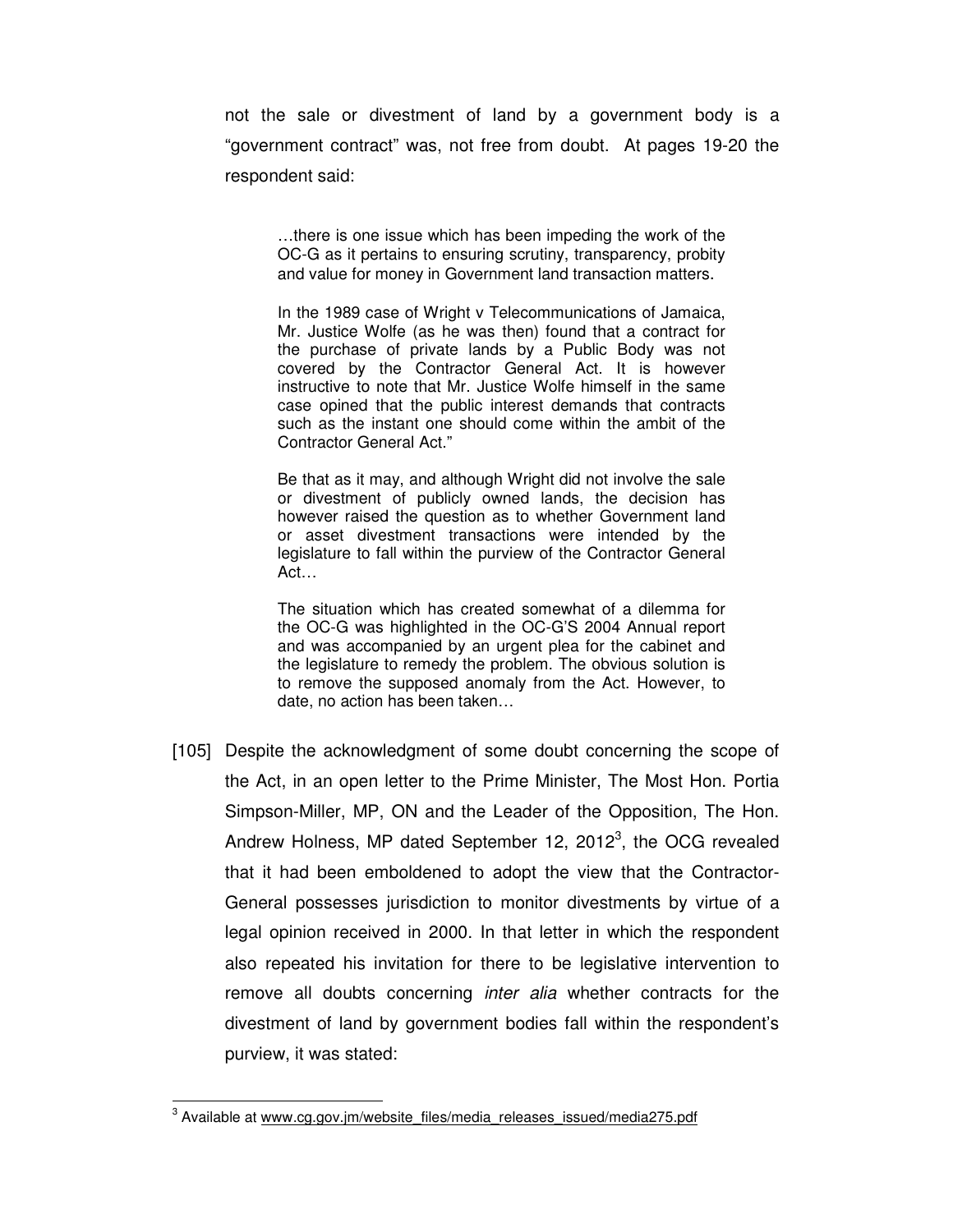not the sale or divestment of land by a government body is a "government contract" was, not free from doubt. At pages 19-20 the respondent said:

> …there is one issue which has been impeding the work of the OC-G as it pertains to ensuring scrutiny, transparency, probity and value for money in Government land transaction matters.
>
> In the 1989 case of Wright v Telecommunications of Jamaica, Mr. Justice Wolfe (as he was then) found that a contract for the purchase of private lands by a Public Body was not covered by the Contractor General Act. It is however instructive to note that Mr. Justice Wolfe himself in the same case opined that the public interest demands that contracts such as the instant one should come within the ambit of the Contractor General Act."
>
> Be that as it may, and although Wright did not involve the sale or divestment of publicly owned lands, the decision has however raised the question as to whether Government land or asset divestment transactions were intended by the legislature to fall within the purview of the Contractor General Act…
>
> The situation which has created somewhat of a dilemma for the OC-G was highlighted in the OC-G'S 2004 Annual report and was accompanied by an urgent plea for the cabinet and the legislature to remedy the problem. The obvious solution is to remove the supposed anomaly from the Act. However, to date, no action has been taken…

[105] Despite the acknowledgment of some doubt concerning the scope of the Act, in an open letter to the Prime Minister, The Most Hon. Portia Simpson-Miller, MP, ON and the Leader of the Opposition, The Hon. Andrew Holness, MP dated September 12, 2012[3], the OCG revealed that it had been emboldened to adopt the view that the Contractor-General possesses jurisdiction to monitor divestments by virtue of a legal opinion received in 2000. In that letter in which the respondent also repeated his invitation for there to be legislative intervention to remove all doubts concerning *inter alia* whether contracts for the divestment of land by government bodies fall within the respondent's purview, it was stated:

---

[3] Available at www.cg.gov.jm/website_files/media_releases_issued/media275.pdf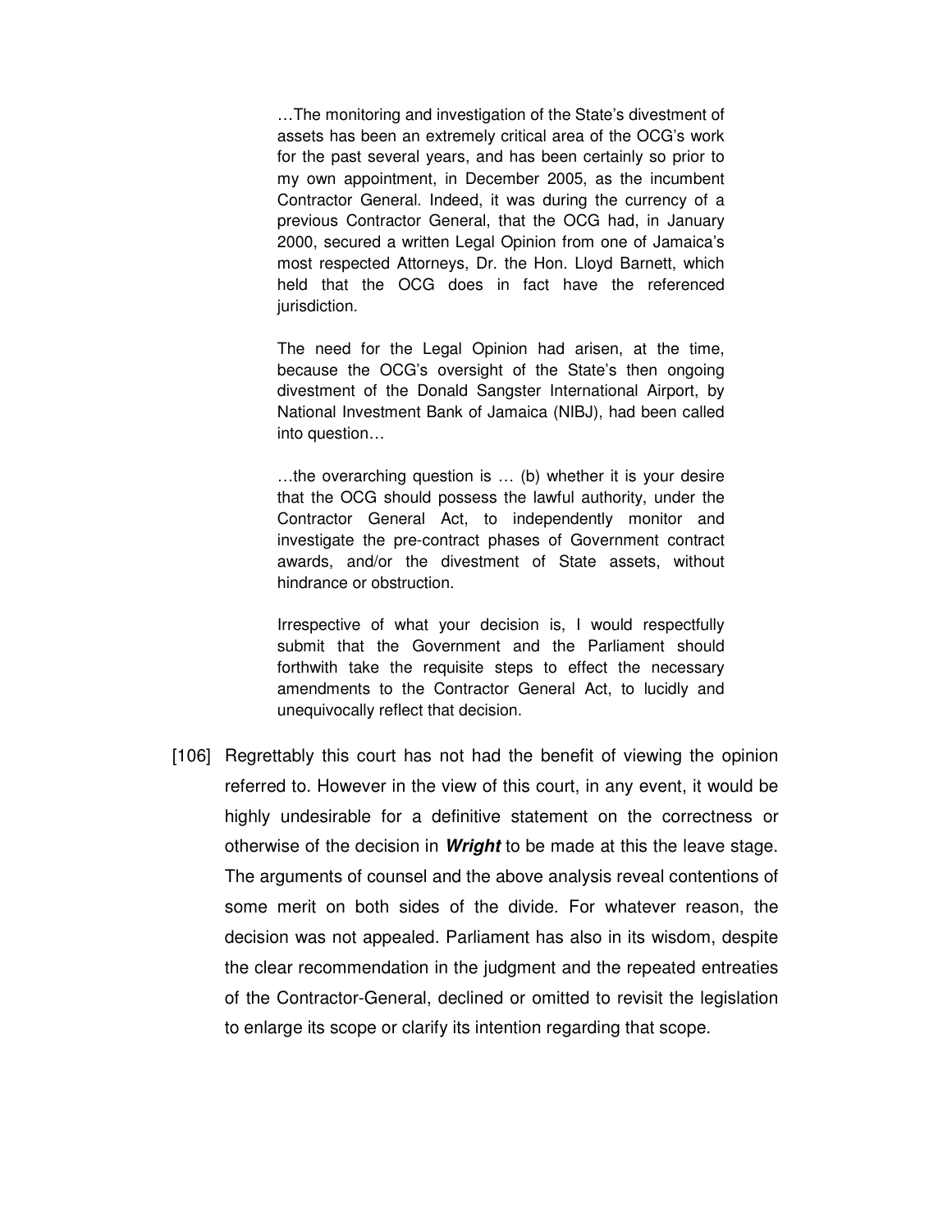> …The monitoring and investigation of the State's divestment of assets has been an extremely critical area of the OCG's work for the past several years, and has been certainly so prior to my own appointment, in December 2005, as the incumbent Contractor General. Indeed, it was during the currency of a previous Contractor General, that the OCG had, in January 2000, secured a written Legal Opinion from one of Jamaica's most respected Attorneys, Dr. the Hon. Lloyd Barnett, which held that the OCG does in fact have the referenced jurisdiction.
>
> The need for the Legal Opinion had arisen, at the time, because the OCG's oversight of the State's then ongoing divestment of the Donald Sangster International Airport, by National Investment Bank of Jamaica (NIBJ), had been called into question…
>
> …the overarching question is … (b) whether it is your desire that the OCG should possess the lawful authority, under the Contractor General Act, to independently monitor and investigate the pre-contract phases of Government contract awards, and/or the divestment of State assets, without hindrance or obstruction.
>
> Irrespective of what your decision is, I would respectfully submit that the Government and the Parliament should forthwith take the requisite steps to effect the necessary amendments to the Contractor General Act, to lucidly and unequivocally reflect that decision.

[106] Regrettably this court has not had the benefit of viewing the opinion referred to. However in the view of this court, in any event, it would be highly undesirable for a definitive statement on the correctness or otherwise of the decision in ***Wright*** to be made at this the leave stage. The arguments of counsel and the above analysis reveal contentions of some merit on both sides of the divide. For whatever reason, the decision was not appealed. Parliament has also in its wisdom, despite the clear recommendation in the judgment and the repeated entreaties of the Contractor-General, declined or omitted to revisit the legislation to enlarge its scope or clarify its intention regarding that scope.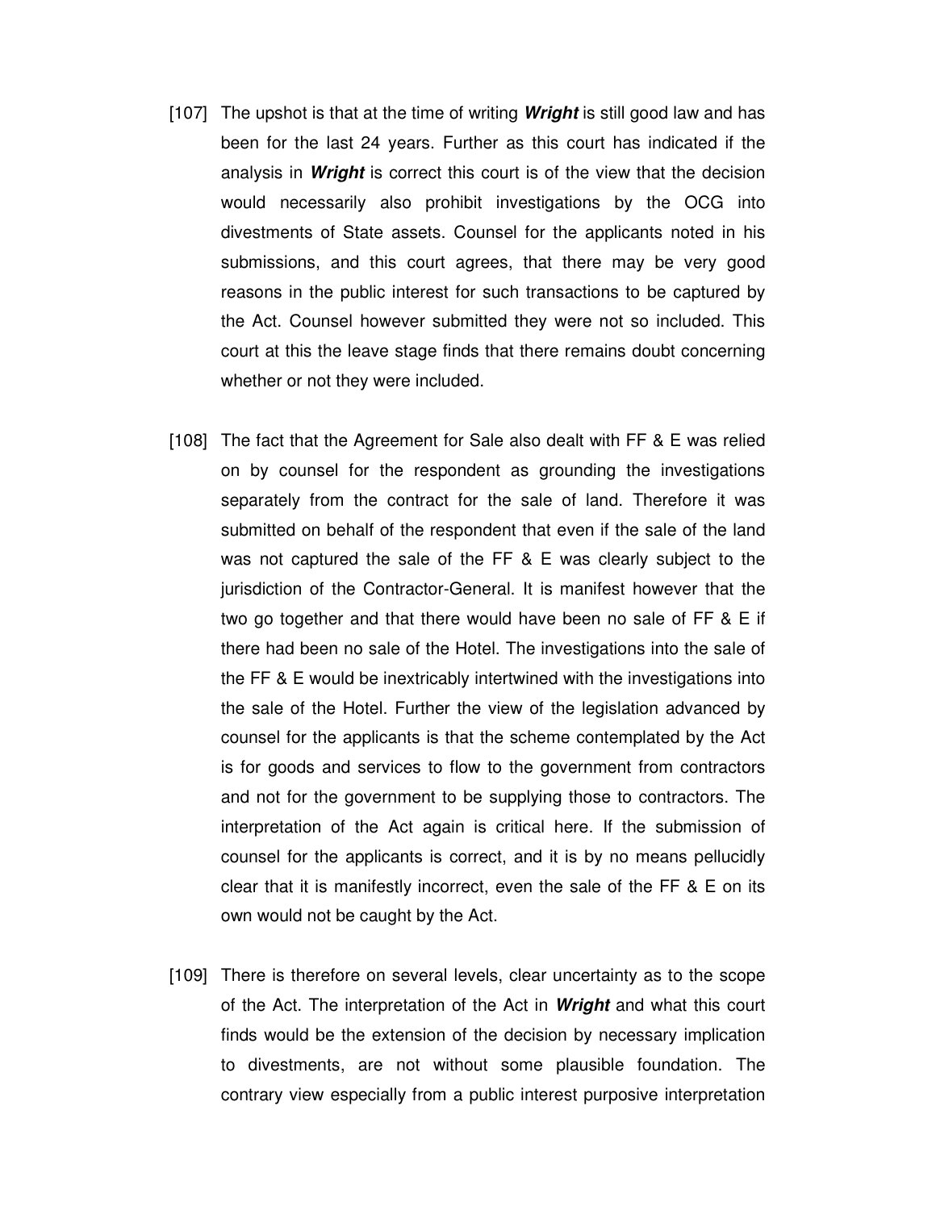[107] The upshot is that at the time of writing ***Wright*** is still good law and has been for the last 24 years. Further as this court has indicated if the analysis in ***Wright*** is correct this court is of the view that the decision would necessarily also prohibit investigations by the OCG into divestments of State assets. Counsel for the applicants noted in his submissions, and this court agrees, that there may be very good reasons in the public interest for such transactions to be captured by the Act. Counsel however submitted they were not so included. This court at this the leave stage finds that there remains doubt concerning whether or not they were included.

[108] The fact that the Agreement for Sale also dealt with FF & E was relied on by counsel for the respondent as grounding the investigations separately from the contract for the sale of land. Therefore it was submitted on behalf of the respondent that even if the sale of the land was not captured the sale of the FF & E was clearly subject to the jurisdiction of the Contractor-General. It is manifest however that the two go together and that there would have been no sale of FF & E if there had been no sale of the Hotel. The investigations into the sale of the FF & E would be inextricably intertwined with the investigations into the sale of the Hotel. Further the view of the legislation advanced by counsel for the applicants is that the scheme contemplated by the Act is for goods and services to flow to the government from contractors and not for the government to be supplying those to contractors. The interpretation of the Act again is critical here. If the submission of counsel for the applicants is correct, and it is by no means pellucidly clear that it is manifestly incorrect, even the sale of the FF & E on its own would not be caught by the Act.

[109] There is therefore on several levels, clear uncertainty as to the scope of the Act. The interpretation of the Act in ***Wright*** and what this court finds would be the extension of the decision by necessary implication to divestments, are not without some plausible foundation. The contrary view especially from a public interest purposive interpretation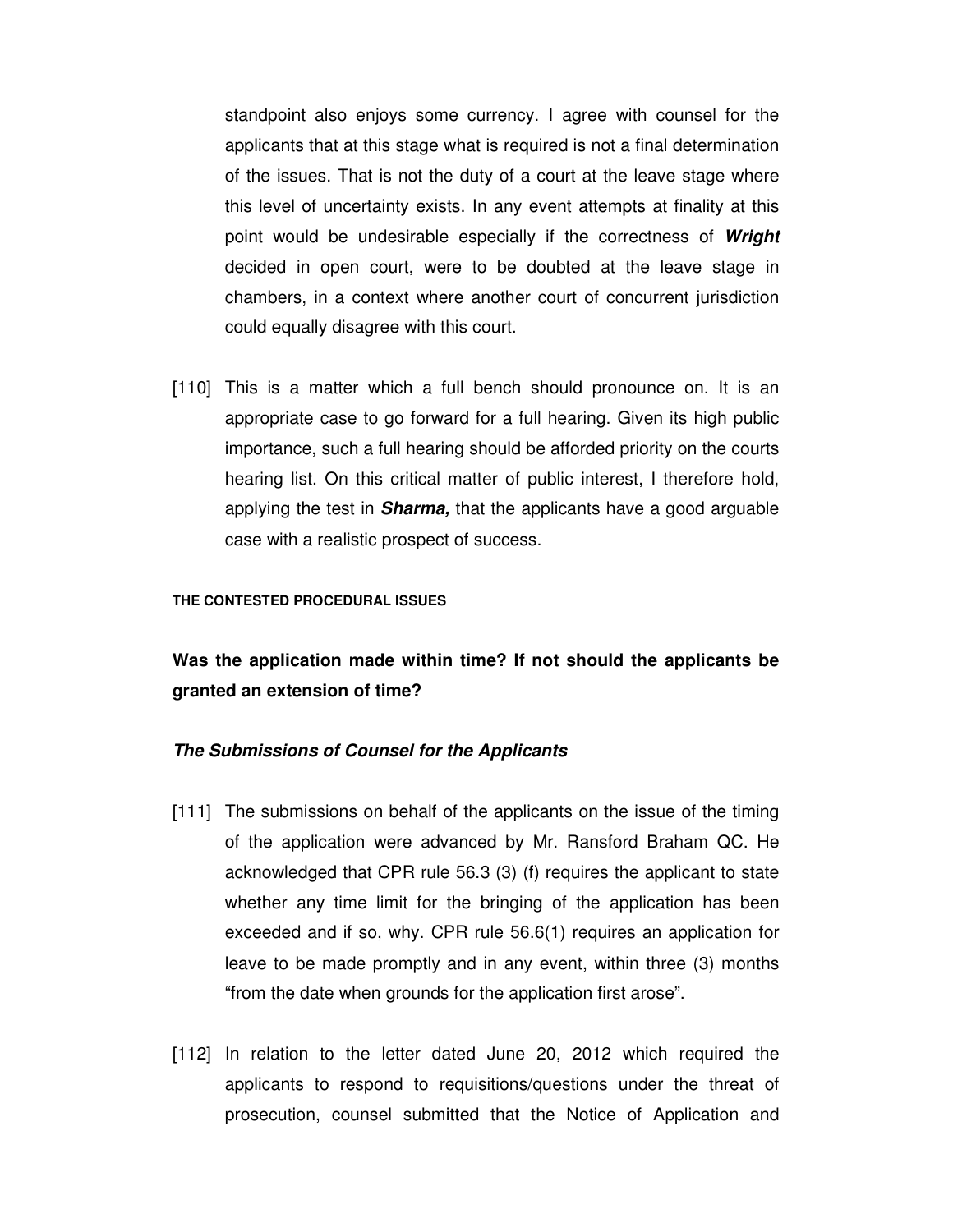standpoint also enjoys some currency. I agree with counsel for the applicants that at this stage what is required is not a final determination of the issues. That is not the duty of a court at the leave stage where this level of uncertainty exists. In any event attempts at finality at this point would be undesirable especially if the correctness of ***Wright*** decided in open court, were to be doubted at the leave stage in chambers, in a context where another court of concurrent jurisdiction could equally disagree with this court.

[110] This is a matter which a full bench should pronounce on. It is an appropriate case to go forward for a full hearing. Given its high public importance, such a full hearing should be afforded priority on the courts hearing list. On this critical matter of public interest, I therefore hold, applying the test in ***Sharma,*** that the applicants have a good arguable case with a realistic prospect of success.

#### THE CONTESTED PROCEDURAL ISSUES

### Was the application made within time? If not should the applicants be granted an extension of time?

#### *The Submissions of Counsel for the Applicants*

[111] The submissions on behalf of the applicants on the issue of the timing of the application were advanced by Mr. Ransford Braham QC. He acknowledged that CPR rule 56.3 (3) (f) requires the applicant to state whether any time limit for the bringing of the application has been exceeded and if so, why. CPR rule 56.6(1) requires an application for leave to be made promptly and in any event, within three (3) months "from the date when grounds for the application first arose".

[112] In relation to the letter dated June 20, 2012 which required the applicants to respond to requisitions/questions under the threat of prosecution, counsel submitted that the Notice of Application and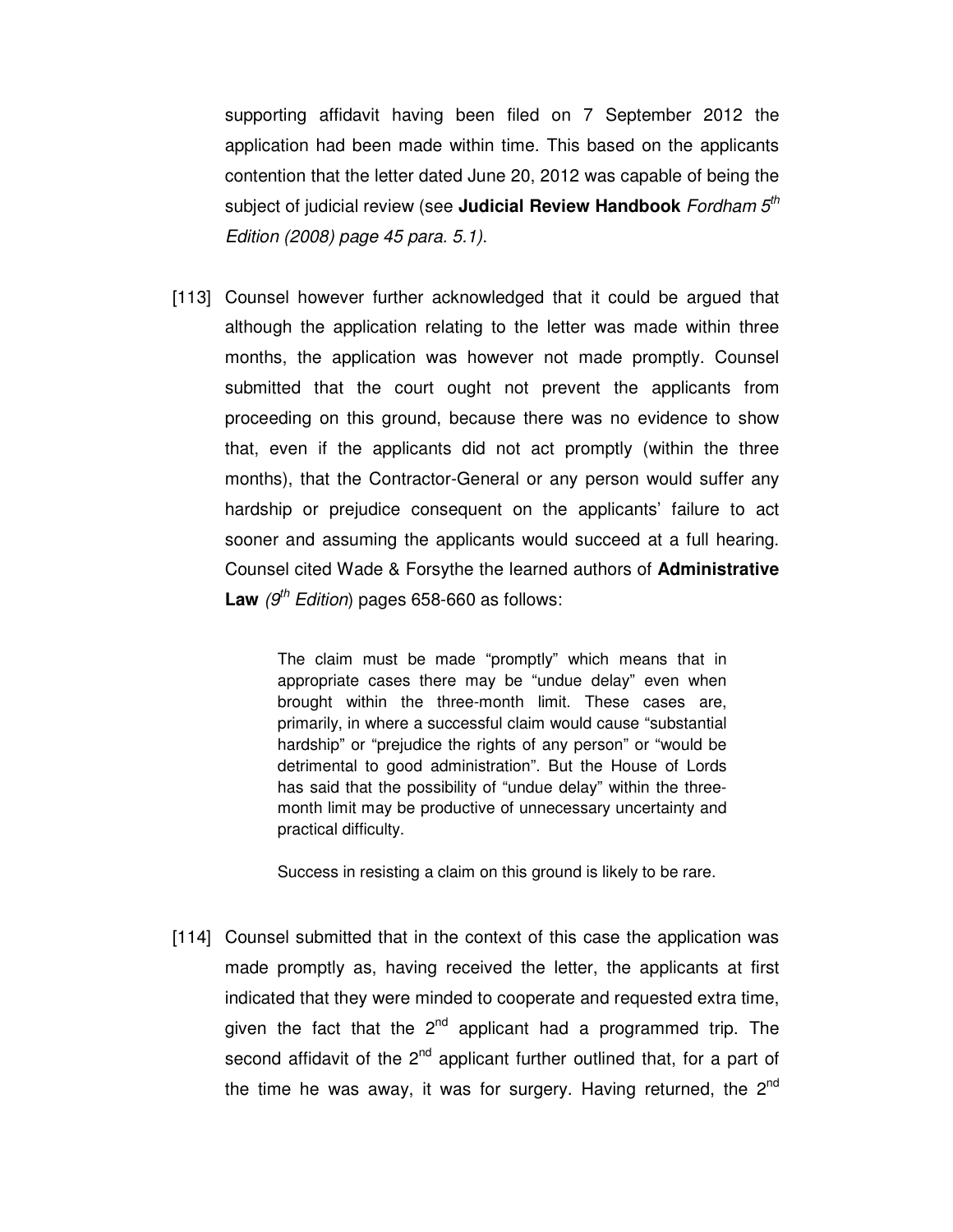supporting affidavit having been filed on 7 September 2012 the application had been made within time. This based on the applicants contention that the letter dated June 20, 2012 was capable of being the subject of judicial review (see **Judicial Review Handbook** *Fordham 5th Edition (2008) page 45 para. 5.1)*.

[113] Counsel however further acknowledged that it could be argued that although the application relating to the letter was made within three months, the application was however not made promptly. Counsel submitted that the court ought not prevent the applicants from proceeding on this ground, because there was no evidence to show that, even if the applicants did not act promptly (within the three months), that the Contractor-General or any person would suffer any hardship or prejudice consequent on the applicants' failure to act sooner and assuming the applicants would succeed at a full hearing. Counsel cited Wade & Forsythe the learned authors of **Administrative Law** *(9th Edition*) pages 658-660 as follows:

> The claim must be made "promptly" which means that in appropriate cases there may be "undue delay" even when brought within the three-month limit. These cases are, primarily, in where a successful claim would cause "substantial hardship" or "prejudice the rights of any person" or "would be detrimental to good administration". But the House of Lords has said that the possibility of "undue delay" within the three-month limit may be productive of unnecessary uncertainty and practical difficulty.
>
> Success in resisting a claim on this ground is likely to be rare.

[114] Counsel submitted that in the context of this case the application was made promptly as, having received the letter, the applicants at first indicated that they were minded to cooperate and requested extra time, given the fact that the 2nd applicant had a programmed trip. The second affidavit of the 2nd applicant further outlined that, for a part of the time he was away, it was for surgery. Having returned, the 2nd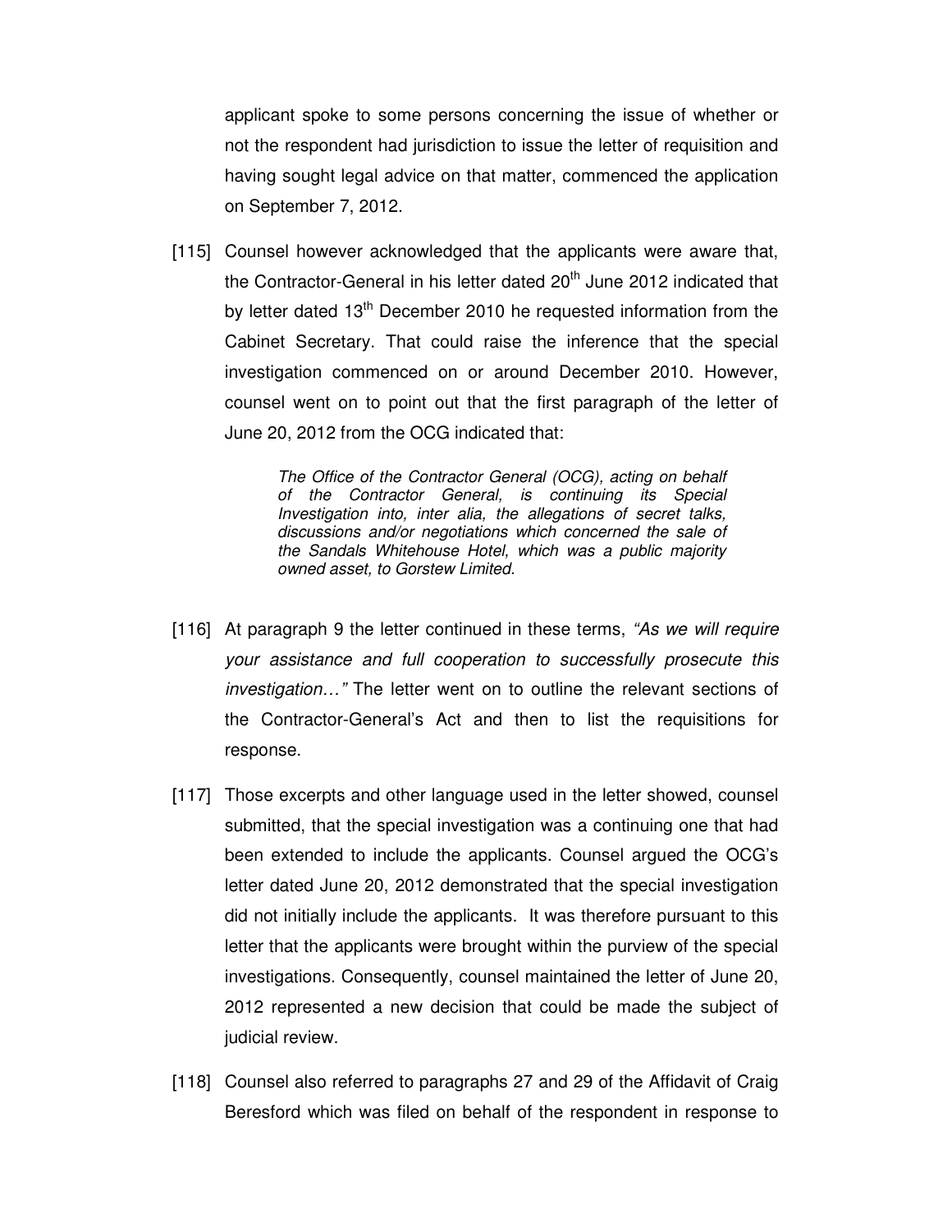applicant spoke to some persons concerning the issue of whether or not the respondent had jurisdiction to issue the letter of requisition and having sought legal advice on that matter, commenced the application on September 7, 2012.

[115] Counsel however acknowledged that the applicants were aware that, the Contractor-General in his letter dated 20th June 2012 indicated that by letter dated 13th December 2010 he requested information from the Cabinet Secretary. That could raise the inference that the special investigation commenced on or around December 2010. However, counsel went on to point out that the first paragraph of the letter of June 20, 2012 from the OCG indicated that:

> *The Office of the Contractor General (OCG), acting on behalf of the Contractor General, is continuing its Special Investigation into, inter alia, the allegations of secret talks, discussions and/or negotiations which concerned the sale of the Sandals Whitehouse Hotel, which was a public majority owned asset, to Gorstew Limited.*

[116] At paragraph 9 the letter continued in these terms, *"As we will require your assistance and full cooperation to successfully prosecute this investigation…"* The letter went on to outline the relevant sections of the Contractor-General's Act and then to list the requisitions for response.

[117] Those excerpts and other language used in the letter showed, counsel submitted, that the special investigation was a continuing one that had been extended to include the applicants. Counsel argued the OCG's letter dated June 20, 2012 demonstrated that the special investigation did not initially include the applicants. It was therefore pursuant to this letter that the applicants were brought within the purview of the special investigations. Consequently, counsel maintained the letter of June 20, 2012 represented a new decision that could be made the subject of judicial review.

[118] Counsel also referred to paragraphs 27 and 29 of the Affidavit of Craig Beresford which was filed on behalf of the respondent in response to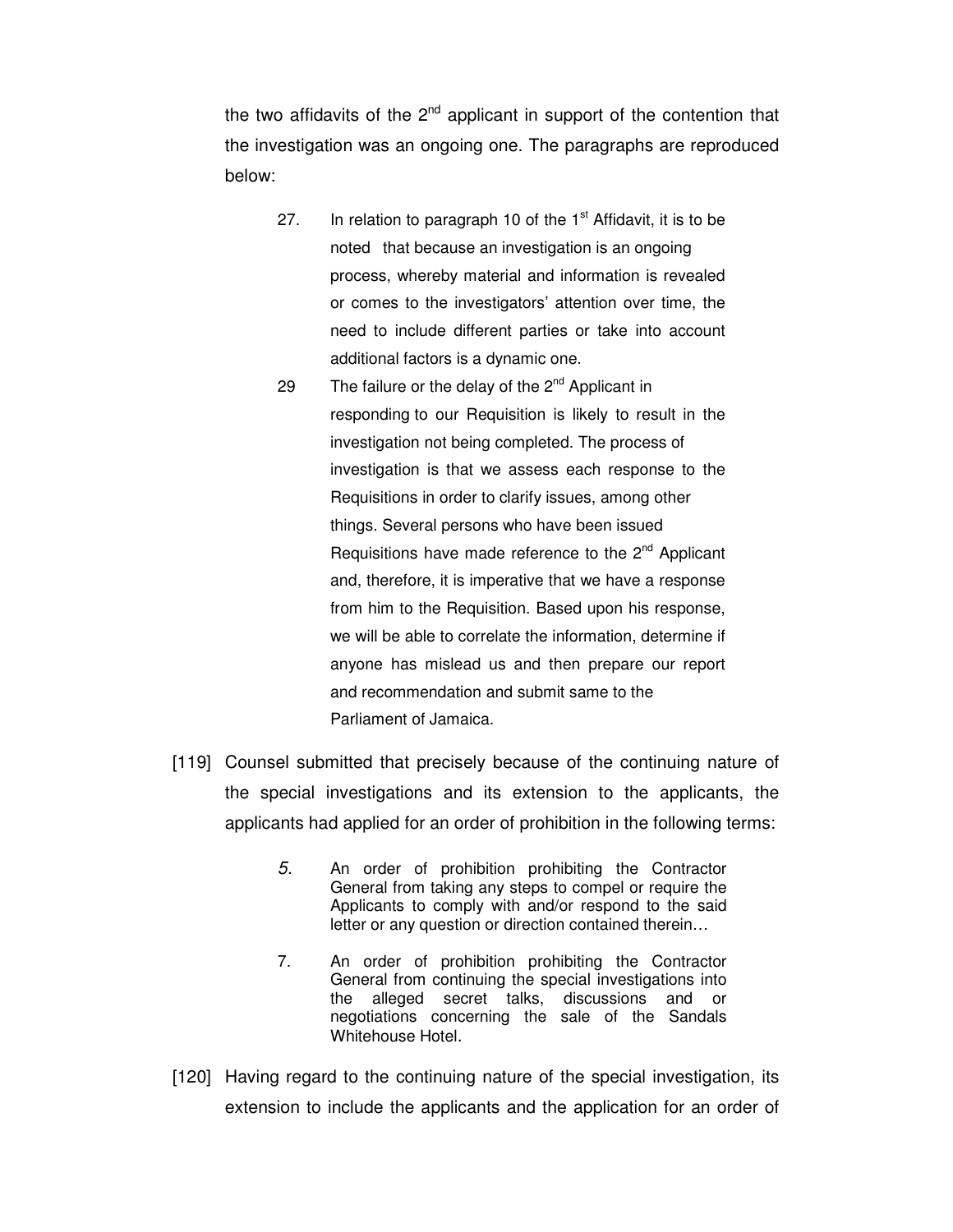the two affidavits of the 2nd applicant in support of the contention that the investigation was an ongoing one. The paragraphs are reproduced below:

> 27. In relation to paragraph 10 of the 1st Affidavit, it is to be noted that because an investigation is an ongoing process, whereby material and information is revealed or comes to the investigators' attention over time, the need to include different parties or take into account additional factors is a dynamic one.
>
> 29 The failure or the delay of the 2nd Applicant in responding to our Requisition is likely to result in the investigation not being completed. The process of investigation is that we assess each response to the Requisitions in order to clarify issues, among other things. Several persons who have been issued Requisitions have made reference to the 2nd Applicant and, therefore, it is imperative that we have a response from him to the Requisition. Based upon his response, we will be able to correlate the information, determine if anyone has mislead us and then prepare our report and recommendation and submit same to the Parliament of Jamaica.

[119] Counsel submitted that precisely because of the continuing nature of the special investigations and its extension to the applicants, the applicants had applied for an order of prohibition in the following terms:

> *5.* An order of prohibition prohibiting the Contractor General from taking any steps to compel or require the Applicants to comply with and/or respond to the said letter or any question or direction contained therein…
>
> 7. An order of prohibition prohibiting the Contractor General from continuing the special investigations into the alleged secret talks, discussions and or negotiations concerning the sale of the Sandals Whitehouse Hotel.

[120] Having regard to the continuing nature of the special investigation, its extension to include the applicants and the application for an order of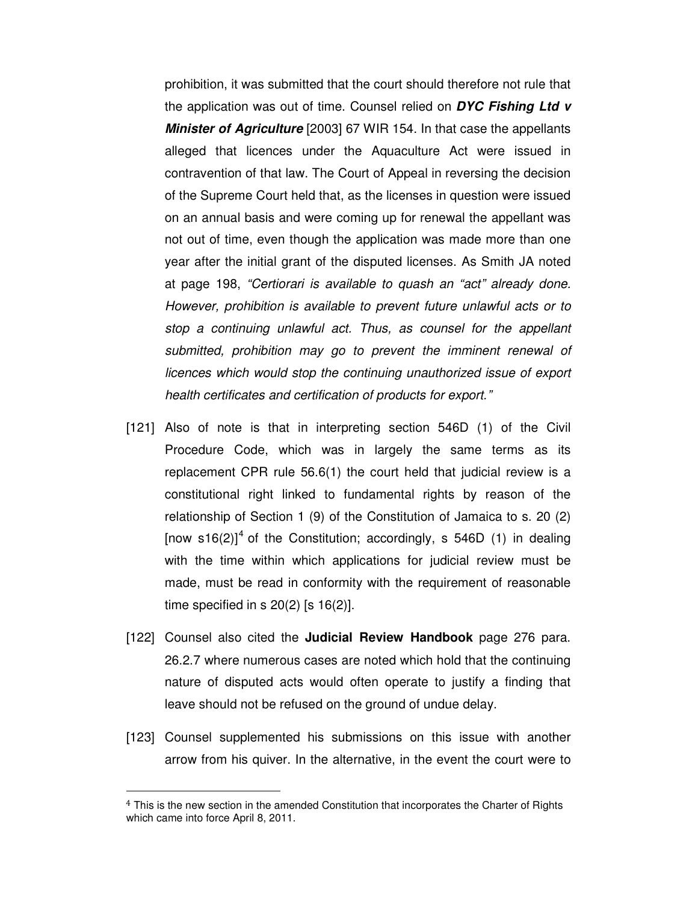prohibition, it was submitted that the court should therefore not rule that the application was out of time. Counsel relied on ***DYC Fishing Ltd v Minister of Agriculture*** [2003] 67 WIR 154. In that case the appellants alleged that licences under the Aquaculture Act were issued in contravention of that law. The Court of Appeal in reversing the decision of the Supreme Court held that, as the licenses in question were issued on an annual basis and were coming up for renewal the appellant was not out of time, even though the application was made more than one year after the initial grant of the disputed licenses. As Smith JA noted at page 198, *"Certiorari is available to quash an "act" already done. However, prohibition is available to prevent future unlawful acts or to stop a continuing unlawful act. Thus, as counsel for the appellant submitted, prohibition may go to prevent the imminent renewal of licences which would stop the continuing unauthorized issue of export health certificates and certification of products for export."*

[121] Also of note is that in interpreting section 546D (1) of the Civil Procedure Code, which was in largely the same terms as its replacement CPR rule 56.6(1) the court held that judicial review is a constitutional right linked to fundamental rights by reason of the relationship of Section 1 (9) of the Constitution of Jamaica to s. 20 (2) [now s16(2)][4] of the Constitution; accordingly, s 546D (1) in dealing with the time within which applications for judicial review must be made, must be read in conformity with the requirement of reasonable time specified in s 20(2) [s 16(2)].

[122] Counsel also cited the **Judicial Review Handbook** page 276 para. 26.2.7 where numerous cases are noted which hold that the continuing nature of disputed acts would often operate to justify a finding that leave should not be refused on the ground of undue delay.

[123] Counsel supplemented his submissions on this issue with another arrow from his quiver. In the alternative, in the event the court were to

---

[4] This is the new section in the amended Constitution that incorporates the Charter of Rights which came into force April 8, 2011.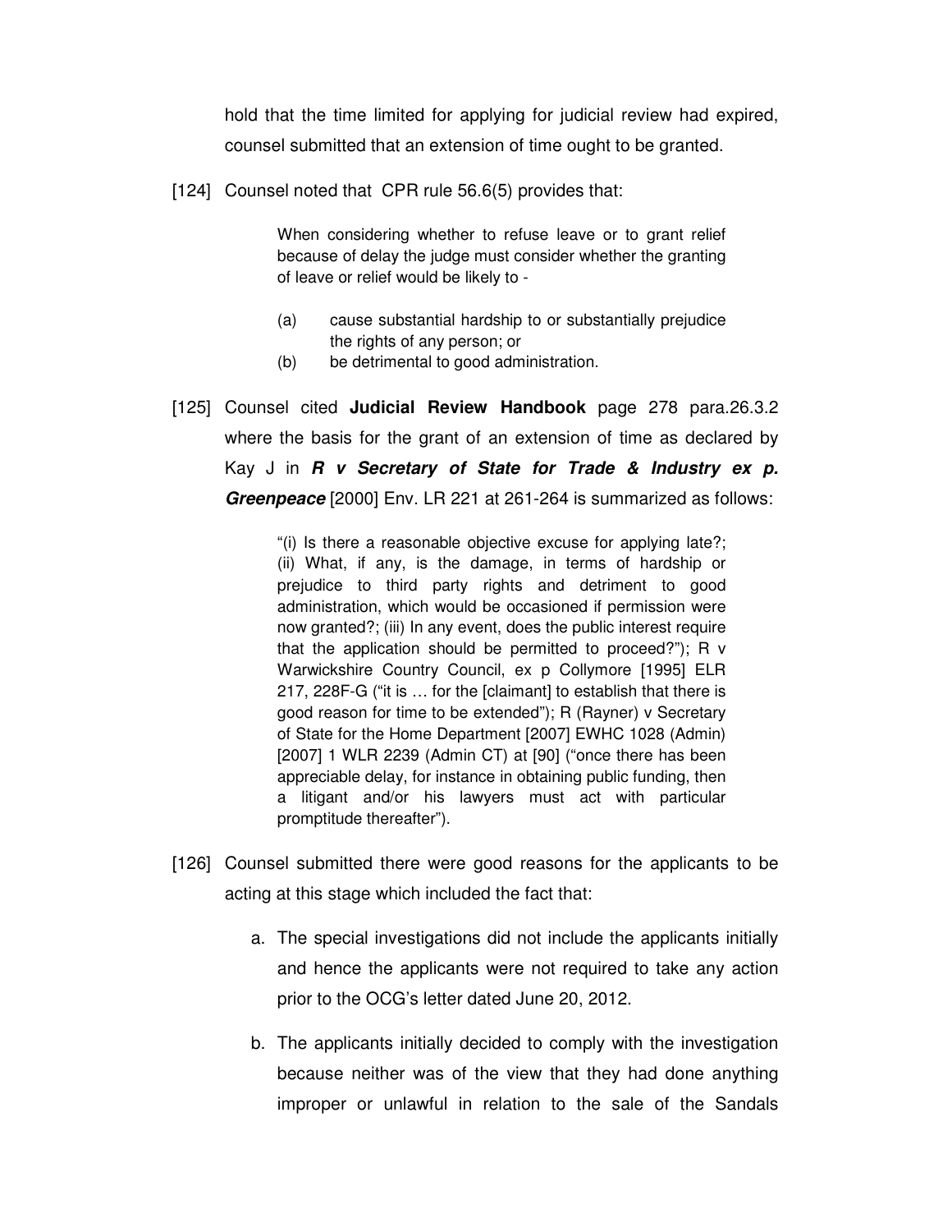hold that the time limited for applying for judicial review had expired, counsel submitted that an extension of time ought to be granted.

[124] Counsel noted that CPR rule 56.6(5) provides that:

> When considering whether to refuse leave or to grant relief because of delay the judge must consider whether the granting of leave or relief would be likely to -
>
> (a) cause substantial hardship to or substantially prejudice the rights of any person; or
>
> (b) be detrimental to good administration.

[125] Counsel cited **Judicial Review Handbook** page 278 para.26.3.2 where the basis for the grant of an extension of time as declared by Kay J in ***R v Secretary of State for Trade & Industry ex p. Greenpeace*** [2000] Env. LR 221 at 261-264 is summarized as follows:

> "(i) Is there a reasonable objective excuse for applying late?; (ii) What, if any, is the damage, in terms of hardship or prejudice to third party rights and detriment to good administration, which would be occasioned if permission were now granted?; (iii) In any event, does the public interest require that the application should be permitted to proceed?"); R v Warwickshire Country Council, ex p Collymore [1995] ELR 217, 228F-G ("it is … for the [claimant] to establish that there is good reason for time to be extended"); R (Rayner) v Secretary of State for the Home Department [2007] EWHC 1028 (Admin) [2007] 1 WLR 2239 (Admin CT) at [90] ("once there has been appreciable delay, for instance in obtaining public funding, then a litigant and/or his lawyers must act with particular promptitude thereafter").

[126] Counsel submitted there were good reasons for the applicants to be acting at this stage which included the fact that:

a. The special investigations did not include the applicants initially and hence the applicants were not required to take any action prior to the OCG's letter dated June 20, 2012.

b. The applicants initially decided to comply with the investigation because neither was of the view that they had done anything improper or unlawful in relation to the sale of the Sandals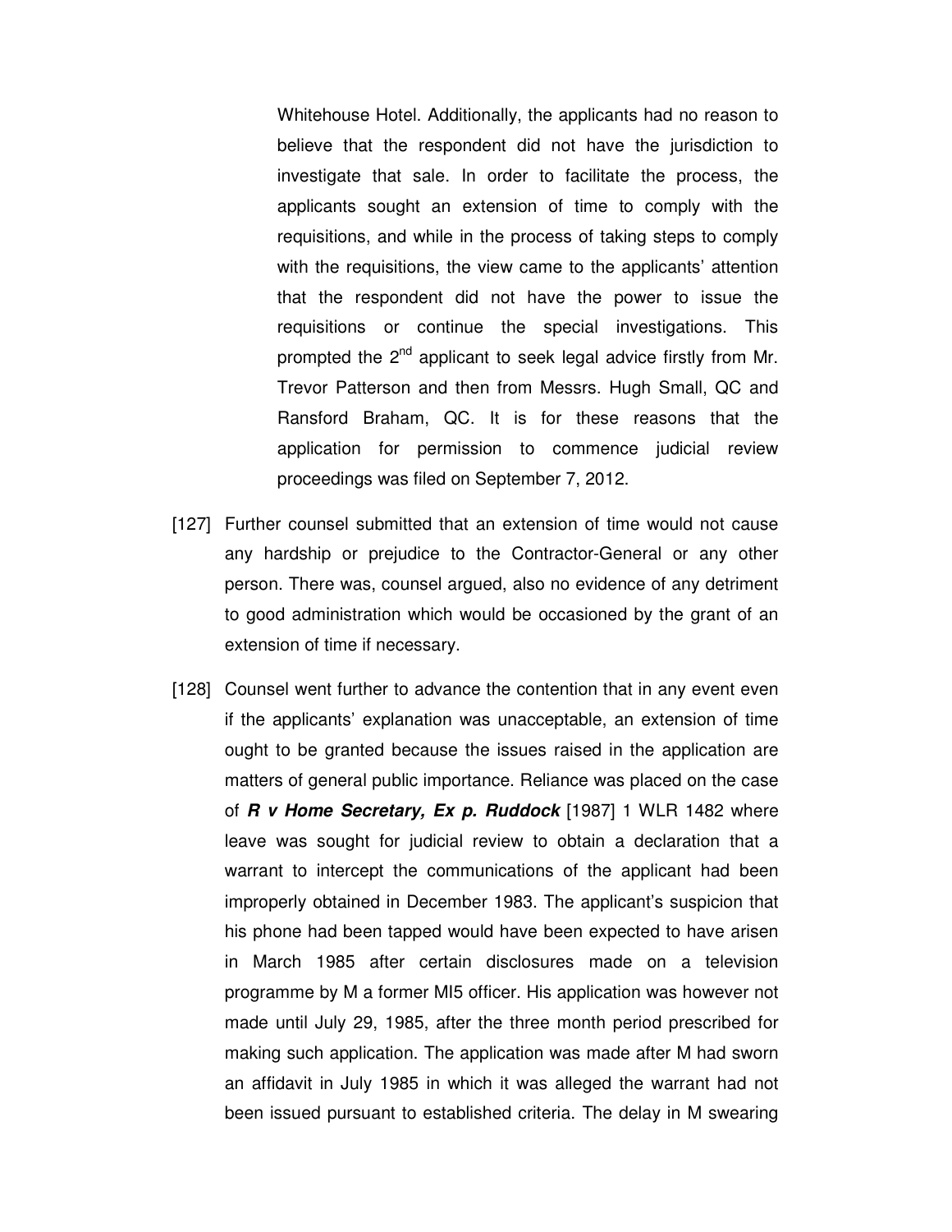Whitehouse Hotel. Additionally, the applicants had no reason to believe that the respondent did not have the jurisdiction to investigate that sale. In order to facilitate the process, the applicants sought an extension of time to comply with the requisitions, and while in the process of taking steps to comply with the requisitions, the view came to the applicants' attention that the respondent did not have the power to issue the requisitions or continue the special investigations. This prompted the 2nd applicant to seek legal advice firstly from Mr. Trevor Patterson and then from Messrs. Hugh Small, QC and Ransford Braham, QC. It is for these reasons that the application for permission to commence judicial review proceedings was filed on September 7, 2012.

[127] Further counsel submitted that an extension of time would not cause any hardship or prejudice to the Contractor-General or any other person. There was, counsel argued, also no evidence of any detriment to good administration which would be occasioned by the grant of an extension of time if necessary.

[128] Counsel went further to advance the contention that in any event even if the applicants' explanation was unacceptable, an extension of time ought to be granted because the issues raised in the application are matters of general public importance. Reliance was placed on the case of ***R v Home Secretary, Ex p. Ruddock*** [1987] 1 WLR 1482 where leave was sought for judicial review to obtain a declaration that a warrant to intercept the communications of the applicant had been improperly obtained in December 1983. The applicant's suspicion that his phone had been tapped would have been expected to have arisen in March 1985 after certain disclosures made on a television programme by M a former MI5 officer. His application was however not made until July 29, 1985, after the three month period prescribed for making such application. The application was made after M had sworn an affidavit in July 1985 in which it was alleged the warrant had not been issued pursuant to established criteria. The delay in M swearing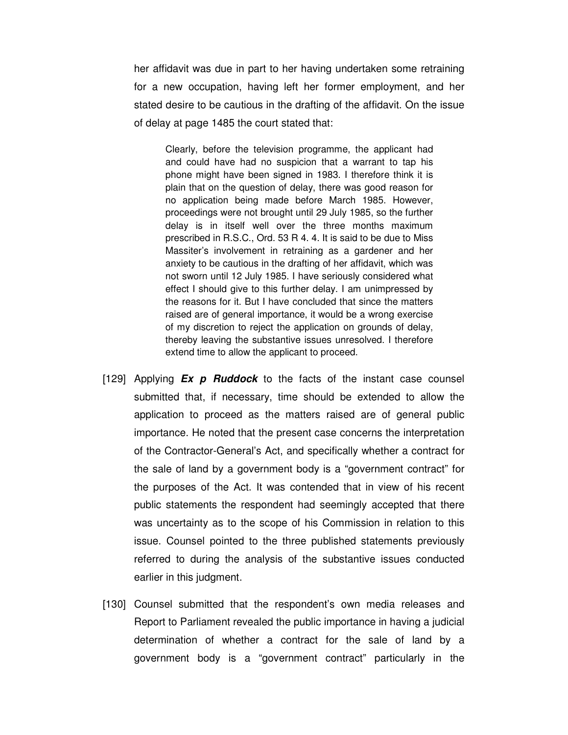her affidavit was due in part to her having undertaken some retraining for a new occupation, having left her former employment, and her stated desire to be cautious in the drafting of the affidavit. On the issue of delay at page 1485 the court stated that:

> Clearly, before the television programme, the applicant had and could have had no suspicion that a warrant to tap his phone might have been signed in 1983. I therefore think it is plain that on the question of delay, there was good reason for no application being made before March 1985. However, proceedings were not brought until 29 July 1985, so the further delay is in itself well over the three months maximum prescribed in R.S.C., Ord. 53 R 4. 4. It is said to be due to Miss Massiter's involvement in retraining as a gardener and her anxiety to be cautious in the drafting of her affidavit, which was not sworn until 12 July 1985. I have seriously considered what effect I should give to this further delay. I am unimpressed by the reasons for it. But I have concluded that since the matters raised are of general importance, it would be a wrong exercise of my discretion to reject the application on grounds of delay, thereby leaving the substantive issues unresolved. I therefore extend time to allow the applicant to proceed.

[129] Applying ***Ex p Ruddock*** to the facts of the instant case counsel submitted that, if necessary, time should be extended to allow the application to proceed as the matters raised are of general public importance. He noted that the present case concerns the interpretation of the Contractor-General's Act, and specifically whether a contract for the sale of land by a government body is a "government contract" for the purposes of the Act. It was contended that in view of his recent public statements the respondent had seemingly accepted that there was uncertainty as to the scope of his Commission in relation to this issue. Counsel pointed to the three published statements previously referred to during the analysis of the substantive issues conducted earlier in this judgment.

[130] Counsel submitted that the respondent's own media releases and Report to Parliament revealed the public importance in having a judicial determination of whether a contract for the sale of land by a government body is a "government contract" particularly in the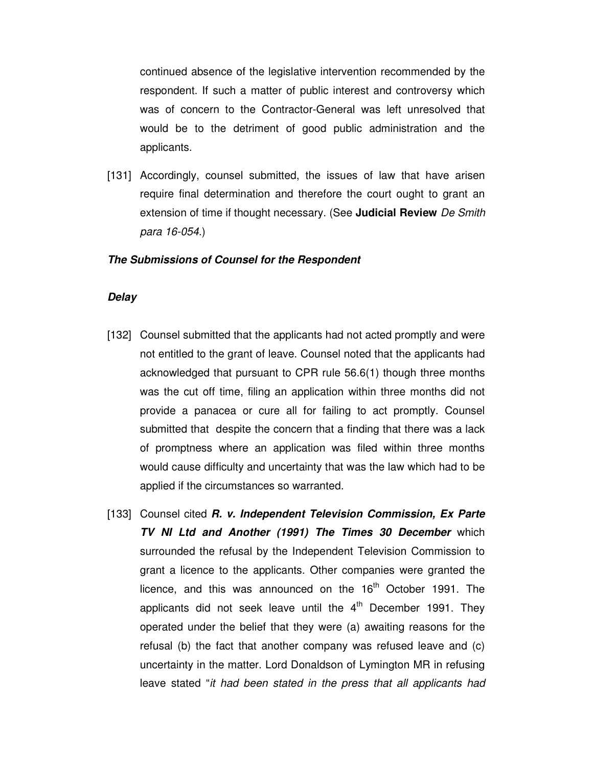continued absence of the legislative intervention recommended by the respondent. If such a matter of public interest and controversy which was of concern to the Contractor-General was left unresolved that would be to the detriment of good public administration and the applicants.

[131] Accordingly, counsel submitted, the issues of law that have arisen require final determination and therefore the court ought to grant an extension of time if thought necessary. (See **Judicial Review** *De Smith para 16-054*.)

***The Submissions of Counsel for the Respondent***

***Delay***

[132] Counsel submitted that the applicants had not acted promptly and were not entitled to the grant of leave. Counsel noted that the applicants had acknowledged that pursuant to CPR rule 56.6(1) though three months was the cut off time, filing an application within three months did not provide a panacea or cure all for failing to act promptly. Counsel submitted that despite the concern that a finding that there was a lack of promptness where an application was filed within three months would cause difficulty and uncertainty that was the law which had to be applied if the circumstances so warranted.

[133] Counsel cited ***R. v. Independent Television Commission, Ex Parte TV NI Ltd and Another (1991) The Times 30 December*** which surrounded the refusal by the Independent Television Commission to grant a licence to the applicants. Other companies were granted the licence, and this was announced on the 16th October 1991. The applicants did not seek leave until the 4th December 1991. They operated under the belief that they were (a) awaiting reasons for the refusal (b) the fact that another company was refused leave and (c) uncertainty in the matter. Lord Donaldson of Lymington MR in refusing leave stated "*it had been stated in the press that all applicants had*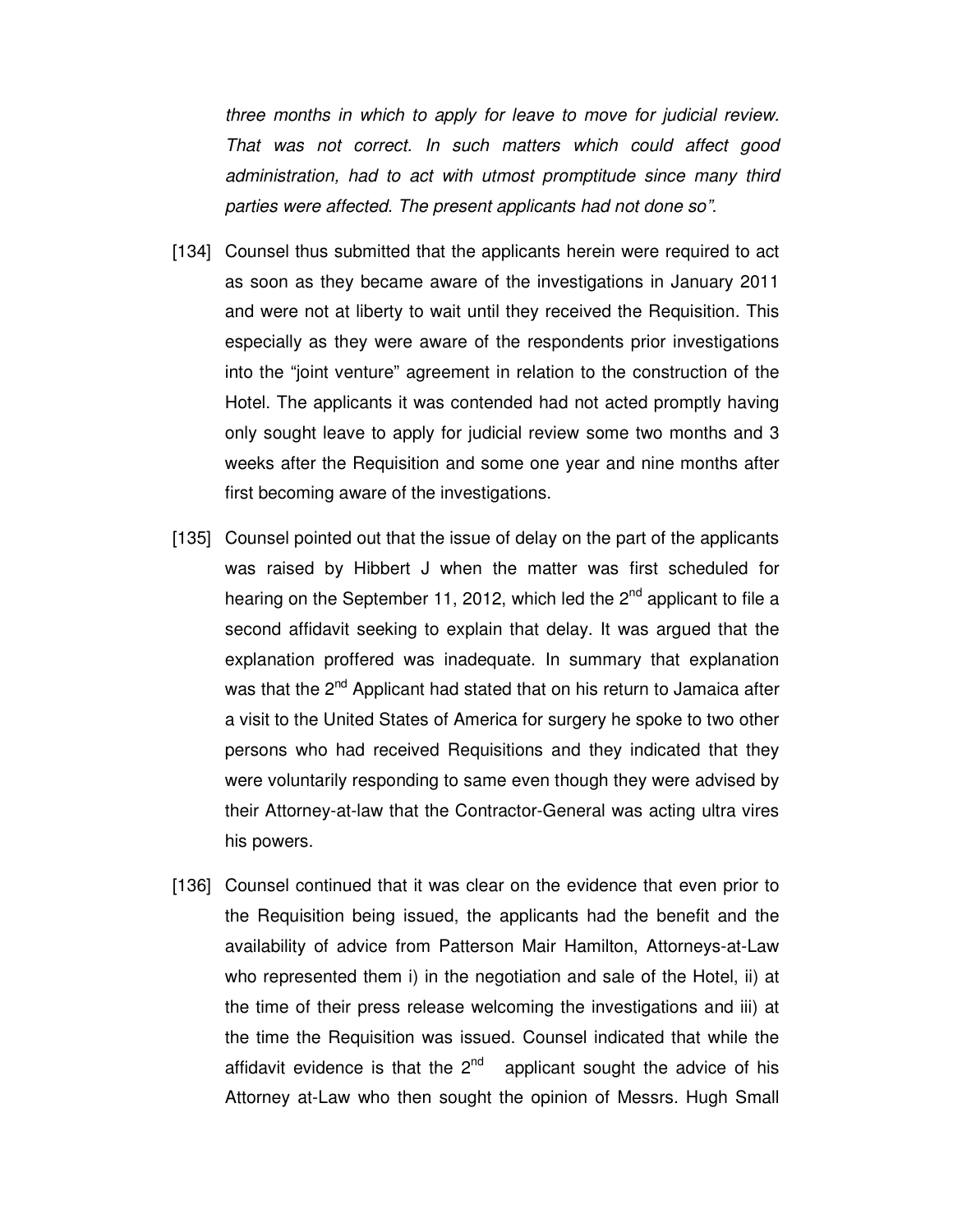*three months in which to apply for leave to move for judicial review. That was not correct. In such matters which could affect good administration, had to act with utmost promptitude since many third parties were affected. The present applicants had not done so".*

[134] Counsel thus submitted that the applicants herein were required to act as soon as they became aware of the investigations in January 2011 and were not at liberty to wait until they received the Requisition. This especially as they were aware of the respondents prior investigations into the "joint venture" agreement in relation to the construction of the Hotel. The applicants it was contended had not acted promptly having only sought leave to apply for judicial review some two months and 3 weeks after the Requisition and some one year and nine months after first becoming aware of the investigations.

[135] Counsel pointed out that the issue of delay on the part of the applicants was raised by Hibbert J when the matter was first scheduled for hearing on the September 11, 2012, which led the 2nd applicant to file a second affidavit seeking to explain that delay. It was argued that the explanation proffered was inadequate. In summary that explanation was that the 2nd Applicant had stated that on his return to Jamaica after a visit to the United States of America for surgery he spoke to two other persons who had received Requisitions and they indicated that they were voluntarily responding to same even though they were advised by their Attorney-at-law that the Contractor-General was acting ultra vires his powers.

[136] Counsel continued that it was clear on the evidence that even prior to the Requisition being issued, the applicants had the benefit and the availability of advice from Patterson Mair Hamilton, Attorneys-at-Law who represented them i) in the negotiation and sale of the Hotel, ii) at the time of their press release welcoming the investigations and iii) at the time the Requisition was issued. Counsel indicated that while the affidavit evidence is that the 2nd applicant sought the advice of his Attorney at-Law who then sought the opinion of Messrs. Hugh Small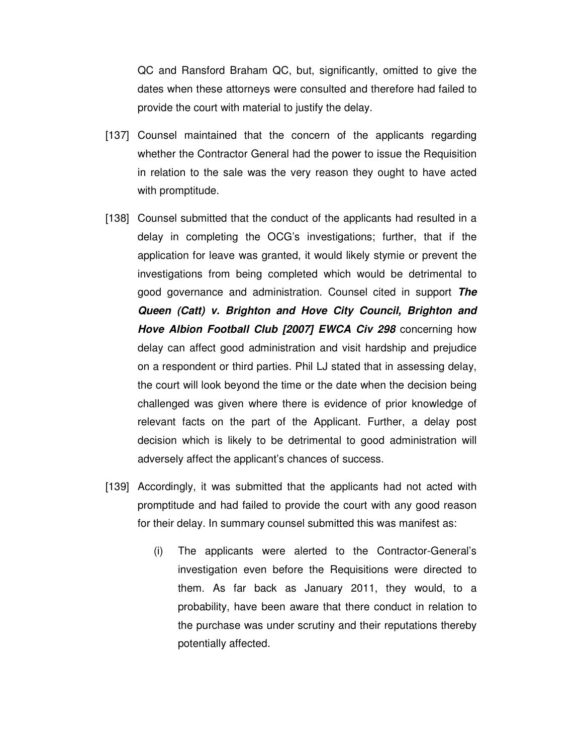QC and Ransford Braham QC, but, significantly, omitted to give the dates when these attorneys were consulted and therefore had failed to provide the court with material to justify the delay.

[137] Counsel maintained that the concern of the applicants regarding whether the Contractor General had the power to issue the Requisition in relation to the sale was the very reason they ought to have acted with promptitude.

[138] Counsel submitted that the conduct of the applicants had resulted in a delay in completing the OCG's investigations; further, that if the application for leave was granted, it would likely stymie or prevent the investigations from being completed which would be detrimental to good governance and administration. Counsel cited in support ***The Queen (Catt) v. Brighton and Hove City Council, Brighton and Hove Albion Football Club [2007] EWCA Civ 298*** concerning how delay can affect good administration and visit hardship and prejudice on a respondent or third parties. Phil LJ stated that in assessing delay, the court will look beyond the time or the date when the decision being challenged was given where there is evidence of prior knowledge of relevant facts on the part of the Applicant. Further, a delay post decision which is likely to be detrimental to good administration will adversely affect the applicant's chances of success.

[139] Accordingly, it was submitted that the applicants had not acted with promptitude and had failed to provide the court with any good reason for their delay. In summary counsel submitted this was manifest as:

(i) The applicants were alerted to the Contractor-General's investigation even before the Requisitions were directed to them. As far back as January 2011, they would, to a probability, have been aware that there conduct in relation to the purchase was under scrutiny and their reputations thereby potentially affected.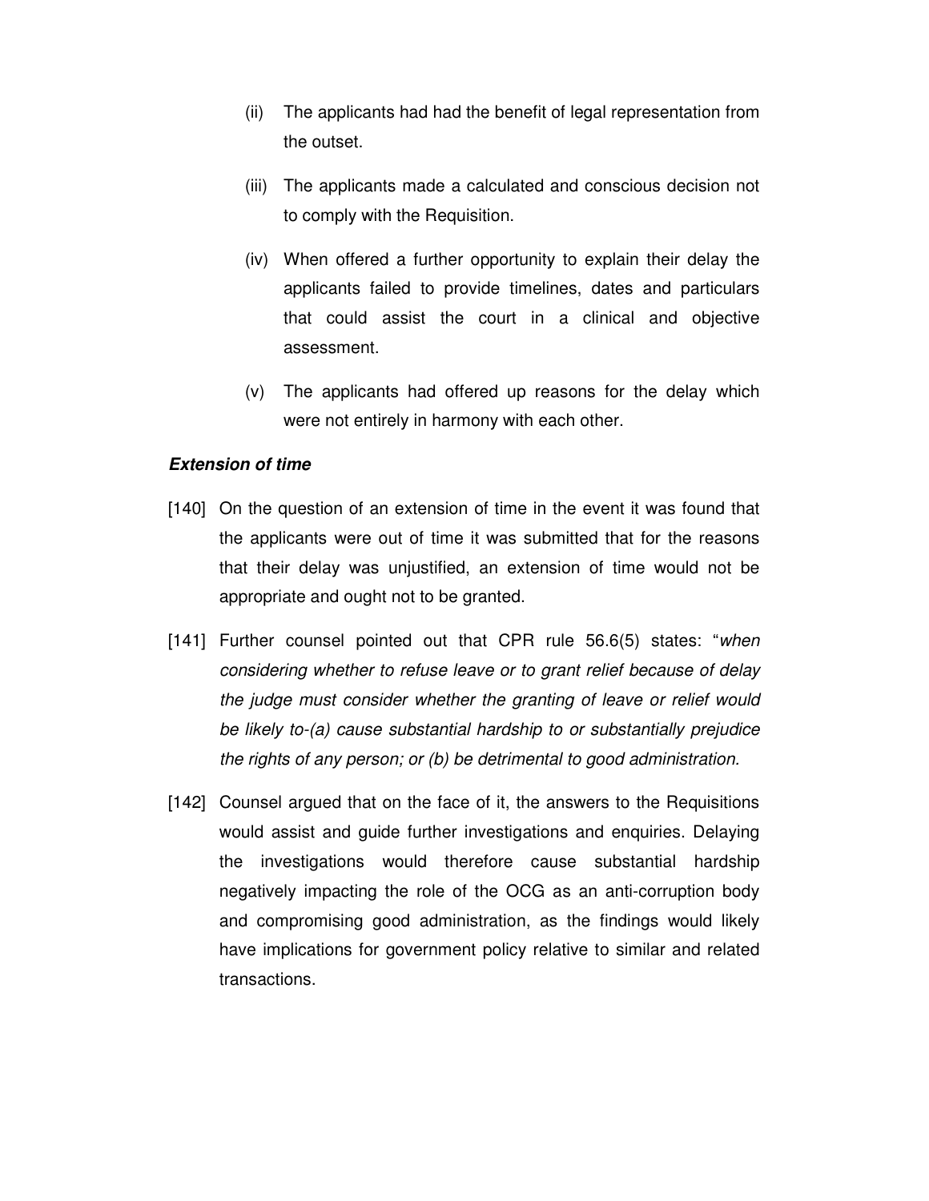(ii) The applicants had had the benefit of legal representation from the outset.

(iii) The applicants made a calculated and conscious decision not to comply with the Requisition.

(iv) When offered a further opportunity to explain their delay the applicants failed to provide timelines, dates and particulars that could assist the court in a clinical and objective assessment.

(v) The applicants had offered up reasons for the delay which were not entirely in harmony with each other.

***Extension of time***

[140] On the question of an extension of time in the event it was found that the applicants were out of time it was submitted that for the reasons that their delay was unjustified, an extension of time would not be appropriate and ought not to be granted.

[141] Further counsel pointed out that CPR rule 56.6(5) states: "*when considering whether to refuse leave or to grant relief because of delay the judge must consider whether the granting of leave or relief would be likely to-(a) cause substantial hardship to or substantially prejudice the rights of any person; or (b) be detrimental to good administration.*

[142] Counsel argued that on the face of it, the answers to the Requisitions would assist and guide further investigations and enquiries. Delaying the investigations would therefore cause substantial hardship negatively impacting the role of the OCG as an anti-corruption body and compromising good administration, as the findings would likely have implications for government policy relative to similar and related transactions.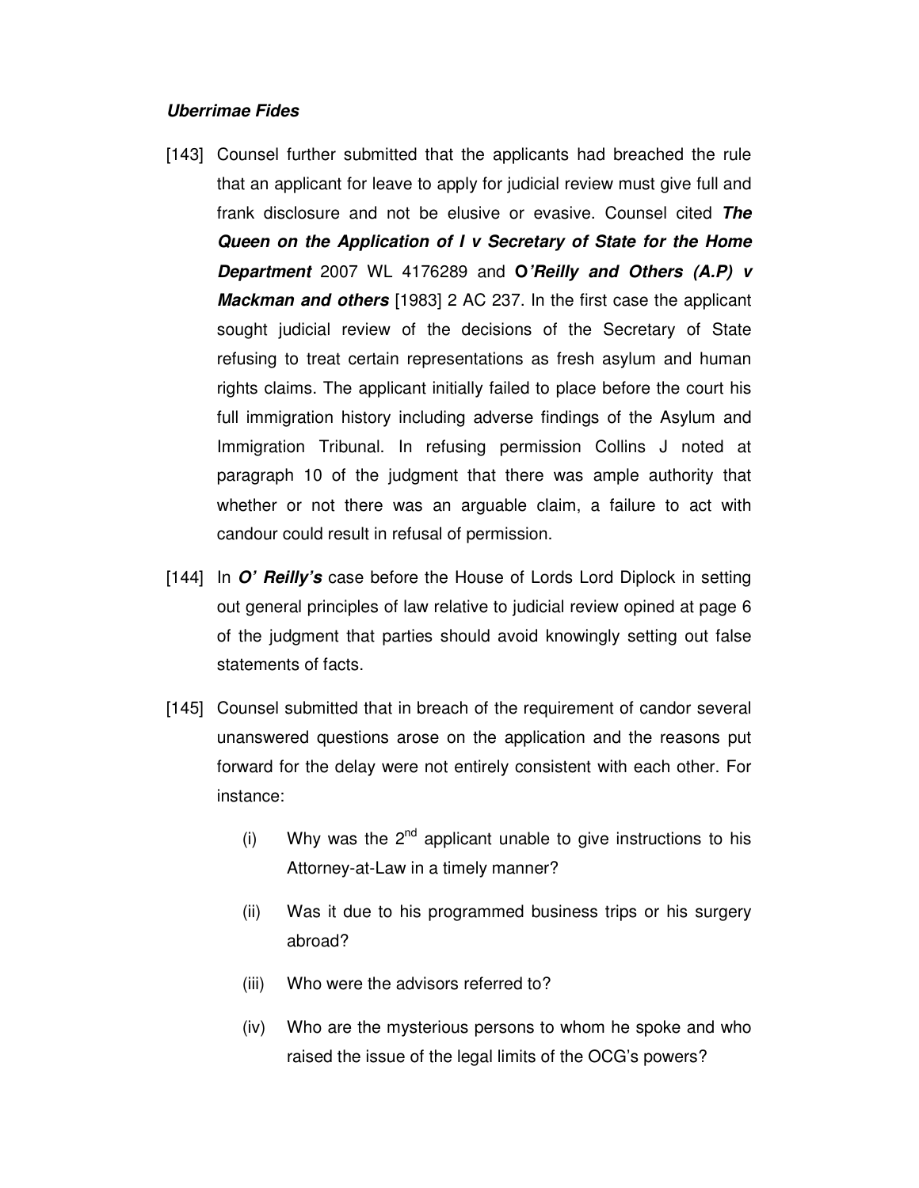***Uberrimae Fides***

[143] Counsel further submitted that the applicants had breached the rule that an applicant for leave to apply for judicial review must give full and frank disclosure and not be elusive or evasive. Counsel cited ***The Queen on the Application of I v Secretary of State for the Home Department*** 2007 WL 4176289 and **O*'Reilly and Others (A.P) v Mackman and others*** [1983] 2 AC 237. In the first case the applicant sought judicial review of the decisions of the Secretary of State refusing to treat certain representations as fresh asylum and human rights claims. The applicant initially failed to place before the court his full immigration history including adverse findings of the Asylum and Immigration Tribunal. In refusing permission Collins J noted at paragraph 10 of the judgment that there was ample authority that whether or not there was an arguable claim, a failure to act with candour could result in refusal of permission.

[144] In ***O' Reilly's*** case before the House of Lords Lord Diplock in setting out general principles of law relative to judicial review opined at page 6 of the judgment that parties should avoid knowingly setting out false statements of facts.

[145] Counsel submitted that in breach of the requirement of candor several unanswered questions arose on the application and the reasons put forward for the delay were not entirely consistent with each other. For instance:

(i) Why was the 2nd applicant unable to give instructions to his Attorney-at-Law in a timely manner?

(ii) Was it due to his programmed business trips or his surgery abroad?

(iii) Who were the advisors referred to?

(iv) Who are the mysterious persons to whom he spoke and who raised the issue of the legal limits of the OCG's powers?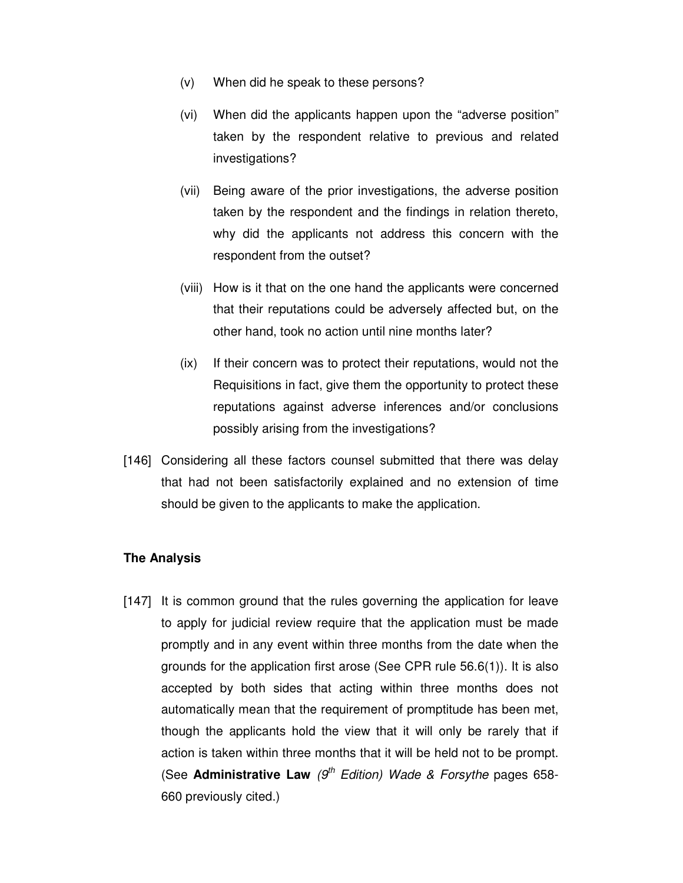(v) When did he speak to these persons?

(vi) When did the applicants happen upon the "adverse position" taken by the respondent relative to previous and related investigations?

(vii) Being aware of the prior investigations, the adverse position taken by the respondent and the findings in relation thereto, why did the applicants not address this concern with the respondent from the outset?

(viii) How is it that on the one hand the applicants were concerned that their reputations could be adversely affected but, on the other hand, took no action until nine months later?

(ix) If their concern was to protect their reputations, would not the Requisitions in fact, give them the opportunity to protect these reputations against adverse inferences and/or conclusions possibly arising from the investigations?

[146] Considering all these factors counsel submitted that there was delay that had not been satisfactorily explained and no extension of time should be given to the applicants to make the application.

**The Analysis**

[147] It is common ground that the rules governing the application for leave to apply for judicial review require that the application must be made promptly and in any event within three months from the date when the grounds for the application first arose (See CPR rule 56.6(1)). It is also accepted by both sides that acting within three months does not automatically mean that the requirement of promptitude has been met, though the applicants hold the view that it will only be rarely that if action is taken within three months that it will be held not to be prompt. (See **Administrative Law** *(9th Edition) Wade & Forsythe* pages 658-660 previously cited.)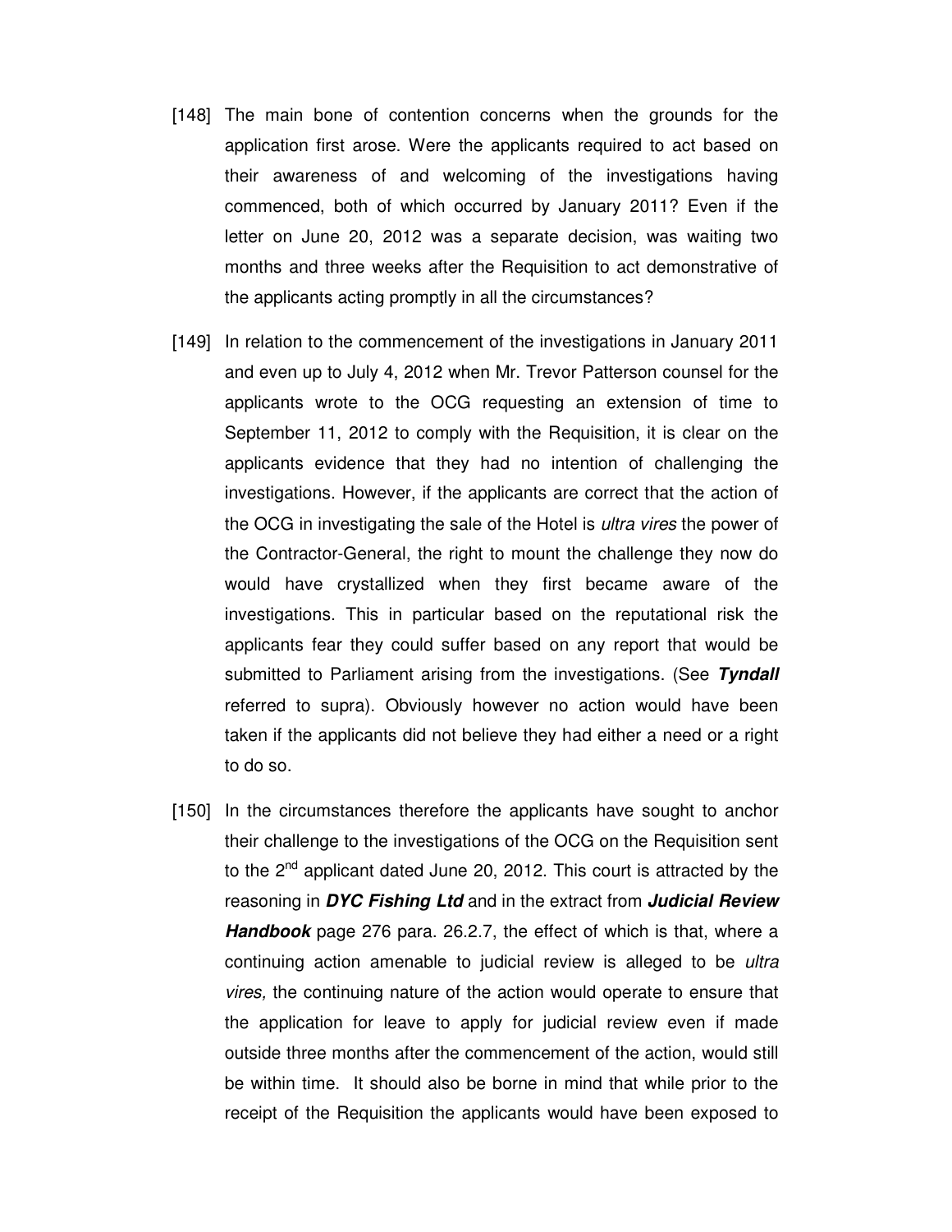[148] The main bone of contention concerns when the grounds for the application first arose. Were the applicants required to act based on their awareness of and welcoming of the investigations having commenced, both of which occurred by January 2011? Even if the letter on June 20, 2012 was a separate decision, was waiting two months and three weeks after the Requisition to act demonstrative of the applicants acting promptly in all the circumstances?

[149] In relation to the commencement of the investigations in January 2011 and even up to July 4, 2012 when Mr. Trevor Patterson counsel for the applicants wrote to the OCG requesting an extension of time to September 11, 2012 to comply with the Requisition, it is clear on the applicants evidence that they had no intention of challenging the investigations. However, if the applicants are correct that the action of the OCG in investigating the sale of the Hotel is *ultra vires* the power of the Contractor-General, the right to mount the challenge they now do would have crystallized when they first became aware of the investigations. This in particular based on the reputational risk the applicants fear they could suffer based on any report that would be submitted to Parliament arising from the investigations. (See ***Tyndall*** referred to supra). Obviously however no action would have been taken if the applicants did not believe they had either a need or a right to do so.

[150] In the circumstances therefore the applicants have sought to anchor their challenge to the investigations of the OCG on the Requisition sent to the 2nd applicant dated June 20, 2012. This court is attracted by the reasoning in ***DYC Fishing Ltd*** and in the extract from ***Judicial Review Handbook*** page 276 para. 26.2.7, the effect of which is that, where a continuing action amenable to judicial review is alleged to be *ultra vires,* the continuing nature of the action would operate to ensure that the application for leave to apply for judicial review even if made outside three months after the commencement of the action, would still be within time. It should also be borne in mind that while prior to the receipt of the Requisition the applicants would have been exposed to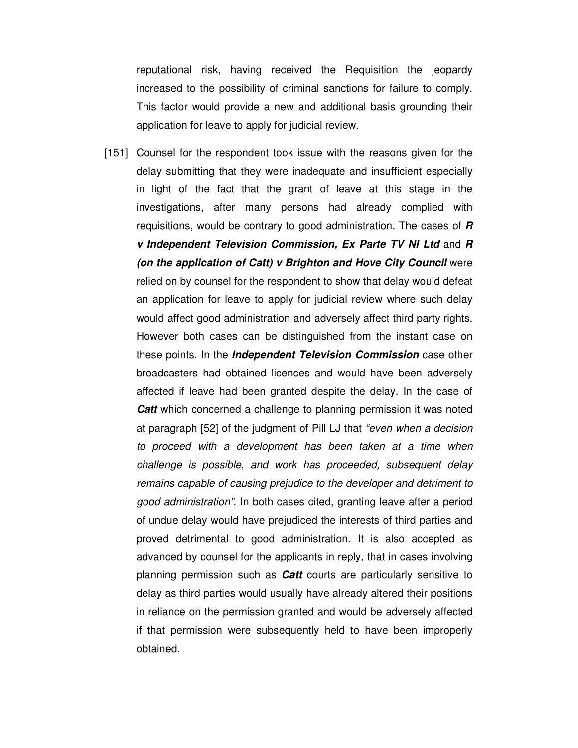reputational risk, having received the Requisition the jeopardy increased to the possibility of criminal sanctions for failure to comply. This factor would provide a new and additional basis grounding their application for leave to apply for judicial review.

[151] Counsel for the respondent took issue with the reasons given for the delay submitting that they were inadequate and insufficient especially in light of the fact that the grant of leave at this stage in the investigations, after many persons had already complied with requisitions, would be contrary to good administration. The cases of ***R v Independent Television Commission, Ex Parte TV NI Ltd*** and ***R (on the application of Catt) v Brighton and Hove City Council*** were relied on by counsel for the respondent to show that delay would defeat an application for leave to apply for judicial review where such delay would affect good administration and adversely affect third party rights. However both cases can be distinguished from the instant case on these points. In the ***Independent Television Commission*** case other broadcasters had obtained licences and would have been adversely affected if leave had been granted despite the delay. In the case of ***Catt*** which concerned a challenge to planning permission it was noted at paragraph [52] of the judgment of Pill LJ that *"even when a decision to proceed with a development has been taken at a time when challenge is possible, and work has proceeded, subsequent delay remains capable of causing prejudice to the developer and detriment to good administration"*. In both cases cited, granting leave after a period of undue delay would have prejudiced the interests of third parties and proved detrimental to good administration. It is also accepted as advanced by counsel for the applicants in reply, that in cases involving planning permission such as ***Catt*** courts are particularly sensitive to delay as third parties would usually have already altered their positions in reliance on the permission granted and would be adversely affected if that permission were subsequently held to have been improperly obtained.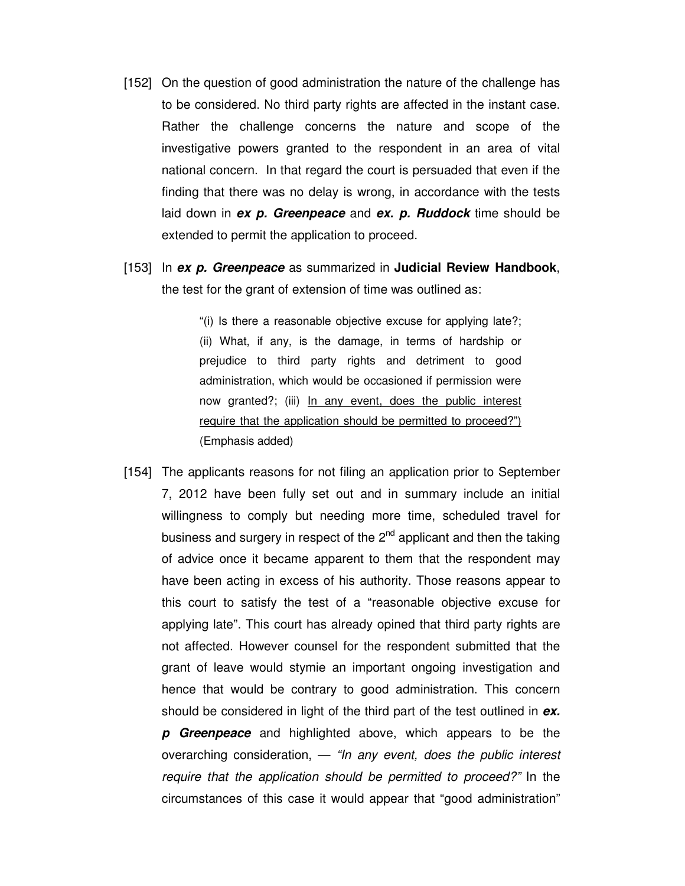[152] On the question of good administration the nature of the challenge has to be considered. No third party rights are affected in the instant case. Rather the challenge concerns the nature and scope of the investigative powers granted to the respondent in an area of vital national concern. In that regard the court is persuaded that even if the finding that there was no delay is wrong, in accordance with the tests laid down in ***ex p. Greenpeace*** and ***ex. p. Ruddock*** time should be extended to permit the application to proceed.

[153] In ***ex p. Greenpeace*** as summarized in **Judicial Review Handbook**, the test for the grant of extension of time was outlined as:

> "(i) Is there a reasonable objective excuse for applying late?; (ii) What, if any, is the damage, in terms of hardship or prejudice to third party rights and detriment to good administration, which would be occasioned if permission were now granted?; (iii) <u>In any event, does the public interest require that the application should be permitted to proceed?")</u> (Emphasis added)

[154] The applicants reasons for not filing an application prior to September 7, 2012 have been fully set out and in summary include an initial willingness to comply but needing more time, scheduled travel for business and surgery in respect of the 2nd applicant and then the taking of advice once it became apparent to them that the respondent may have been acting in excess of his authority. Those reasons appear to this court to satisfy the test of a "reasonable objective excuse for applying late". This court has already opined that third party rights are not affected. However counsel for the respondent submitted that the grant of leave would stymie an important ongoing investigation and hence that would be contrary to good administration. This concern should be considered in light of the third part of the test outlined in ***ex. p Greenpeace*** and highlighted above, which appears to be the overarching consideration, — *"In any event, does the public interest require that the application should be permitted to proceed?"* In the circumstances of this case it would appear that "good administration"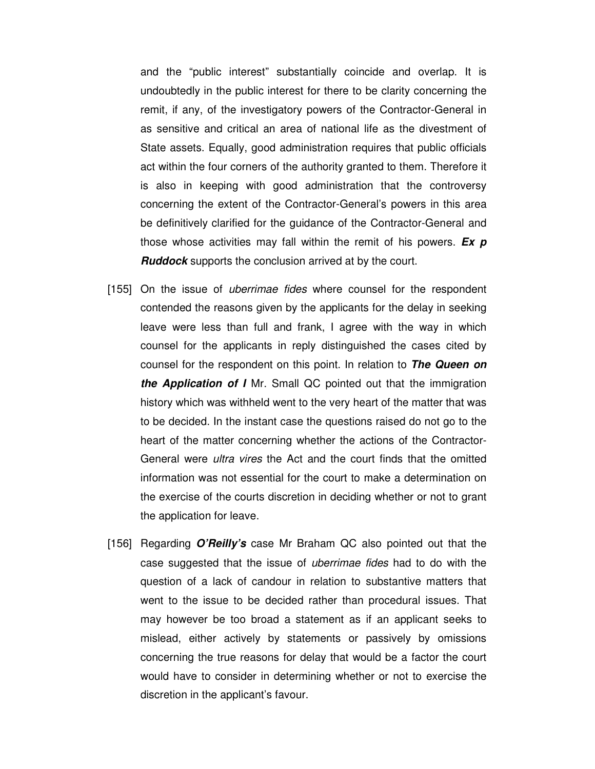and the "public interest" substantially coincide and overlap. It is undoubtedly in the public interest for there to be clarity concerning the remit, if any, of the investigatory powers of the Contractor-General in as sensitive and critical an area of national life as the divestment of State assets. Equally, good administration requires that public officials act within the four corners of the authority granted to them. Therefore it is also in keeping with good administration that the controversy concerning the extent of the Contractor-General's powers in this area be definitively clarified for the guidance of the Contractor-General and those whose activities may fall within the remit of his powers. ***Ex p Ruddock*** supports the conclusion arrived at by the court.

[155] On the issue of *uberrimae fides* where counsel for the respondent contended the reasons given by the applicants for the delay in seeking leave were less than full and frank, I agree with the way in which counsel for the applicants in reply distinguished the cases cited by counsel for the respondent on this point. In relation to ***The Queen on the Application of I*** Mr. Small QC pointed out that the immigration history which was withheld went to the very heart of the matter that was to be decided. In the instant case the questions raised do not go to the heart of the matter concerning whether the actions of the Contractor-General were *ultra vires* the Act and the court finds that the omitted information was not essential for the court to make a determination on the exercise of the courts discretion in deciding whether or not to grant the application for leave.

[156] Regarding ***O'Reilly's*** case Mr Braham QC also pointed out that the case suggested that the issue of *uberrimae fides* had to do with the question of a lack of candour in relation to substantive matters that went to the issue to be decided rather than procedural issues. That may however be too broad a statement as if an applicant seeks to mislead, either actively by statements or passively by omissions concerning the true reasons for delay that would be a factor the court would have to consider in determining whether or not to exercise the discretion in the applicant's favour.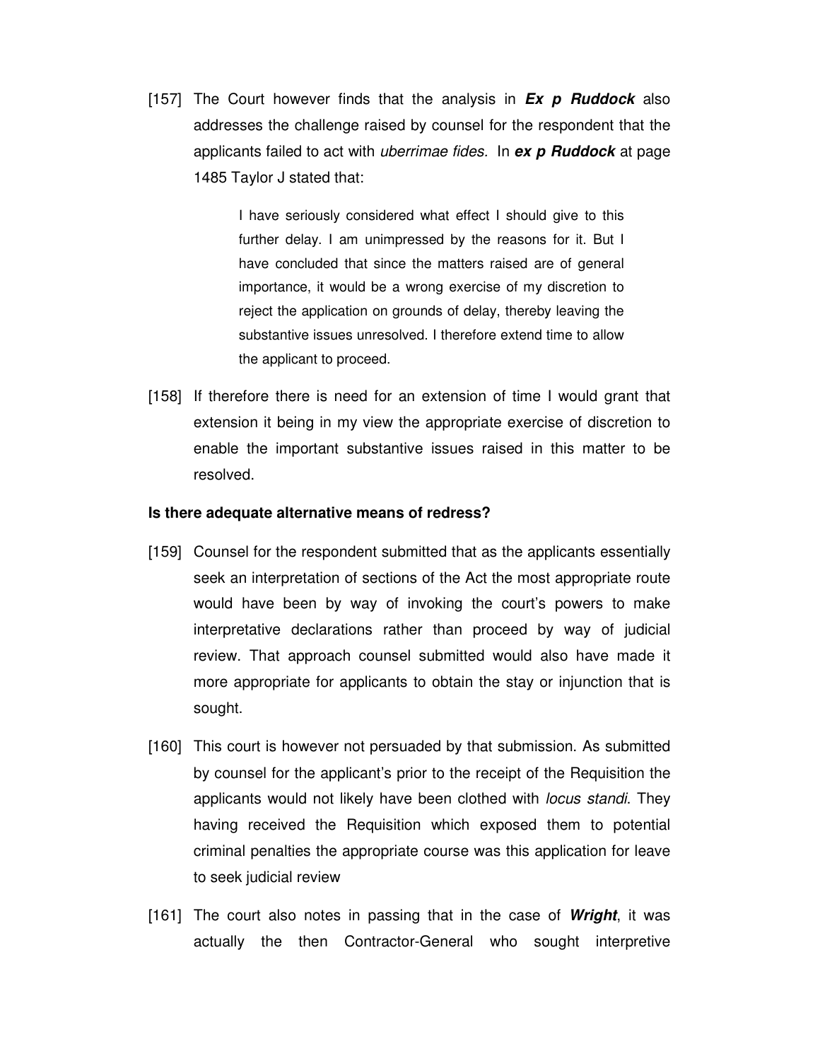[157] The Court however finds that the analysis in ***Ex p Ruddock*** also addresses the challenge raised by counsel for the respondent that the applicants failed to act with *uberrimae fides.* In ***ex p Ruddock*** at page 1485 Taylor J stated that:

> I have seriously considered what effect I should give to this further delay. I am unimpressed by the reasons for it. But I have concluded that since the matters raised are of general importance, it would be a wrong exercise of my discretion to reject the application on grounds of delay, thereby leaving the substantive issues unresolved. I therefore extend time to allow the applicant to proceed.

[158] If therefore there is need for an extension of time I would grant that extension it being in my view the appropriate exercise of discretion to enable the important substantive issues raised in this matter to be resolved.

**Is there adequate alternative means of redress?**

[159] Counsel for the respondent submitted that as the applicants essentially seek an interpretation of sections of the Act the most appropriate route would have been by way of invoking the court's powers to make interpretative declarations rather than proceed by way of judicial review. That approach counsel submitted would also have made it more appropriate for applicants to obtain the stay or injunction that is sought.

[160] This court is however not persuaded by that submission. As submitted by counsel for the applicant's prior to the receipt of the Requisition the applicants would not likely have been clothed with *locus standi*. They having received the Requisition which exposed them to potential criminal penalties the appropriate course was this application for leave to seek judicial review

[161] The court also notes in passing that in the case of ***Wright***, it was actually the then Contractor-General who sought interpretive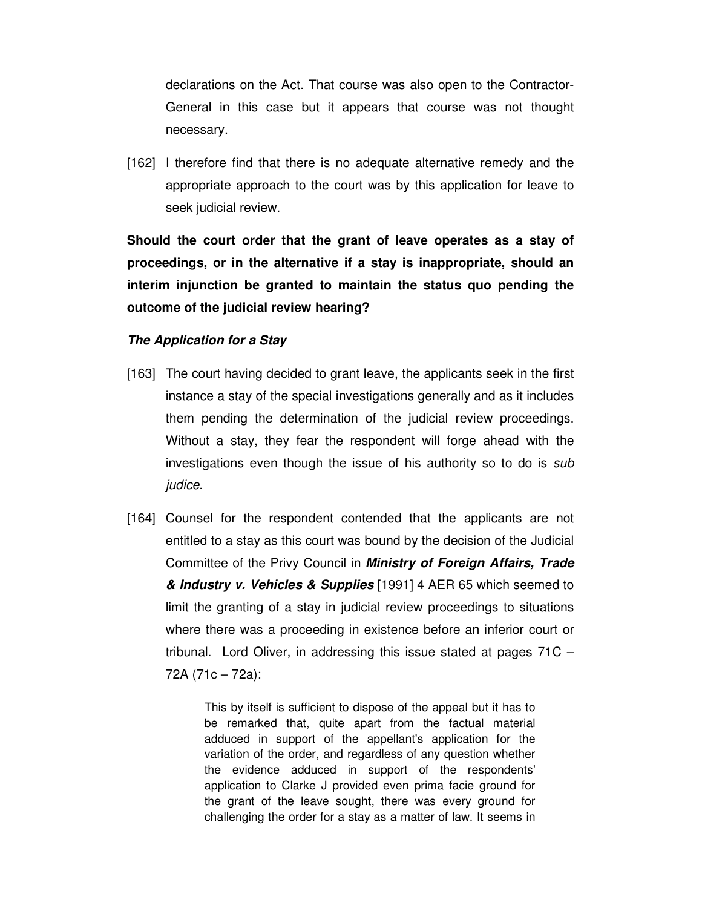declarations on the Act. That course was also open to the Contractor-General in this case but it appears that course was not thought necessary.

[162] I therefore find that there is no adequate alternative remedy and the appropriate approach to the court was by this application for leave to seek judicial review.

**Should the court order that the grant of leave operates as a stay of proceedings, or in the alternative if a stay is inappropriate, should an interim injunction be granted to maintain the status quo pending the outcome of the judicial review hearing?**

***The Application for a Stay***

[163] The court having decided to grant leave, the applicants seek in the first instance a stay of the special investigations generally and as it includes them pending the determination of the judicial review proceedings. Without a stay, they fear the respondent will forge ahead with the investigations even though the issue of his authority so to do is *sub judice*.

[164] Counsel for the respondent contended that the applicants are not entitled to a stay as this court was bound by the decision of the Judicial Committee of the Privy Council in ***Ministry of Foreign Affairs, Trade & Industry v. Vehicles & Supplies*** [1991] 4 AER 65 which seemed to limit the granting of a stay in judicial review proceedings to situations where there was a proceeding in existence before an inferior court or tribunal. Lord Oliver, in addressing this issue stated at pages 71C – 72A (71c – 72a):

> This by itself is sufficient to dispose of the appeal but it has to be remarked that, quite apart from the factual material adduced in support of the appellant's application for the variation of the order, and regardless of any question whether the evidence adduced in support of the respondents' application to Clarke J provided even prima facie ground for the grant of the leave sought, there was every ground for challenging the order for a stay as a matter of law. It seems in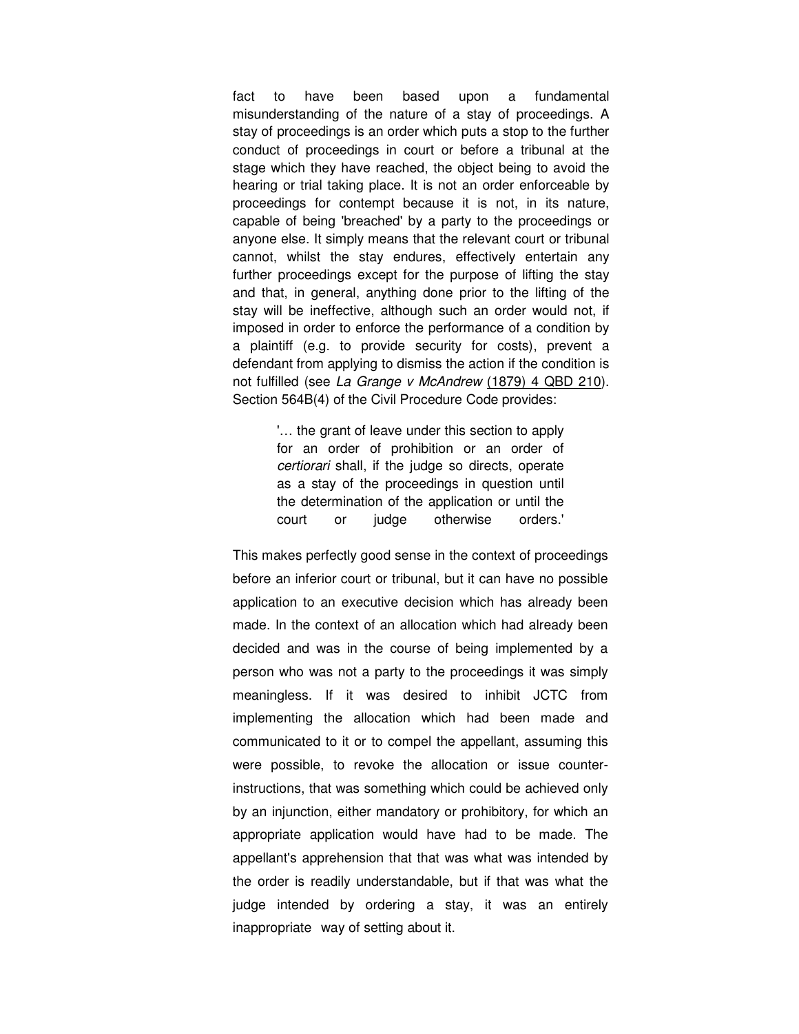fact to have been based upon a fundamental misunderstanding of the nature of a stay of proceedings. A stay of proceedings is an order which puts a stop to the further conduct of proceedings in court or before a tribunal at the stage which they have reached, the object being to avoid the hearing or trial taking place. It is not an order enforceable by proceedings for contempt because it is not, in its nature, capable of being 'breached' by a party to the proceedings or anyone else. It simply means that the relevant court or tribunal cannot, whilst the stay endures, effectively entertain any further proceedings except for the purpose of lifting the stay and that, in general, anything done prior to the lifting of the stay will be ineffective, although such an order would not, if imposed in order to enforce the performance of a condition by a plaintiff (e.g. to provide security for costs), prevent a defendant from applying to dismiss the action if the condition is not fulfilled (see *La Grange v McAndrew* (1879) 4 QBD 210). Section 564B(4) of the Civil Procedure Code provides:

> '… the grant of leave under this section to apply for an order of prohibition or an order of *certiorari* shall, if the judge so directs, operate as a stay of the proceedings in question until the determination of the application or until the court or judge otherwise orders.'

This makes perfectly good sense in the context of proceedings before an inferior court or tribunal, but it can have no possible application to an executive decision which has already been made. In the context of an allocation which had already been decided and was in the course of being implemented by a person who was not a party to the proceedings it was simply meaningless. If it was desired to inhibit JCTC from implementing the allocation which had been made and communicated to it or to compel the appellant, assuming this were possible, to revoke the allocation or issue counter-instructions, that was something which could be achieved only by an injunction, either mandatory or prohibitory, for which an appropriate application would have had to be made. The appellant's apprehension that that was what was intended by the order is readily understandable, but if that was what the judge intended by ordering a stay, it was an entirely inappropriate way of setting about it.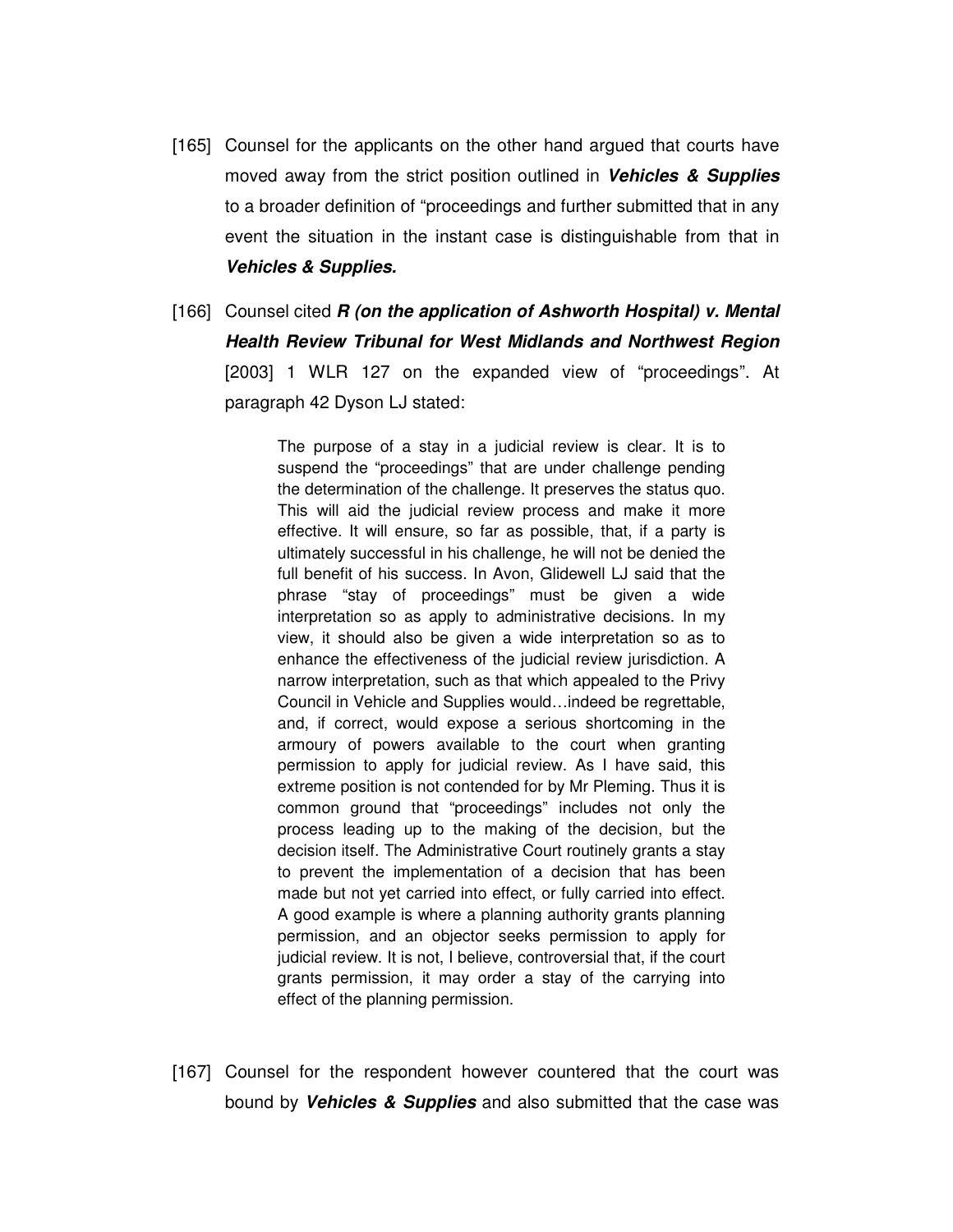[165] Counsel for the applicants on the other hand argued that courts have moved away from the strict position outlined in ***Vehicles & Supplies*** to a broader definition of "proceedings and further submitted that in any event the situation in the instant case is distinguishable from that in ***Vehicles & Supplies.***

[166] Counsel cited ***R (on the application of Ashworth Hospital) v. Mental Health Review Tribunal for West Midlands and Northwest Region*** [2003] 1 WLR 127 on the expanded view of "proceedings". At paragraph 42 Dyson LJ stated:

> The purpose of a stay in a judicial review is clear. It is to suspend the "proceedings" that are under challenge pending the determination of the challenge. It preserves the status quo. This will aid the judicial review process and make it more effective. It will ensure, so far as possible, that, if a party is ultimately successful in his challenge, he will not be denied the full benefit of his success. In Avon, Glidewell LJ said that the phrase "stay of proceedings" must be given a wide interpretation so as apply to administrative decisions. In my view, it should also be given a wide interpretation so as to enhance the effectiveness of the judicial review jurisdiction. A narrow interpretation, such as that which appealed to the Privy Council in Vehicle and Supplies would…indeed be regrettable, and, if correct, would expose a serious shortcoming in the armoury of powers available to the court when granting permission to apply for judicial review. As I have said, this extreme position is not contended for by Mr Pleming. Thus it is common ground that "proceedings" includes not only the process leading up to the making of the decision, but the decision itself. The Administrative Court routinely grants a stay to prevent the implementation of a decision that has been made but not yet carried into effect, or fully carried into effect. A good example is where a planning authority grants planning permission, and an objector seeks permission to apply for judicial review. It is not, I believe, controversial that, if the court grants permission, it may order a stay of the carrying into effect of the planning permission.

[167] Counsel for the respondent however countered that the court was bound by ***Vehicles & Supplies*** and also submitted that the case was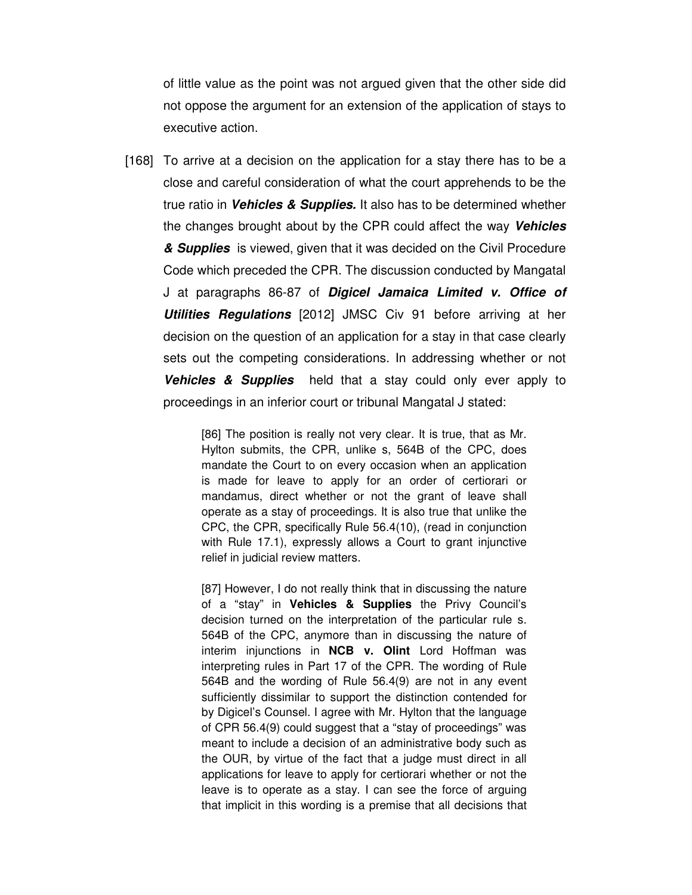of little value as the point was not argued given that the other side did not oppose the argument for an extension of the application of stays to executive action.

[168] To arrive at a decision on the application for a stay there has to be a close and careful consideration of what the court apprehends to be the true ratio in ***Vehicles & Supplies.*** It also has to be determined whether the changes brought about by the CPR could affect the way ***Vehicles & Supplies*** is viewed, given that it was decided on the Civil Procedure Code which preceded the CPR. The discussion conducted by Mangatal J at paragraphs 86-87 of ***Digicel Jamaica Limited v. Office of Utilities Regulations*** [2012] JMSC Civ 91 before arriving at her decision on the question of an application for a stay in that case clearly sets out the competing considerations. In addressing whether or not ***Vehicles & Supplies*** held that a stay could only ever apply to proceedings in an inferior court or tribunal Mangatal J stated:

> [86] The position is really not very clear. It is true, that as Mr. Hylton submits, the CPR, unlike s, 564B of the CPC, does mandate the Court to on every occasion when an application is made for leave to apply for an order of certiorari or mandamus, direct whether or not the grant of leave shall operate as a stay of proceedings. It is also true that unlike the CPC, the CPR, specifically Rule 56.4(10), (read in conjunction with Rule 17.1), expressly allows a Court to grant injunctive relief in judicial review matters.
>
> [87] However, I do not really think that in discussing the nature of a "stay" in **Vehicles & Supplies** the Privy Council's decision turned on the interpretation of the particular rule s. 564B of the CPC, anymore than in discussing the nature of interim injunctions in **NCB v. Olint** Lord Hoffman was interpreting rules in Part 17 of the CPR. The wording of Rule 564B and the wording of Rule 56.4(9) are not in any event sufficiently dissimilar to support the distinction contended for by Digicel's Counsel. I agree with Mr. Hylton that the language of CPR 56.4(9) could suggest that a "stay of proceedings" was meant to include a decision of an administrative body such as the OUR, by virtue of the fact that a judge must direct in all applications for leave to apply for certiorari whether or not the leave is to operate as a stay. I can see the force of arguing that implicit in this wording is a premise that all decisions that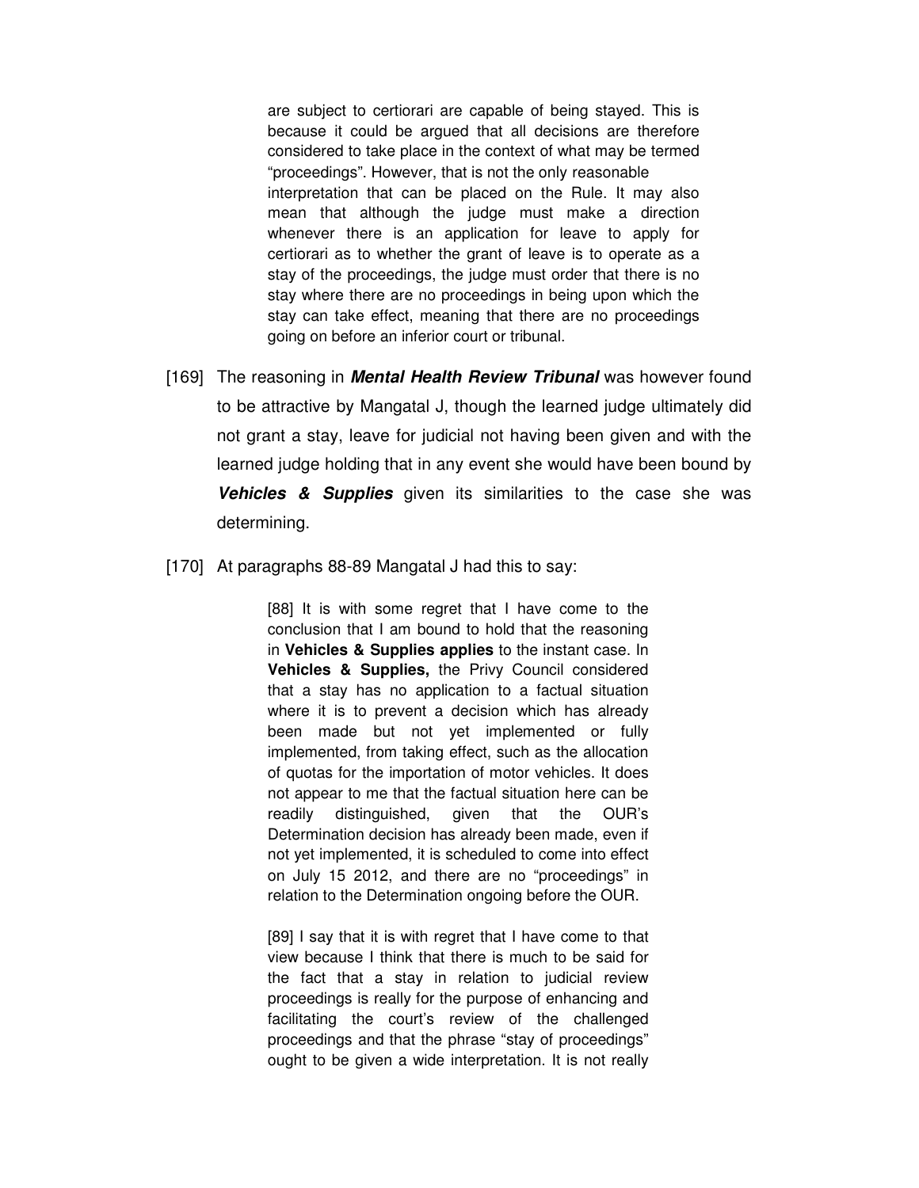> are subject to certiorari are capable of being stayed. This is because it could be argued that all decisions are therefore considered to take place in the context of what may be termed "proceedings". However, that is not the only reasonable interpretation that can be placed on the Rule. It may also mean that although the judge must make a direction whenever there is an application for leave to apply for certiorari as to whether the grant of leave is to operate as a stay of the proceedings, the judge must order that there is no stay where there are no proceedings in being upon which the stay can take effect, meaning that there are no proceedings going on before an inferior court or tribunal.

[169] The reasoning in ***Mental Health Review Tribunal*** was however found to be attractive by Mangatal J, though the learned judge ultimately did not grant a stay, leave for judicial not having been given and with the learned judge holding that in any event she would have been bound by ***Vehicles & Supplies*** given its similarities to the case she was determining.

[170] At paragraphs 88-89 Mangatal J had this to say:

> [88] It is with some regret that I have come to the conclusion that I am bound to hold that the reasoning in **Vehicles & Supplies applies** to the instant case. In **Vehicles & Supplies,** the Privy Council considered that a stay has no application to a factual situation where it is to prevent a decision which has already been made but not yet implemented or fully implemented, from taking effect, such as the allocation of quotas for the importation of motor vehicles. It does not appear to me that the factual situation here can be readily distinguished, given that the OUR's Determination decision has already been made, even if not yet implemented, it is scheduled to come into effect on July 15 2012, and there are no "proceedings" in relation to the Determination ongoing before the OUR.
>
> [89] I say that it is with regret that I have come to that view because I think that there is much to be said for the fact that a stay in relation to judicial review proceedings is really for the purpose of enhancing and facilitating the court's review of the challenged proceedings and that the phrase "stay of proceedings" ought to be given a wide interpretation. It is not really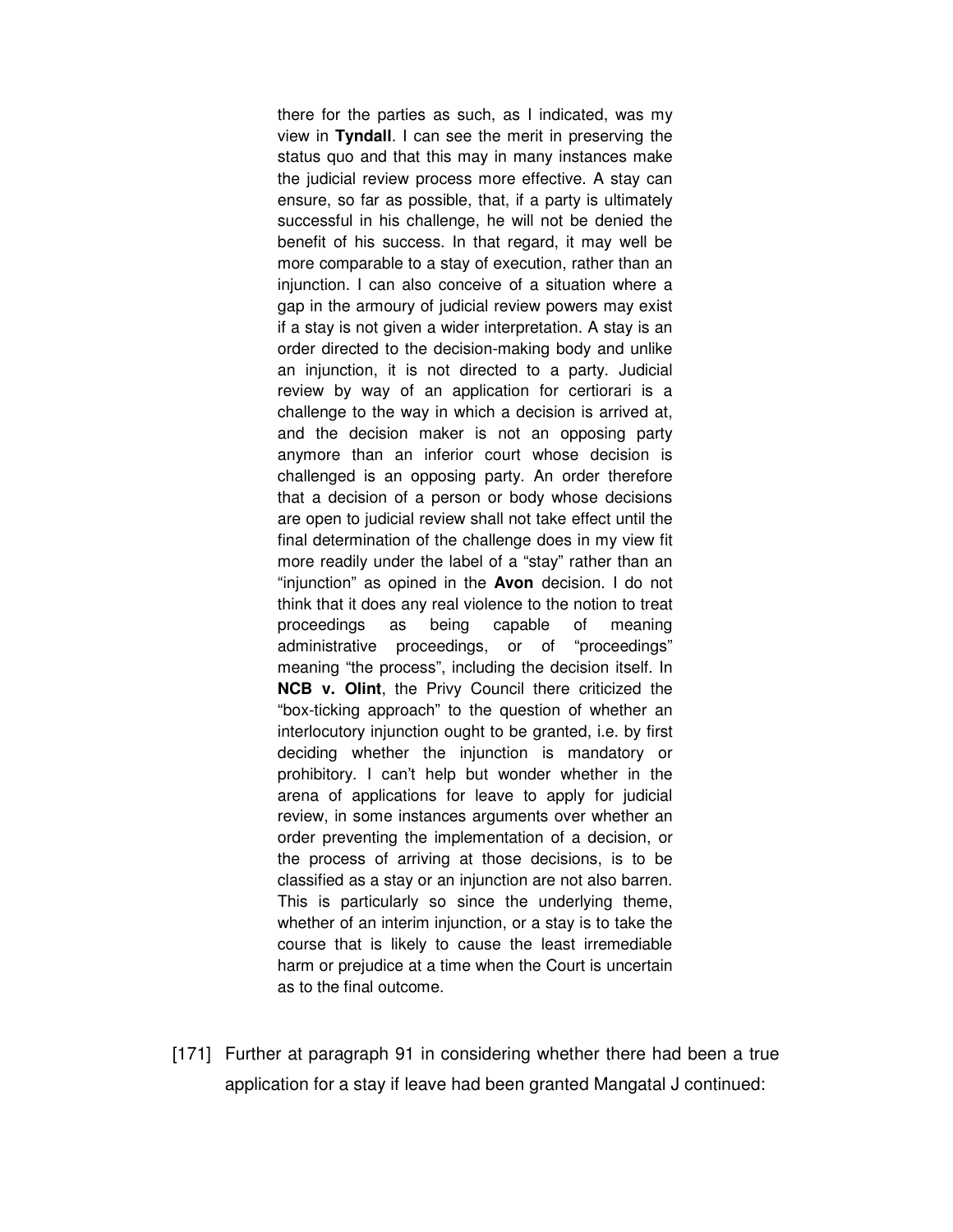> there for the parties as such, as I indicated, was my view in **Tyndall**. I can see the merit in preserving the status quo and that this may in many instances make the judicial review process more effective. A stay can ensure, so far as possible, that, if a party is ultimately successful in his challenge, he will not be denied the benefit of his success. In that regard, it may well be more comparable to a stay of execution, rather than an injunction. I can also conceive of a situation where a gap in the armoury of judicial review powers may exist if a stay is not given a wider interpretation. A stay is an order directed to the decision-making body and unlike an injunction, it is not directed to a party. Judicial review by way of an application for certiorari is a challenge to the way in which a decision is arrived at, and the decision maker is not an opposing party anymore than an inferior court whose decision is challenged is an opposing party. An order therefore that a decision of a person or body whose decisions are open to judicial review shall not take effect until the final determination of the challenge does in my view fit more readily under the label of a "stay" rather than an "injunction" as opined in the **Avon** decision. I do not think that it does any real violence to the notion to treat proceedings as being capable of meaning administrative proceedings, or of "proceedings" meaning "the process", including the decision itself. In **NCB v. Olint**, the Privy Council there criticized the "box-ticking approach" to the question of whether an interlocutory injunction ought to be granted, i.e. by first deciding whether the injunction is mandatory or prohibitory. I can't help but wonder whether in the arena of applications for leave to apply for judicial review, in some instances arguments over whether an order preventing the implementation of a decision, or the process of arriving at those decisions, is to be classified as a stay or an injunction are not also barren. This is particularly so since the underlying theme, whether of an interim injunction, or a stay is to take the course that is likely to cause the least irremediable harm or prejudice at a time when the Court is uncertain as to the final outcome.

[171] Further at paragraph 91 in considering whether there had been a true application for a stay if leave had been granted Mangatal J continued: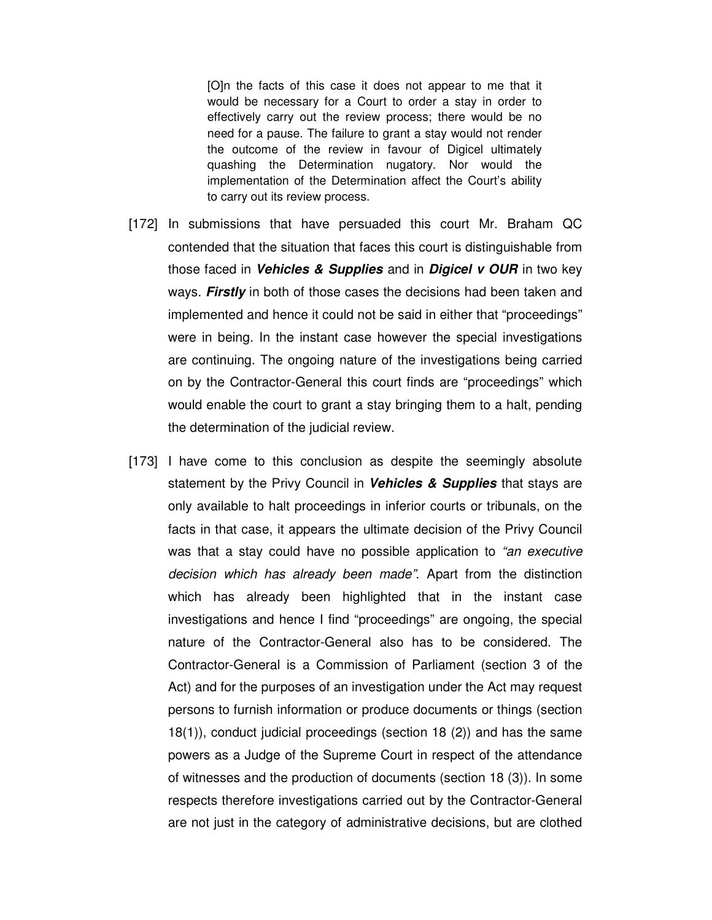> [O]n the facts of this case it does not appear to me that it would be necessary for a Court to order a stay in order to effectively carry out the review process; there would be no need for a pause. The failure to grant a stay would not render the outcome of the review in favour of Digicel ultimately quashing the Determination nugatory. Nor would the implementation of the Determination affect the Court's ability to carry out its review process.

[172] In submissions that have persuaded this court Mr. Braham QC contended that the situation that faces this court is distinguishable from those faced in ***Vehicles & Supplies*** and in ***Digicel v OUR*** in two key ways. ***Firstly*** in both of those cases the decisions had been taken and implemented and hence it could not be said in either that "proceedings" were in being. In the instant case however the special investigations are continuing. The ongoing nature of the investigations being carried on by the Contractor-General this court finds are "proceedings" which would enable the court to grant a stay bringing them to a halt, pending the determination of the judicial review.

[173] I have come to this conclusion as despite the seemingly absolute statement by the Privy Council in ***Vehicles & Supplies*** that stays are only available to halt proceedings in inferior courts or tribunals, on the facts in that case, it appears the ultimate decision of the Privy Council was that a stay could have no possible application to *"an executive decision which has already been made"*. Apart from the distinction which has already been highlighted that in the instant case investigations and hence I find "proceedings" are ongoing, the special nature of the Contractor-General also has to be considered. The Contractor-General is a Commission of Parliament (section 3 of the Act) and for the purposes of an investigation under the Act may request persons to furnish information or produce documents or things (section 18(1)), conduct judicial proceedings (section 18 (2)) and has the same powers as a Judge of the Supreme Court in respect of the attendance of witnesses and the production of documents (section 18 (3)). In some respects therefore investigations carried out by the Contractor-General are not just in the category of administrative decisions, but are clothed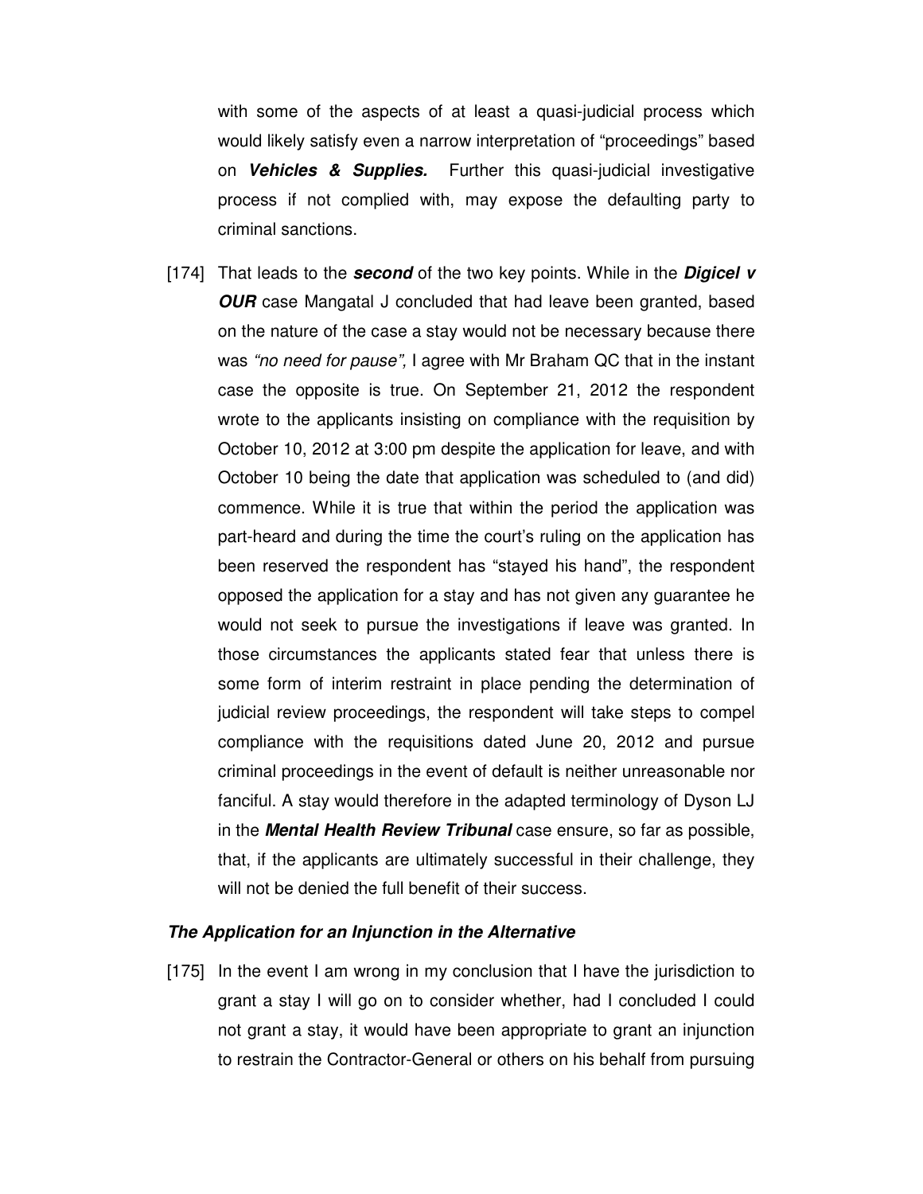with some of the aspects of at least a quasi-judicial process which would likely satisfy even a narrow interpretation of "proceedings" based on ***Vehicles & Supplies.*** Further this quasi-judicial investigative process if not complied with, may expose the defaulting party to criminal sanctions.

[174] That leads to the ***second*** of the two key points. While in the ***Digicel v OUR*** case Mangatal J concluded that had leave been granted, based on the nature of the case a stay would not be necessary because there was *"no need for pause",* I agree with Mr Braham QC that in the instant case the opposite is true. On September 21, 2012 the respondent wrote to the applicants insisting on compliance with the requisition by October 10, 2012 at 3:00 pm despite the application for leave, and with October 10 being the date that application was scheduled to (and did) commence. While it is true that within the period the application was part-heard and during the time the court's ruling on the application has been reserved the respondent has "stayed his hand", the respondent opposed the application for a stay and has not given any guarantee he would not seek to pursue the investigations if leave was granted. In those circumstances the applicants stated fear that unless there is some form of interim restraint in place pending the determination of judicial review proceedings, the respondent will take steps to compel compliance with the requisitions dated June 20, 2012 and pursue criminal proceedings in the event of default is neither unreasonable nor fanciful. A stay would therefore in the adapted terminology of Dyson LJ in the ***Mental Health Review Tribunal*** case ensure, so far as possible, that, if the applicants are ultimately successful in their challenge, they will not be denied the full benefit of their success.

### *The Application for an Injunction in the Alternative*

[175] In the event I am wrong in my conclusion that I have the jurisdiction to grant a stay I will go on to consider whether, had I concluded I could not grant a stay, it would have been appropriate to grant an injunction to restrain the Contractor-General or others on his behalf from pursuing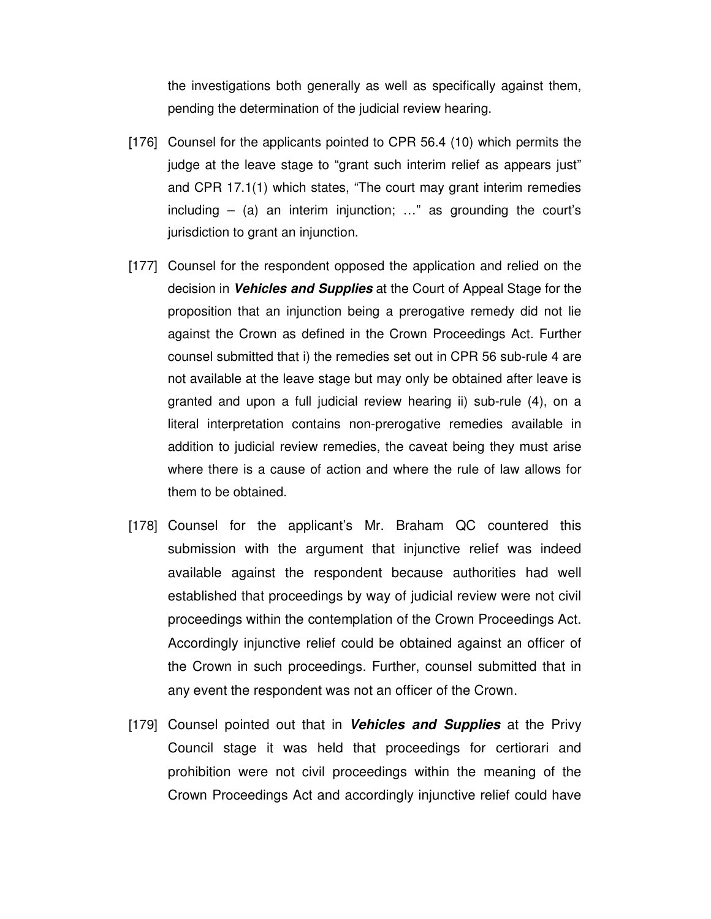the investigations both generally as well as specifically against them, pending the determination of the judicial review hearing.

[176] Counsel for the applicants pointed to CPR 56.4 (10) which permits the judge at the leave stage to "grant such interim relief as appears just" and CPR 17.1(1) which states, "The court may grant interim remedies including – (a) an interim injunction; …" as grounding the court's jurisdiction to grant an injunction.

[177] Counsel for the respondent opposed the application and relied on the decision in ***Vehicles and Supplies*** at the Court of Appeal Stage for the proposition that an injunction being a prerogative remedy did not lie against the Crown as defined in the Crown Proceedings Act. Further counsel submitted that i) the remedies set out in CPR 56 sub-rule 4 are not available at the leave stage but may only be obtained after leave is granted and upon a full judicial review hearing ii) sub-rule (4), on a literal interpretation contains non-prerogative remedies available in addition to judicial review remedies, the caveat being they must arise where there is a cause of action and where the rule of law allows for them to be obtained.

[178] Counsel for the applicant's Mr. Braham QC countered this submission with the argument that injunctive relief was indeed available against the respondent because authorities had well established that proceedings by way of judicial review were not civil proceedings within the contemplation of the Crown Proceedings Act. Accordingly injunctive relief could be obtained against an officer of the Crown in such proceedings. Further, counsel submitted that in any event the respondent was not an officer of the Crown.

[179] Counsel pointed out that in ***Vehicles and Supplies*** at the Privy Council stage it was held that proceedings for certiorari and prohibition were not civil proceedings within the meaning of the Crown Proceedings Act and accordingly injunctive relief could have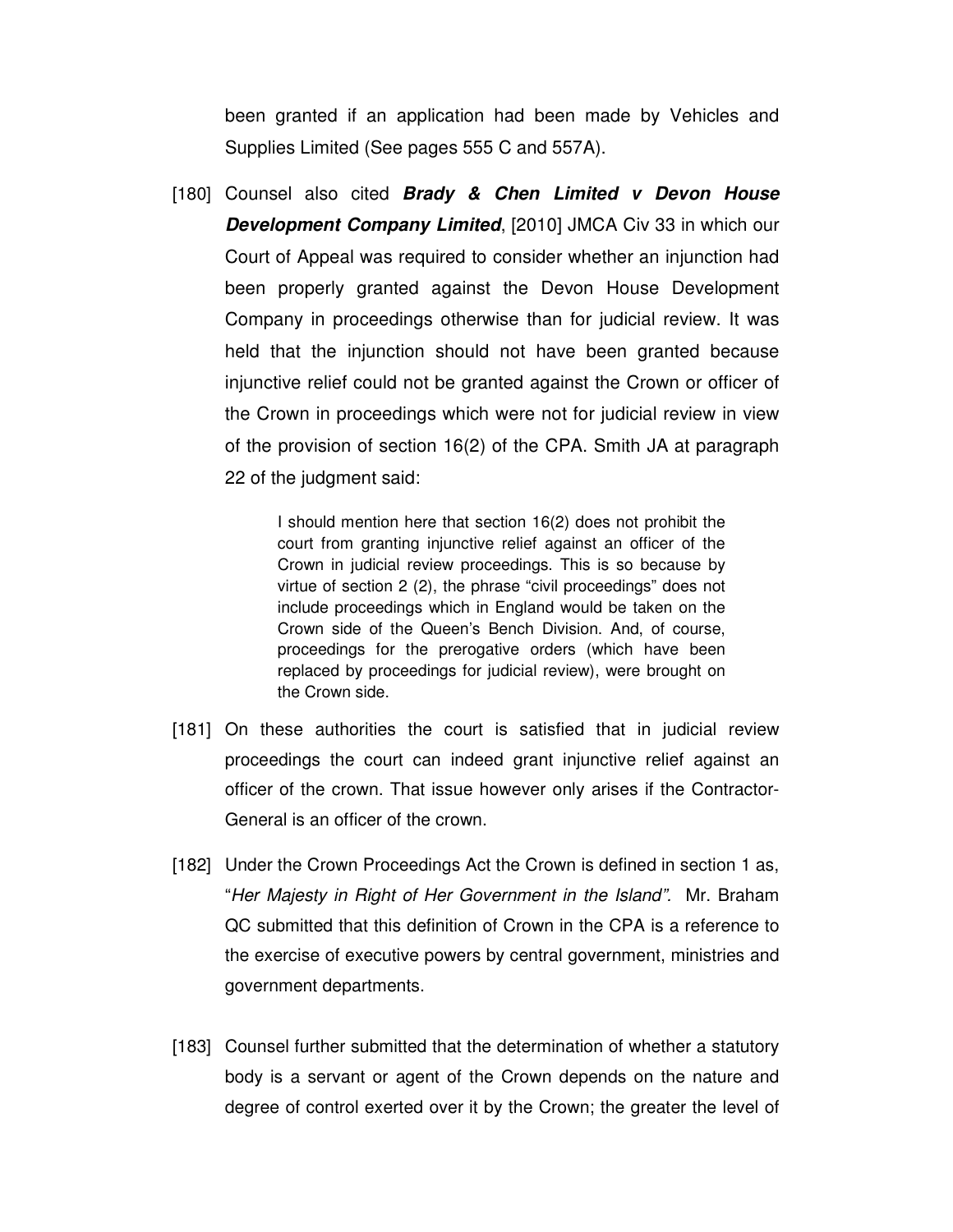been granted if an application had been made by Vehicles and Supplies Limited (See pages 555 C and 557A).

[180] Counsel also cited ***Brady & Chen Limited v Devon House Development Company Limited***, [2010] JMCA Civ 33 in which our Court of Appeal was required to consider whether an injunction had been properly granted against the Devon House Development Company in proceedings otherwise than for judicial review. It was held that the injunction should not have been granted because injunctive relief could not be granted against the Crown or officer of the Crown in proceedings which were not for judicial review in view of the provision of section 16(2) of the CPA. Smith JA at paragraph 22 of the judgment said:

> I should mention here that section 16(2) does not prohibit the court from granting injunctive relief against an officer of the Crown in judicial review proceedings. This is so because by virtue of section 2 (2), the phrase "civil proceedings" does not include proceedings which in England would be taken on the Crown side of the Queen's Bench Division. And, of course, proceedings for the prerogative orders (which have been replaced by proceedings for judicial review), were brought on the Crown side.

[181] On these authorities the court is satisfied that in judicial review proceedings the court can indeed grant injunctive relief against an officer of the crown. That issue however only arises if the Contractor-General is an officer of the crown.

[182] Under the Crown Proceedings Act the Crown is defined in section 1 as, "*Her Majesty in Right of Her Government in the Island".* Mr. Braham QC submitted that this definition of Crown in the CPA is a reference to the exercise of executive powers by central government, ministries and government departments.

[183] Counsel further submitted that the determination of whether a statutory body is a servant or agent of the Crown depends on the nature and degree of control exerted over it by the Crown; the greater the level of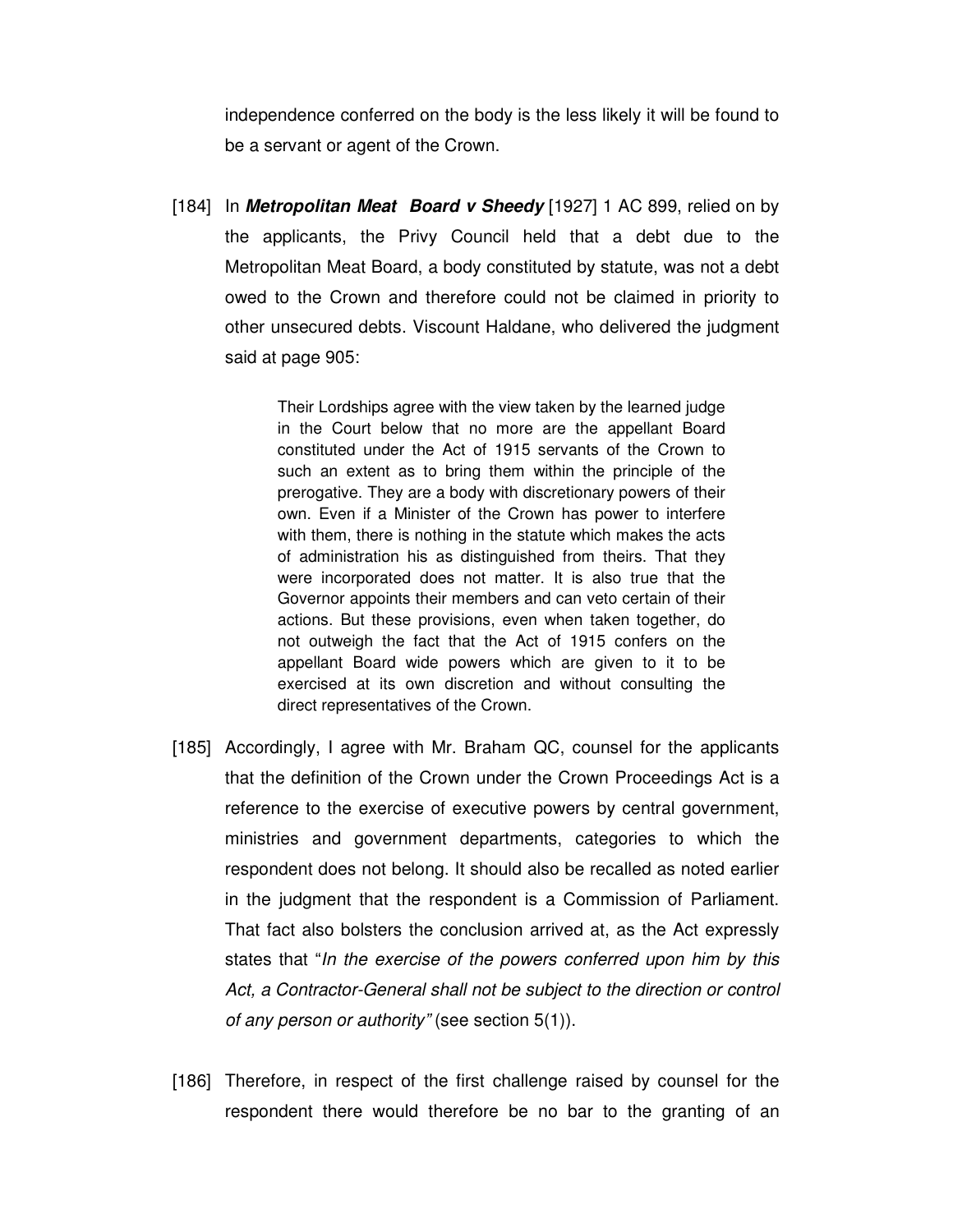independence conferred on the body is the less likely it will be found to be a servant or agent of the Crown.

[184] In ***Metropolitan Meat Board v Sheedy*** [1927] 1 AC 899, relied on by the applicants, the Privy Council held that a debt due to the Metropolitan Meat Board, a body constituted by statute, was not a debt owed to the Crown and therefore could not be claimed in priority to other unsecured debts. Viscount Haldane, who delivered the judgment said at page 905:

> Their Lordships agree with the view taken by the learned judge in the Court below that no more are the appellant Board constituted under the Act of 1915 servants of the Crown to such an extent as to bring them within the principle of the prerogative. They are a body with discretionary powers of their own. Even if a Minister of the Crown has power to interfere with them, there is nothing in the statute which makes the acts of administration his as distinguished from theirs. That they were incorporated does not matter. It is also true that the Governor appoints their members and can veto certain of their actions. But these provisions, even when taken together, do not outweigh the fact that the Act of 1915 confers on the appellant Board wide powers which are given to it to be exercised at its own discretion and without consulting the direct representatives of the Crown.

[185] Accordingly, I agree with Mr. Braham QC, counsel for the applicants that the definition of the Crown under the Crown Proceedings Act is a reference to the exercise of executive powers by central government, ministries and government departments, categories to which the respondent does not belong. It should also be recalled as noted earlier in the judgment that the respondent is a Commission of Parliament. That fact also bolsters the conclusion arrived at, as the Act expressly states that "*In the exercise of the powers conferred upon him by this Act, a Contractor-General shall not be subject to the direction or control of any person or authority*" (see section 5(1)).

[186] Therefore, in respect of the first challenge raised by counsel for the respondent there would therefore be no bar to the granting of an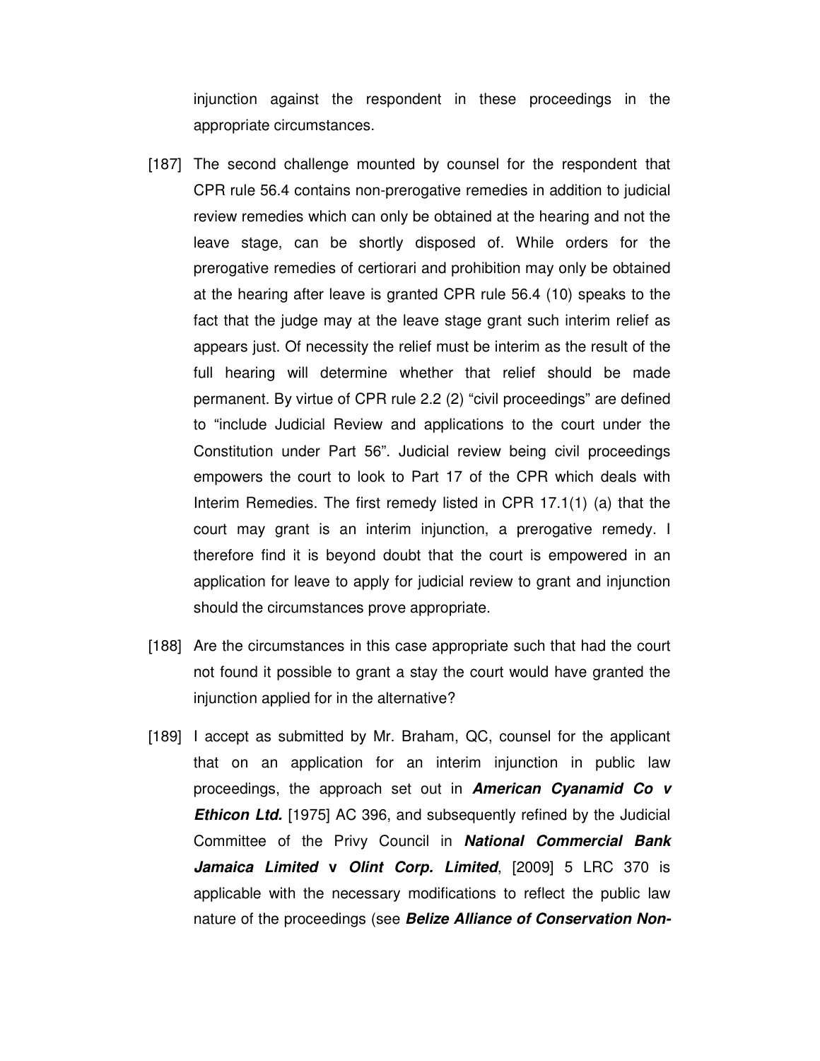injunction against the respondent in these proceedings in the appropriate circumstances.

[187] The second challenge mounted by counsel for the respondent that CPR rule 56.4 contains non-prerogative remedies in addition to judicial review remedies which can only be obtained at the hearing and not the leave stage, can be shortly disposed of. While orders for the prerogative remedies of certiorari and prohibition may only be obtained at the hearing after leave is granted CPR rule 56.4 (10) speaks to the fact that the judge may at the leave stage grant such interim relief as appears just. Of necessity the relief must be interim as the result of the full hearing will determine whether that relief should be made permanent. By virtue of CPR rule 2.2 (2) "civil proceedings" are defined to "include Judicial Review and applications to the court under the Constitution under Part 56". Judicial review being civil proceedings empowers the court to look to Part 17 of the CPR which deals with Interim Remedies. The first remedy listed in CPR 17.1(1) (a) that the court may grant is an interim injunction, a prerogative remedy. I therefore find it is beyond doubt that the court is empowered in an application for leave to apply for judicial review to grant and injunction should the circumstances prove appropriate.

[188] Are the circumstances in this case appropriate such that had the court not found it possible to grant a stay the court would have granted the injunction applied for in the alternative?

[189] I accept as submitted by Mr. Braham, QC, counsel for the applicant that on an application for an interim injunction in public law proceedings, the approach set out in ***American Cyanamid Co v Ethicon Ltd.*** [1975] AC 396, and subsequently refined by the Judicial Committee of the Privy Council in ***National Commercial Bank Jamaica Limited* v *Olint Corp. Limited***, [2009] 5 LRC 370 is applicable with the necessary modifications to reflect the public law nature of the proceedings (see ***Belize Alliance of Conservation Non-***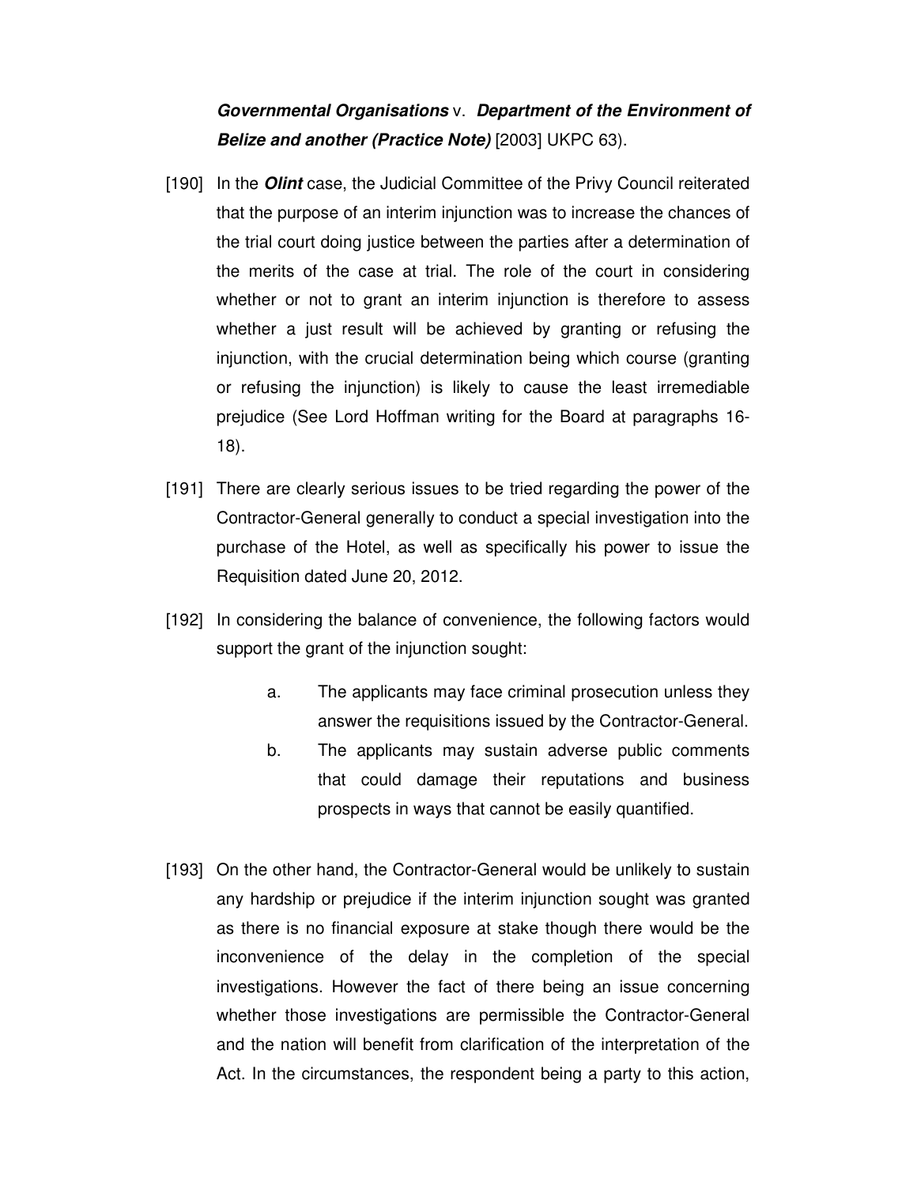***Governmental Organisations*** v. ***Department of the Environment of Belize and another (Practice Note)*** [2003] UKPC 63).

[190] In the ***Olint*** case, the Judicial Committee of the Privy Council reiterated that the purpose of an interim injunction was to increase the chances of the trial court doing justice between the parties after a determination of the merits of the case at trial. The role of the court in considering whether or not to grant an interim injunction is therefore to assess whether a just result will be achieved by granting or refusing the injunction, with the crucial determination being which course (granting or refusing the injunction) is likely to cause the least irremediable prejudice (See Lord Hoffman writing for the Board at paragraphs 16-18).

[191] There are clearly serious issues to be tried regarding the power of the Contractor-General generally to conduct a special investigation into the purchase of the Hotel, as well as specifically his power to issue the Requisition dated June 20, 2012.

[192] In considering the balance of convenience, the following factors would support the grant of the injunction sought:

a. The applicants may face criminal prosecution unless they answer the requisitions issued by the Contractor-General.

b. The applicants may sustain adverse public comments that could damage their reputations and business prospects in ways that cannot be easily quantified.

[193] On the other hand, the Contractor-General would be unlikely to sustain any hardship or prejudice if the interim injunction sought was granted as there is no financial exposure at stake though there would be the inconvenience of the delay in the completion of the special investigations. However the fact of there being an issue concerning whether those investigations are permissible the Contractor-General and the nation will benefit from clarification of the interpretation of the Act. In the circumstances, the respondent being a party to this action,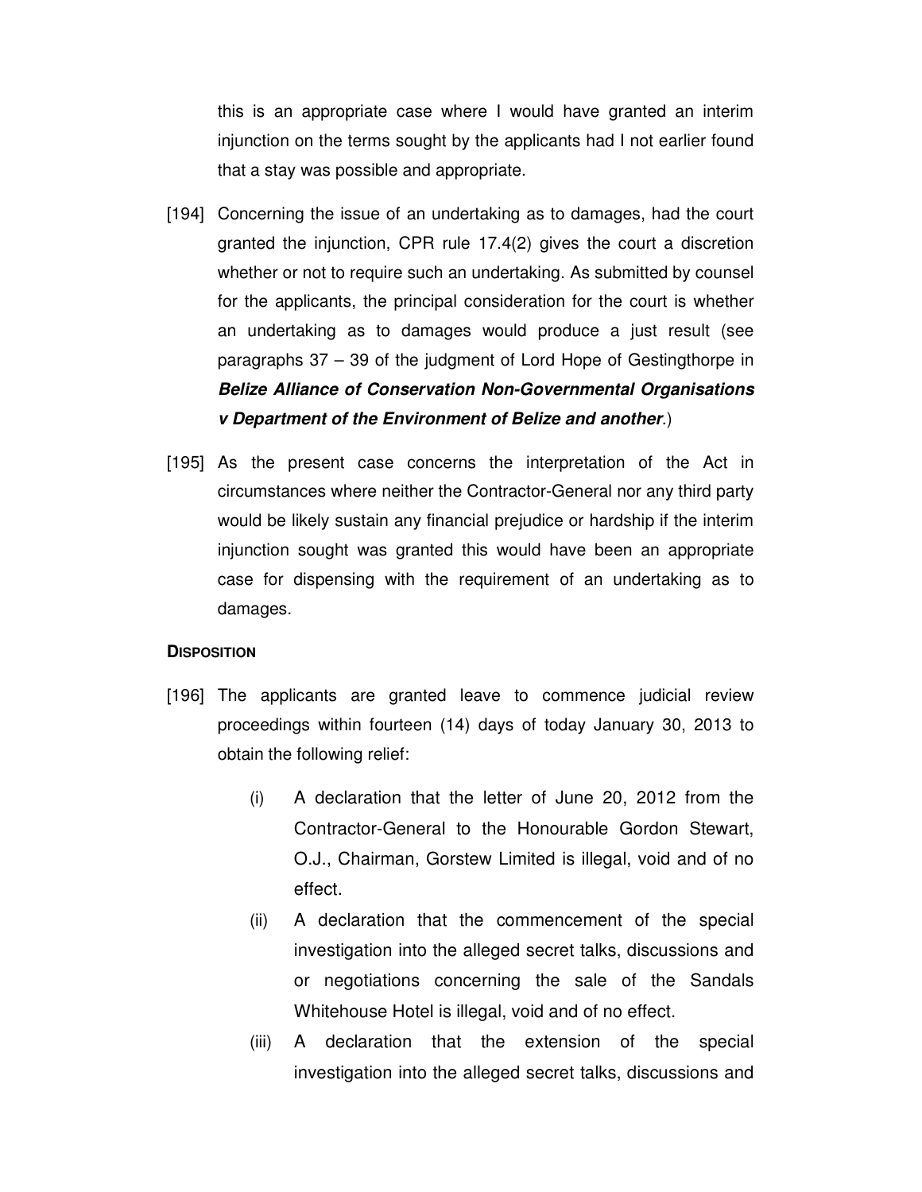this is an appropriate case where I would have granted an interim injunction on the terms sought by the applicants had I not earlier found that a stay was possible and appropriate.

[194] Concerning the issue of an undertaking as to damages, had the court granted the injunction, CPR rule 17.4(2) gives the court a discretion whether or not to require such an undertaking. As submitted by counsel for the applicants, the principal consideration for the court is whether an undertaking as to damages would produce a just result (see paragraphs 37 – 39 of the judgment of Lord Hope of Gestingthorpe in ***Belize Alliance of Conservation Non-Governmental Organisations v Department of the Environment of Belize and another***.)

[195] As the present case concerns the interpretation of the Act in circumstances where neither the Contractor-General nor any third party would be likely sustain any financial prejudice or hardship if the interim injunction sought was granted this would have been an appropriate case for dispensing with the requirement of an undertaking as to damages.

**DISPOSITION**

[196] The applicants are granted leave to commence judicial review proceedings within fourteen (14) days of today January 30, 2013 to obtain the following relief:

(i) A declaration that the letter of June 20, 2012 from the Contractor-General to the Honourable Gordon Stewart, O.J., Chairman, Gorstew Limited is illegal, void and of no effect.

(ii) A declaration that the commencement of the special investigation into the alleged secret talks, discussions and or negotiations concerning the sale of the Sandals Whitehouse Hotel is illegal, void and of no effect.

(iii) A declaration that the extension of the special investigation into the alleged secret talks, discussions and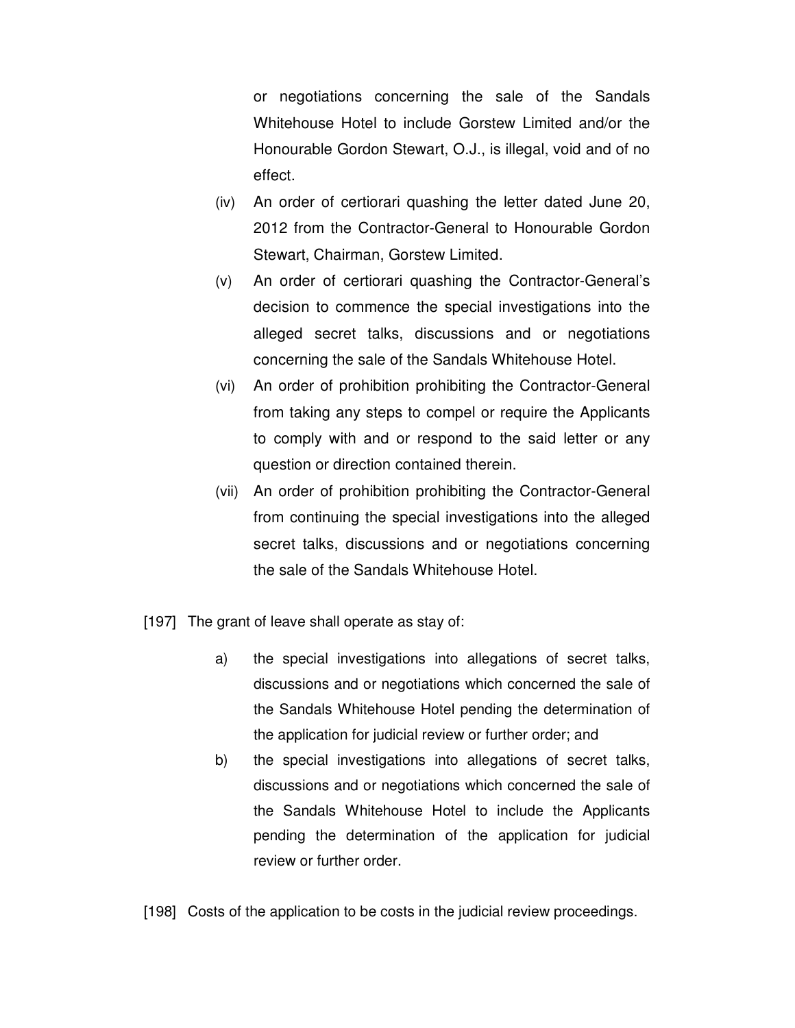or negotiations concerning the sale of the Sandals Whitehouse Hotel to include Gorstew Limited and/or the Honourable Gordon Stewart, O.J., is illegal, void and of no effect.

(iv) An order of certiorari quashing the letter dated June 20, 2012 from the Contractor-General to Honourable Gordon Stewart, Chairman, Gorstew Limited.

(v) An order of certiorari quashing the Contractor-General's decision to commence the special investigations into the alleged secret talks, discussions and or negotiations concerning the sale of the Sandals Whitehouse Hotel.

(vi) An order of prohibition prohibiting the Contractor-General from taking any steps to compel or require the Applicants to comply with and or respond to the said letter or any question or direction contained therein.

(vii) An order of prohibition prohibiting the Contractor-General from continuing the special investigations into the alleged secret talks, discussions and or negotiations concerning the sale of the Sandals Whitehouse Hotel.

[197] The grant of leave shall operate as stay of:

a) the special investigations into allegations of secret talks, discussions and or negotiations which concerned the sale of the Sandals Whitehouse Hotel pending the determination of the application for judicial review or further order; and

b) the special investigations into allegations of secret talks, discussions and or negotiations which concerned the sale of the Sandals Whitehouse Hotel to include the Applicants pending the determination of the application for judicial review or further order.

[198] Costs of the application to be costs in the judicial review proceedings.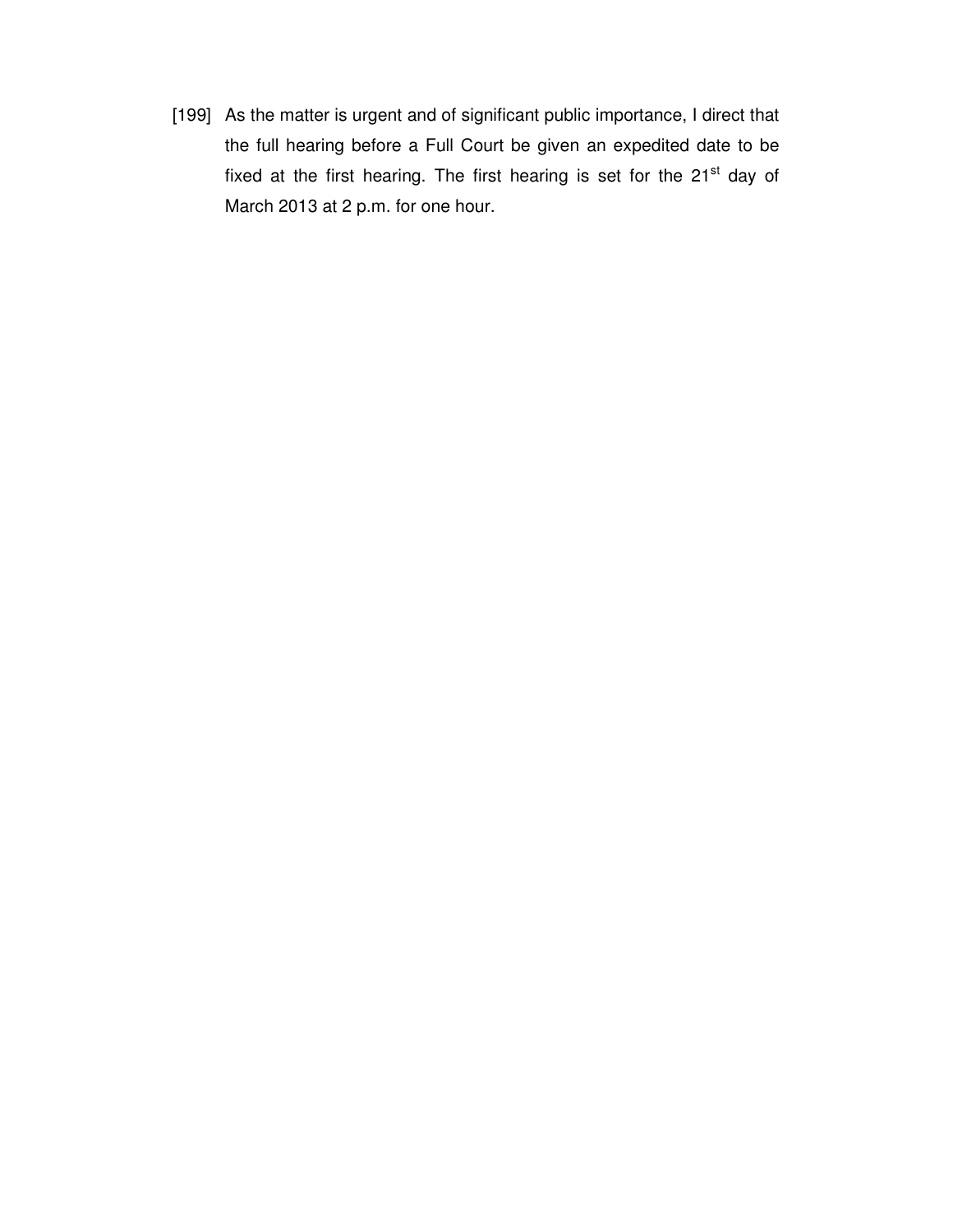[199] As the matter is urgent and of significant public importance, I direct that the full hearing before a Full Court be given an expedited date to be fixed at the first hearing. The first hearing is set for the 21st day of March 2013 at 2 p.m. for one hour.